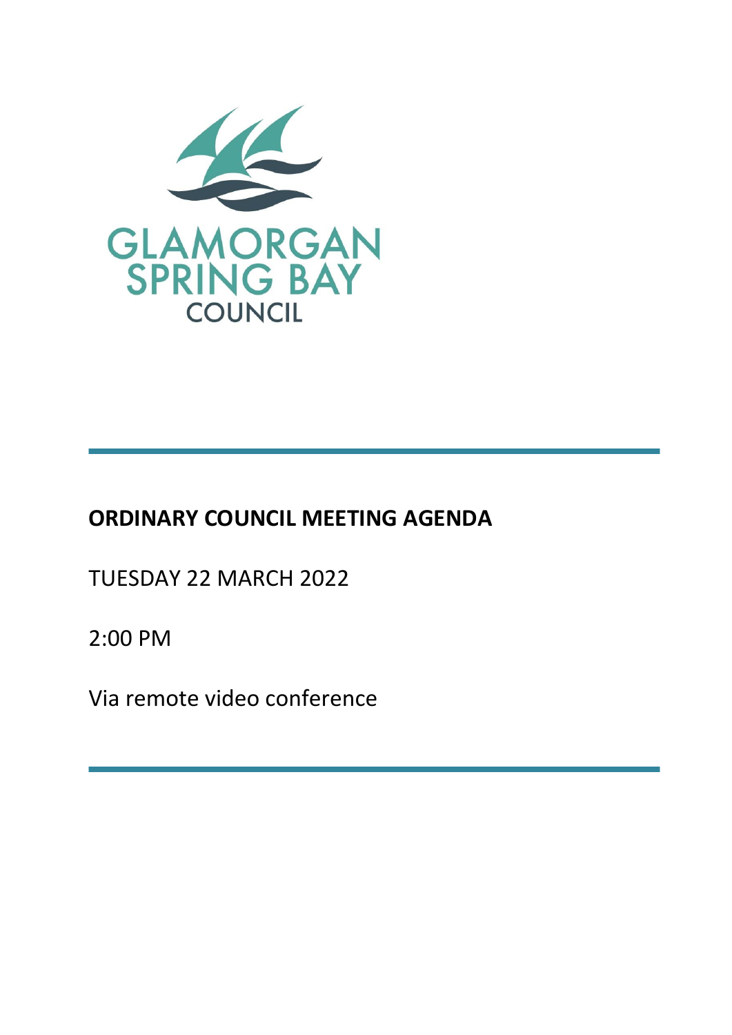GLAMORGAN SPRING BAY COUNCIL

# ORDINARY COUNCIL MEETING AGENDA

TUESDAY 22 MARCH 2022

2:00 PM

Via remote video conference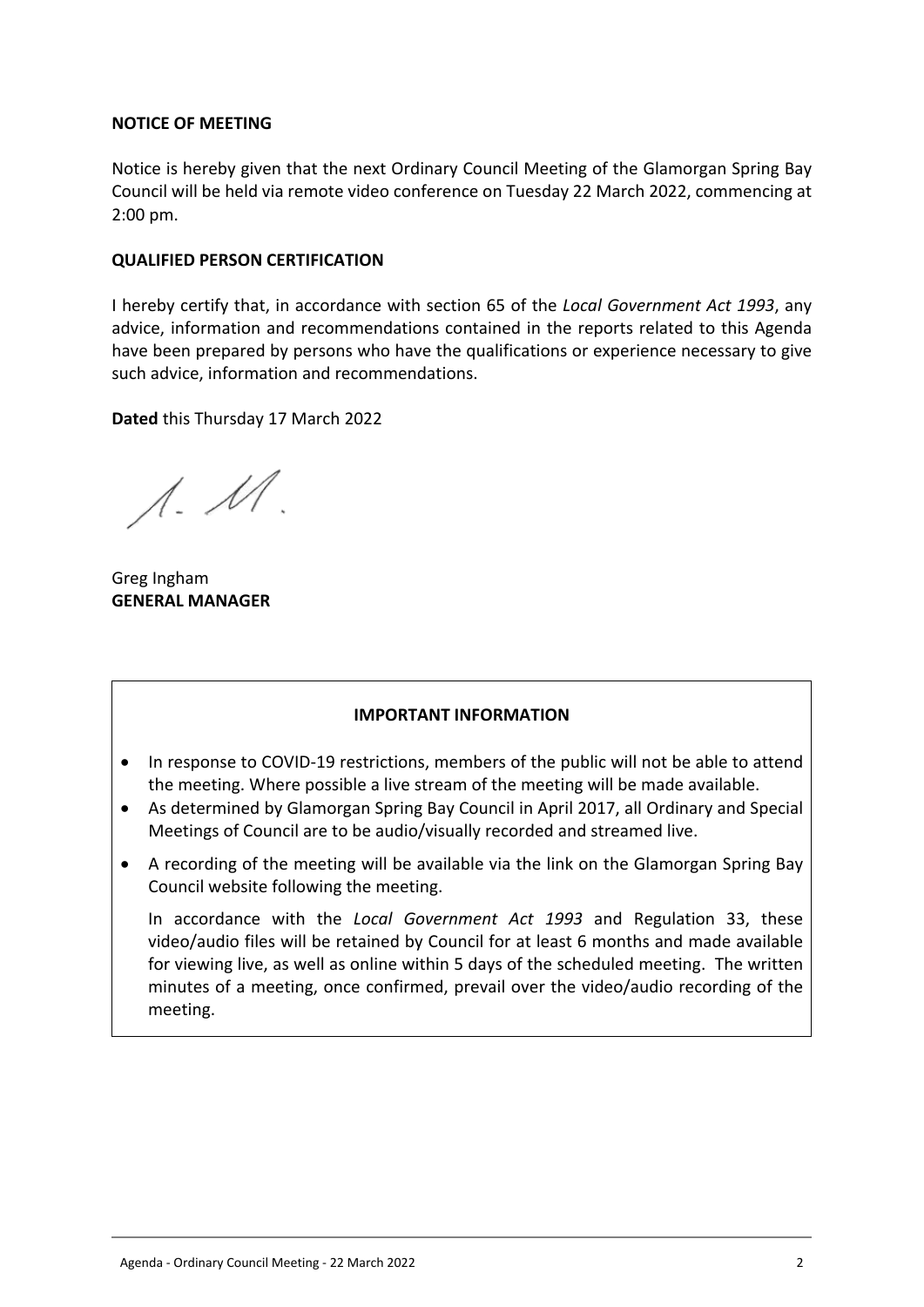**NOTICE OF MEETING**

Notice is hereby given that the next Ordinary Council Meeting of the Glamorgan Spring Bay Council will be held via remote video conference on Tuesday 22 March 2022, commencing at 2:00 pm.

**QUALIFIED PERSON CERTIFICATION**

I hereby certify that, in accordance with section 65 of the *Local Government Act 1993*, any advice, information and recommendations contained in the reports related to this Agenda have been prepared by persons who have the qualifications or experience necessary to give such advice, information and recommendations.

**Dated** this Thursday 17 March 2022

Greg Ingham
**GENERAL MANAGER**

**IMPORTANT INFORMATION**

- In response to COVID-19 restrictions, members of the public will not be able to attend the meeting. Where possible a live stream of the meeting will be made available.
- As determined by Glamorgan Spring Bay Council in April 2017, all Ordinary and Special Meetings of Council are to be audio/visually recorded and streamed live.
- A recording of the meeting will be available via the link on the Glamorgan Spring Bay Council website following the meeting.

  In accordance with the *Local Government Act 1993* and Regulation 33, these video/audio files will be retained by Council for at least 6 months and made available for viewing live, as well as online within 5 days of the scheduled meeting. The written minutes of a meeting, once confirmed, prevail over the video/audio recording of the meeting.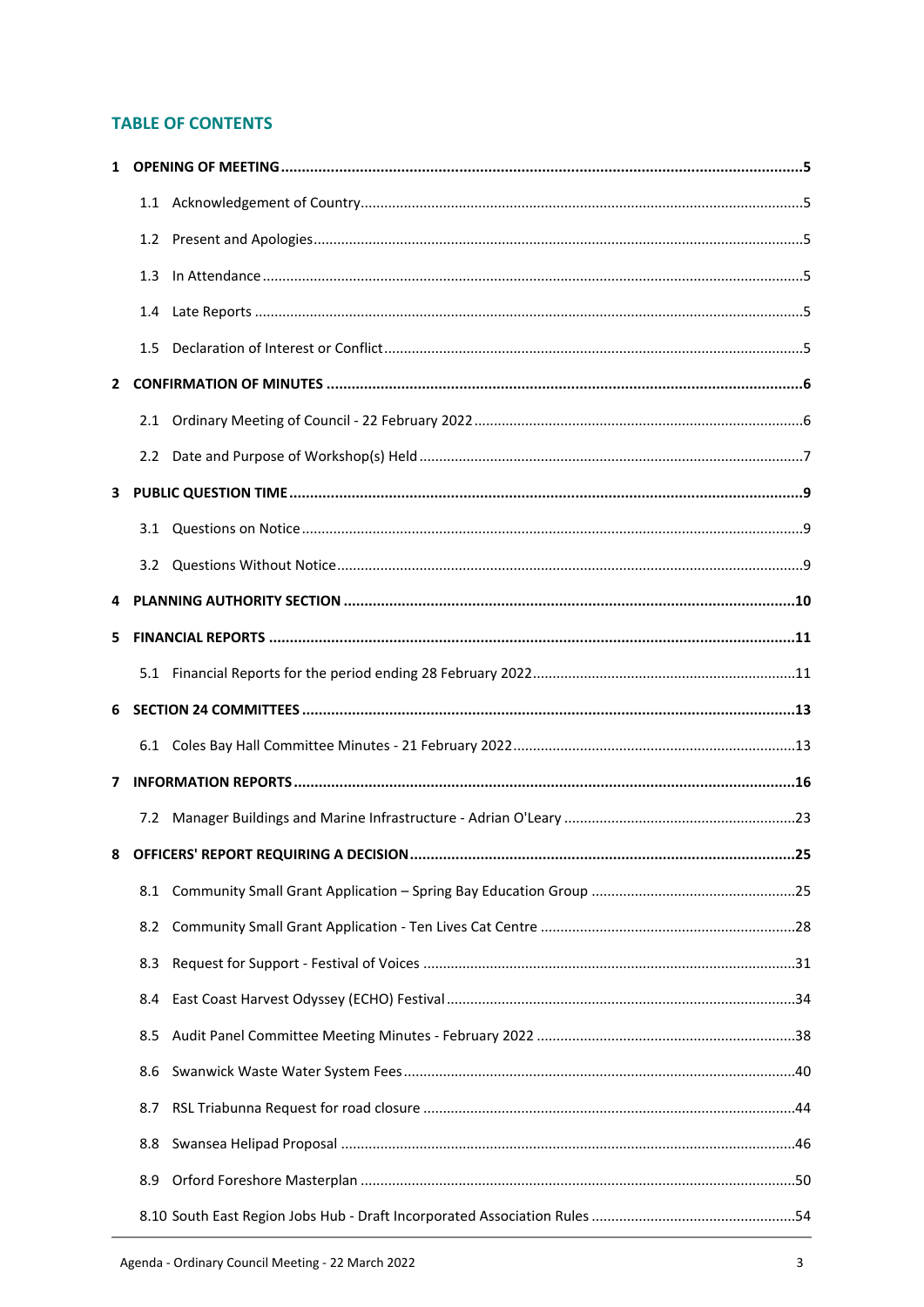## TABLE OF CONTENTS

**1 OPENING OF MEETING** ..... **5**

- 1.1 Acknowledgement of Country ..... 5
- 1.2 Present and Apologies ..... 5
- 1.3 In Attendance ..... 5
- 1.4 Late Reports ..... 5
- 1.5 Declaration of Interest or Conflict ..... 5

**2 CONFIRMATION OF MINUTES** ..... **6**

- 2.1 Ordinary Meeting of Council - 22 February 2022 ..... 6
- 2.2 Date and Purpose of Workshop(s) Held ..... 7

**3 PUBLIC QUESTION TIME** ..... **9**

- 3.1 Questions on Notice ..... 9
- 3.2 Questions Without Notice ..... 9

**4 PLANNING AUTHORITY SECTION** ..... **10**

**5 FINANCIAL REPORTS** ..... **11**

- 5.1 Financial Reports for the period ending 28 February 2022 ..... 11

**6 SECTION 24 COMMITTEES** ..... **13**

- 6.1 Coles Bay Hall Committee Minutes - 21 February 2022 ..... 13

**7 INFORMATION REPORTS** ..... **16**

- 7.2 Manager Buildings and Marine Infrastructure - Adrian O'Leary ..... 23

**8 OFFICERS' REPORT REQUIRING A DECISION** ..... **25**

- 8.1 Community Small Grant Application – Spring Bay Education Group ..... 25
- 8.2 Community Small Grant Application - Ten Lives Cat Centre ..... 28
- 8.3 Request for Support - Festival of Voices ..... 31
- 8.4 East Coast Harvest Odyssey (ECHO) Festival ..... 34
- 8.5 Audit Panel Committee Meeting Minutes - February 2022 ..... 38
- 8.6 Swanwick Waste Water System Fees ..... 40
- 8.7 RSL Triabunna Request for road closure ..... 44
- 8.8 Swansea Helipad Proposal ..... 46
- 8.9 Orford Foreshore Masterplan ..... 50
- 8.10 South East Region Jobs Hub - Draft Incorporated Association Rules ..... 54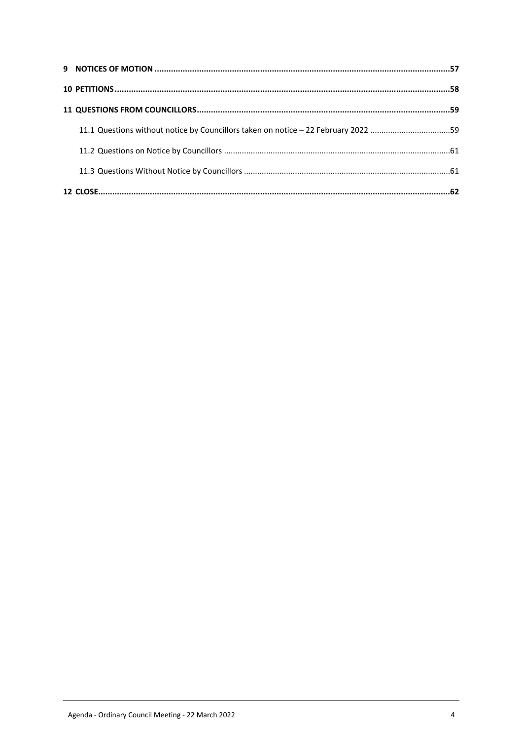**9 NOTICES OF MOTION** ....................................................................................................................... **57**

**10 PETITIONS** ....................................................................................................................................... **58**

**11 QUESTIONS FROM COUNCILLORS** .................................................................................................. **59**

11.1 Questions without notice by Councillors taken on notice – 22 February 2022 ....................................59

11.2 Questions on Notice by Councillors ....................................................................................................61

11.3 Questions Without Notice by Councillors ...........................................................................................61

**12 CLOSE** ............................................................................................................................................... **62**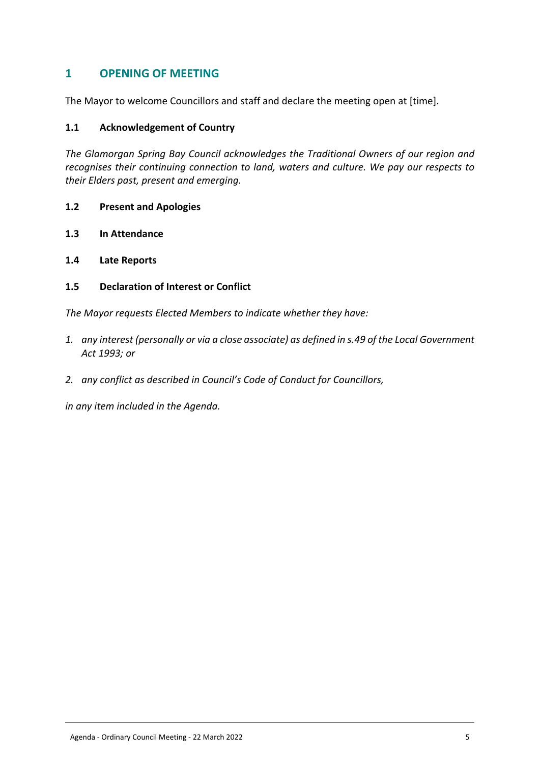# 1 OPENING OF MEETING

The Mayor to welcome Councillors and staff and declare the meeting open at [time].

### 1.1 Acknowledgement of Country

*The Glamorgan Spring Bay Council acknowledges the Traditional Owners of our region and recognises their continuing connection to land, waters and culture. We pay our respects to their Elders past, present and emerging.*

### 1.2 Present and Apologies

### 1.3 In Attendance

### 1.4 Late Reports

### 1.5 Declaration of Interest or Conflict

*The Mayor requests Elected Members to indicate whether they have:*

1. *any interest (personally or via a close associate) as defined in s.49 of the Local Government Act 1993; or*
2. *any conflict as described in Council's Code of Conduct for Councillors,*

*in any item included in the Agenda.*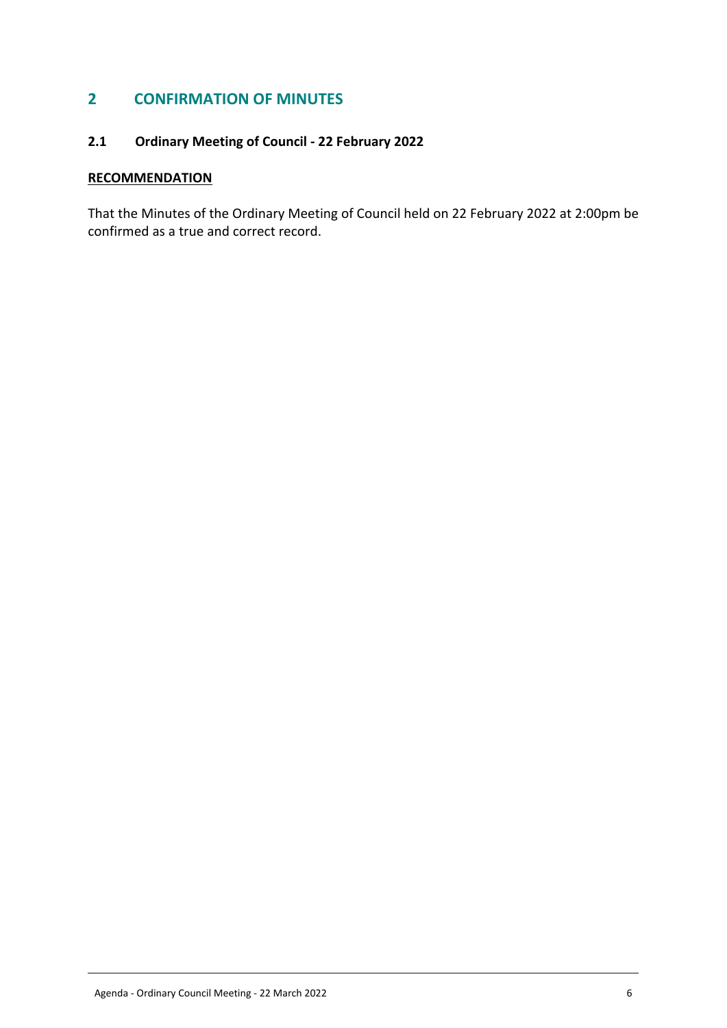# 2 CONFIRMATION OF MINUTES

## 2.1 Ordinary Meeting of Council - 22 February 2022

**RECOMMENDATION**

That the Minutes of the Ordinary Meeting of Council held on 22 February 2022 at 2:00pm be confirmed as a true and correct record.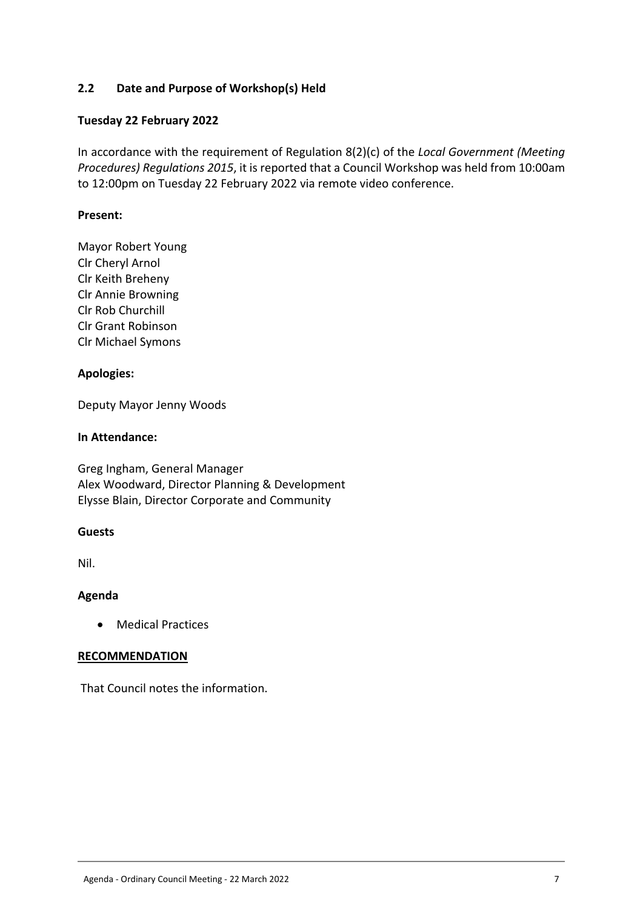## 2.2 Date and Purpose of Workshop(s) Held

**Tuesday 22 February 2022**

In accordance with the requirement of Regulation 8(2)(c) of the *Local Government (Meeting Procedures) Regulations 2015*, it is reported that a Council Workshop was held from 10:00am to 12:00pm on Tuesday 22 February 2022 via remote video conference.

**Present:**

Mayor Robert Young
Clr Cheryl Arnol
Clr Keith Breheny
Clr Annie Browning
Clr Rob Churchill
Clr Grant Robinson
Clr Michael Symons

**Apologies:**

Deputy Mayor Jenny Woods

**In Attendance:**

Greg Ingham, General Manager
Alex Woodward, Director Planning & Development
Elysse Blain, Director Corporate and Community

**Guests**

Nil.

**Agenda**

- Medical Practices

**RECOMMENDATION**

That Council notes the information.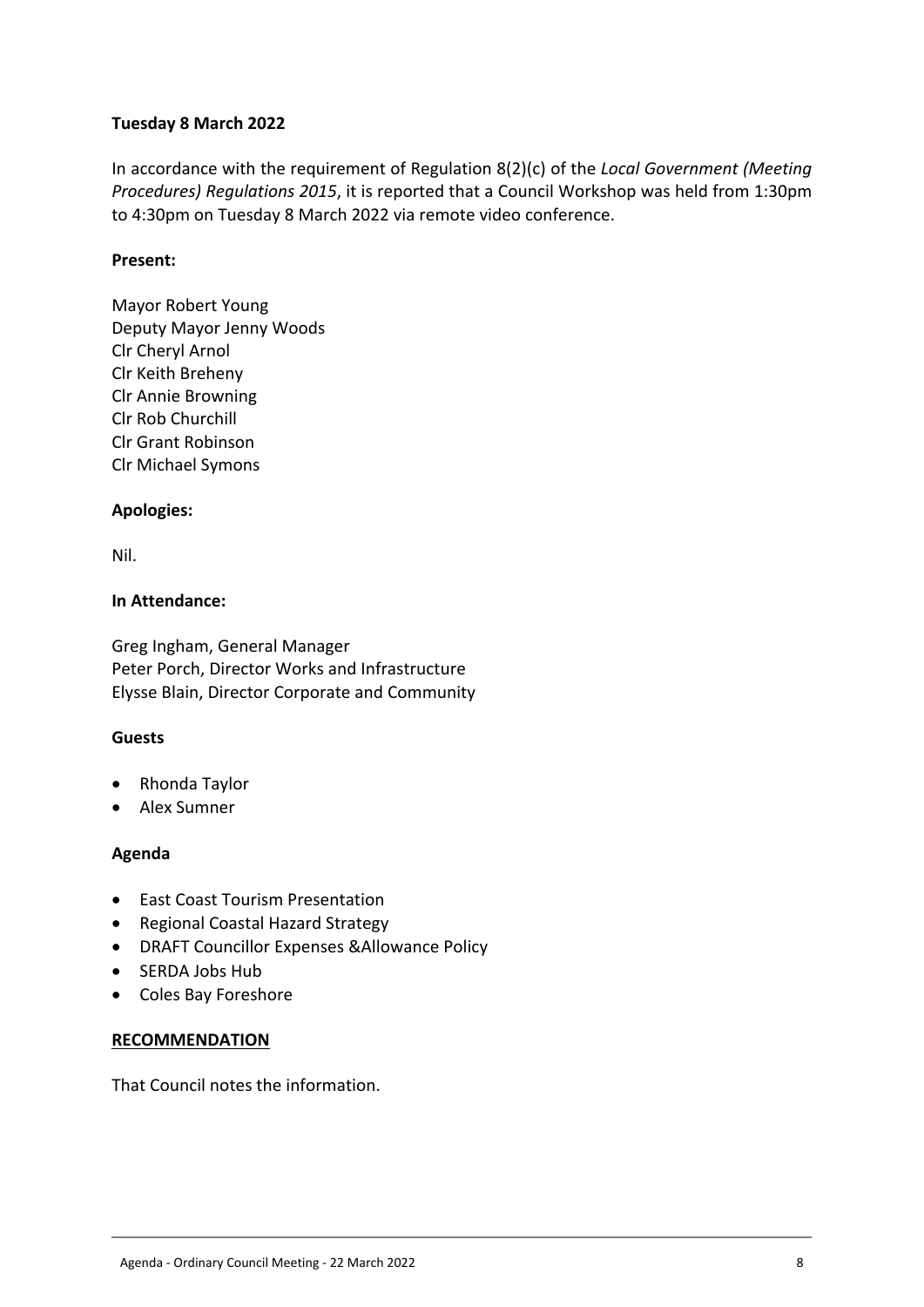**Tuesday 8 March 2022**

In accordance with the requirement of Regulation 8(2)(c) of the *Local Government (Meeting Procedures) Regulations 2015*, it is reported that a Council Workshop was held from 1:30pm to 4:30pm on Tuesday 8 March 2022 via remote video conference.

**Present:**

Mayor Robert Young
Deputy Mayor Jenny Woods
Clr Cheryl Arnol
Clr Keith Breheny
Clr Annie Browning
Clr Rob Churchill
Clr Grant Robinson
Clr Michael Symons

**Apologies:**

Nil.

**In Attendance:**

Greg Ingham, General Manager
Peter Porch, Director Works and Infrastructure
Elysse Blain, Director Corporate and Community

**Guests**

- Rhonda Taylor
- Alex Sumner

**Agenda**

- East Coast Tourism Presentation
- Regional Coastal Hazard Strategy
- DRAFT Councillor Expenses &Allowance Policy
- SERDA Jobs Hub
- Coles Bay Foreshore

**RECOMMENDATION**

That Council notes the information.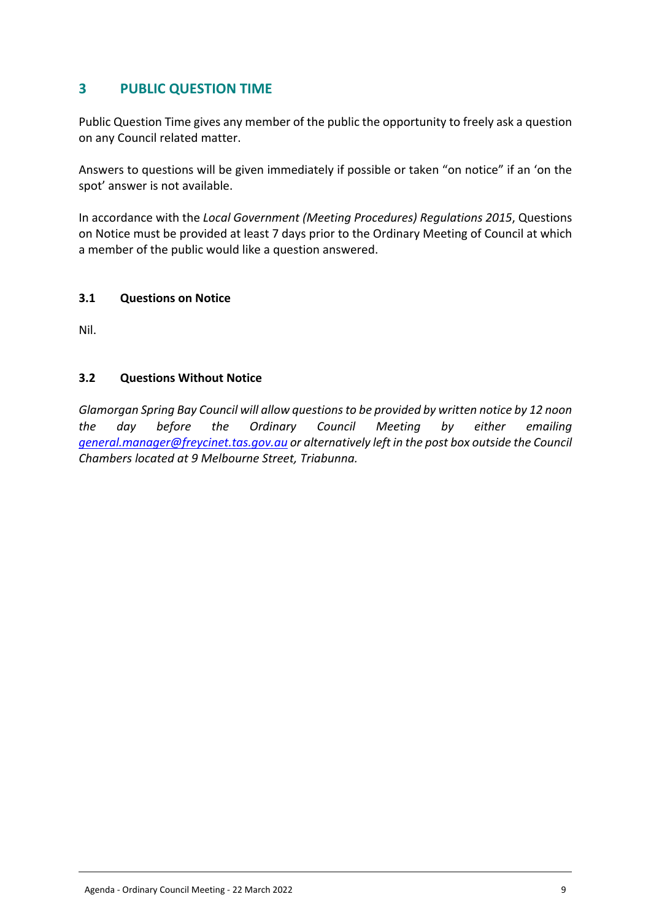## 3 PUBLIC QUESTION TIME

Public Question Time gives any member of the public the opportunity to freely ask a question on any Council related matter.

Answers to questions will be given immediately if possible or taken "on notice" if an 'on the spot' answer is not available.

In accordance with the *Local Government (Meeting Procedures) Regulations 2015*, Questions on Notice must be provided at least 7 days prior to the Ordinary Meeting of Council at which a member of the public would like a question answered.

### 3.1 Questions on Notice

Nil.

### 3.2 Questions Without Notice

*Glamorgan Spring Bay Council will allow questions to be provided by written notice by 12 noon the day before the Ordinary Council Meeting by either emailing general.manager@freycinet.tas.gov.au or alternatively left in the post box outside the Council Chambers located at 9 Melbourne Street, Triabunna.*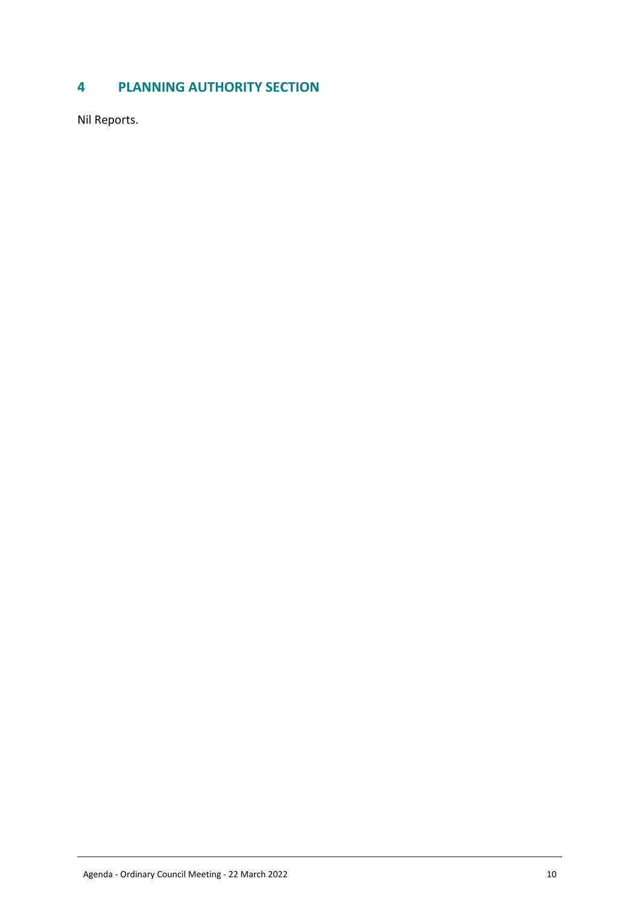# 4 PLANNING AUTHORITY SECTION

Nil Reports.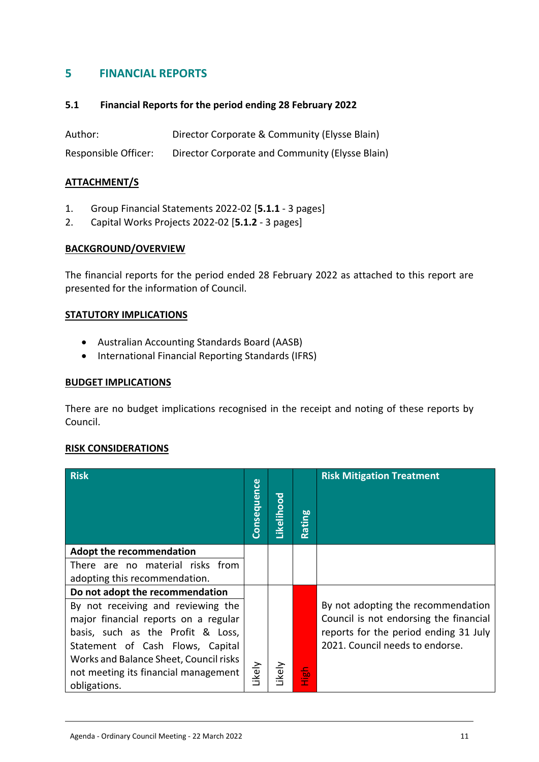# 5 FINANCIAL REPORTS

## 5.1 Financial Reports for the period ending 28 February 2022

Author: Director Corporate & Community (Elysse Blain)

Responsible Officer: Director Corporate and Community (Elysse Blain)

### ATTACHMENT/S

1. Group Financial Statements 2022-02 [**5.1.1** - 3 pages]
2. Capital Works Projects 2022-02 [**5.1.2** - 3 pages]

### BACKGROUND/OVERVIEW

The financial reports for the period ended 28 February 2022 as attached to this report are presented for the information of Council.

### STATUTORY IMPLICATIONS

- Australian Accounting Standards Board (AASB)
- International Financial Reporting Standards (IFRS)

### BUDGET IMPLICATIONS

There are no budget implications recognised in the receipt and noting of these reports by Council.

### RISK CONSIDERATIONS

| Risk | Consequence | Likelihood | Rating | Risk Mitigation Treatment |
|---|---|---|---|---|
| **Adopt the recommendation**<br>There are no material risks from adopting this recommendation. | | | | |
| **Do not adopt the recommendation**<br>By not receiving and reviewing the major financial reports on a regular basis, such as the Profit & Loss, Statement of Cash Flows, Capital Works and Balance Sheet, Council risks not meeting its financial management obligations. | Likely | Likely | High | By not adopting the recommendation Council is not endorsing the financial reports for the period ending 31 July 2021. Council needs to endorse. |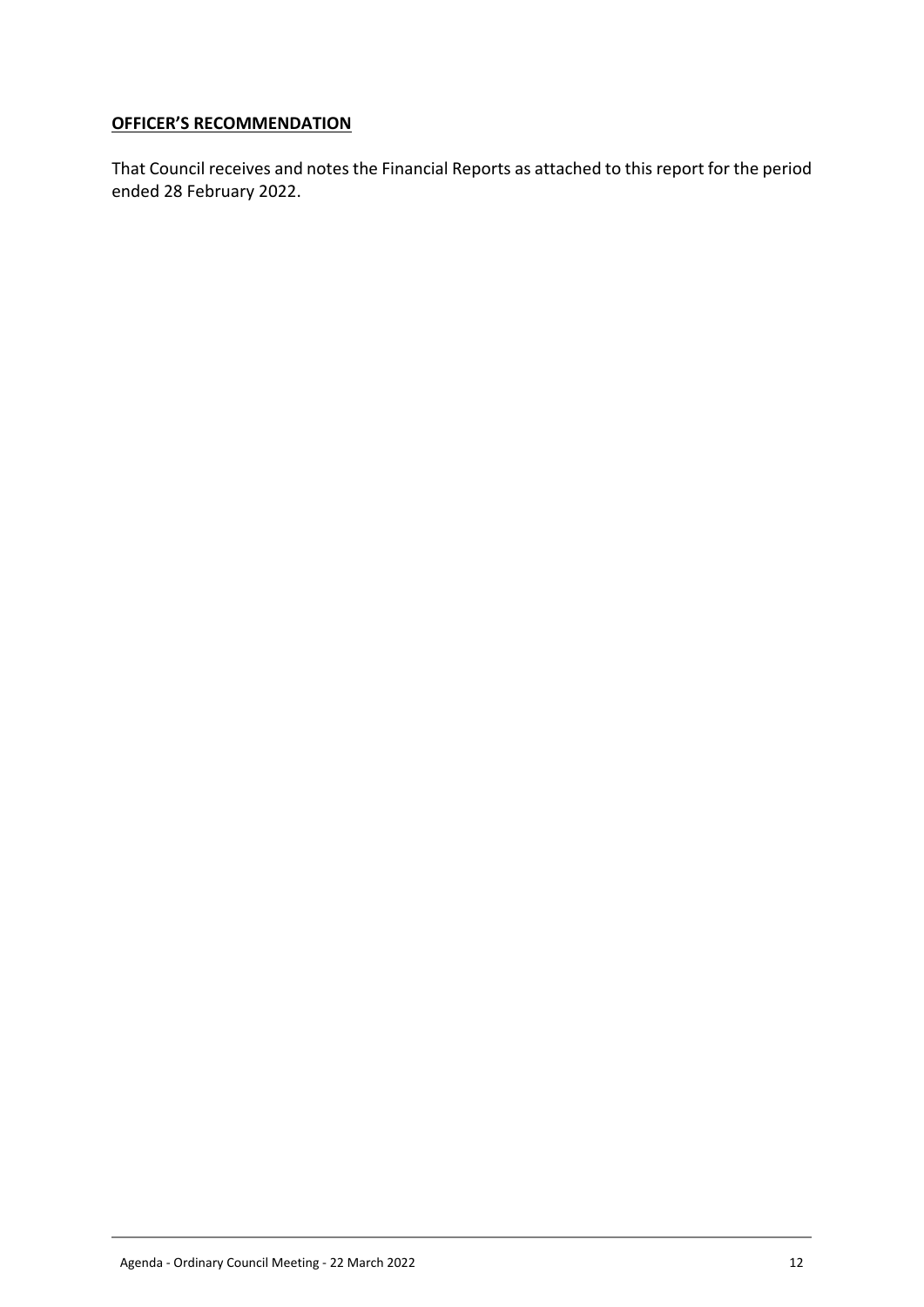**OFFICER'S RECOMMENDATION**

That Council receives and notes the Financial Reports as attached to this report for the period ended 28 February 2022.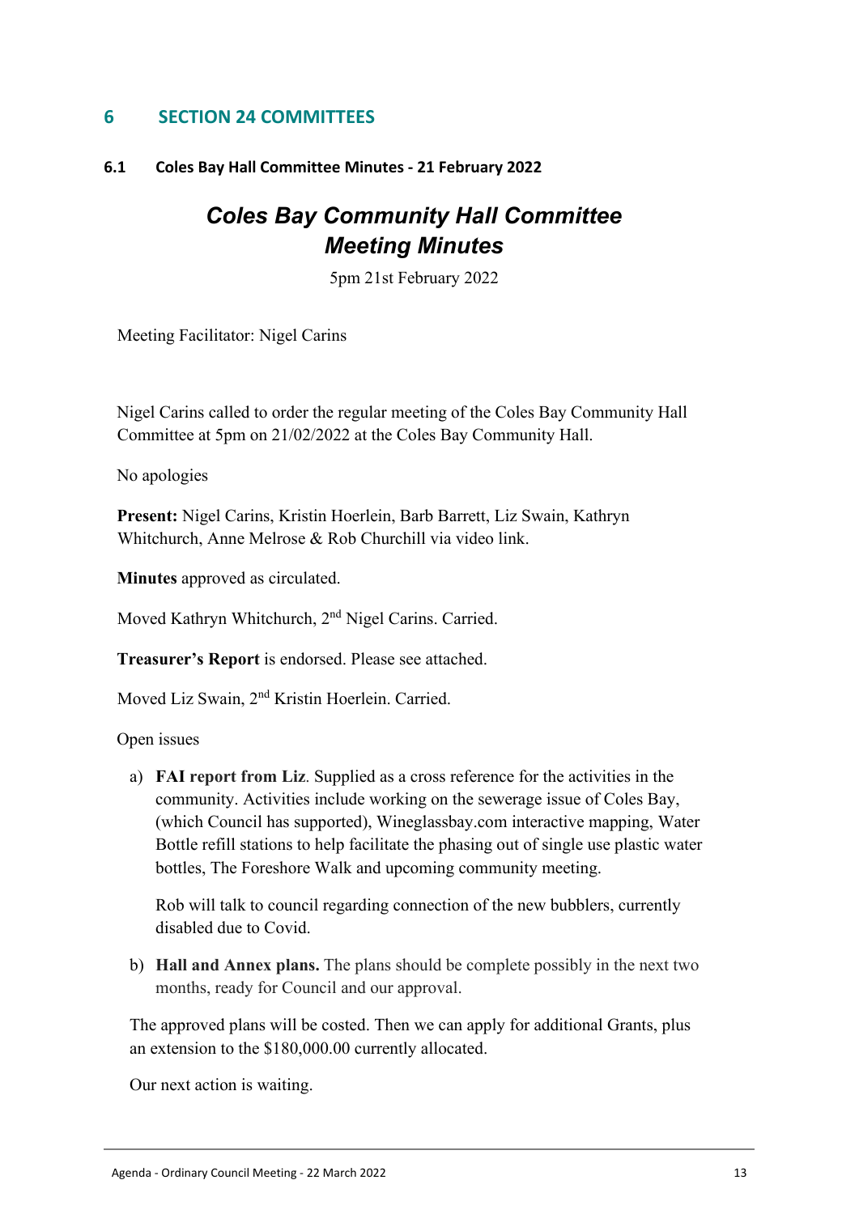## 6 SECTION 24 COMMITTEES

### 6.1 Coles Bay Hall Committee Minutes - 21 February 2022

# *Coles Bay Community Hall Committee Meeting Minutes*

5pm 21st February 2022

Meeting Facilitator: Nigel Carins

Nigel Carins called to order the regular meeting of the Coles Bay Community Hall Committee at 5pm on 21/02/2022 at the Coles Bay Community Hall.

No apologies

**Present:** Nigel Carins, Kristin Hoerlein, Barb Barrett, Liz Swain, Kathryn Whitchurch, Anne Melrose & Rob Churchill via video link.

**Minutes** approved as circulated.

Moved Kathryn Whitchurch, 2nd Nigel Carins. Carried.

**Treasurer's Report** is endorsed. Please see attached.

Moved Liz Swain, 2nd Kristin Hoerlein. Carried.

Open issues

a) **FAI report from Liz**. Supplied as a cross reference for the activities in the community. Activities include working on the sewerage issue of Coles Bay, (which Council has supported), Wineglassbay.com interactive mapping, Water Bottle refill stations to help facilitate the phasing out of single use plastic water bottles, The Foreshore Walk and upcoming community meeting.

   Rob will talk to council regarding connection of the new bubblers, currently disabled due to Covid.

b) **Hall and Annex plans.** The plans should be complete possibly in the next two months, ready for Council and our approval.

The approved plans will be costed. Then we can apply for additional Grants, plus an extension to the $180,000.00 currently allocated.

Our next action is waiting.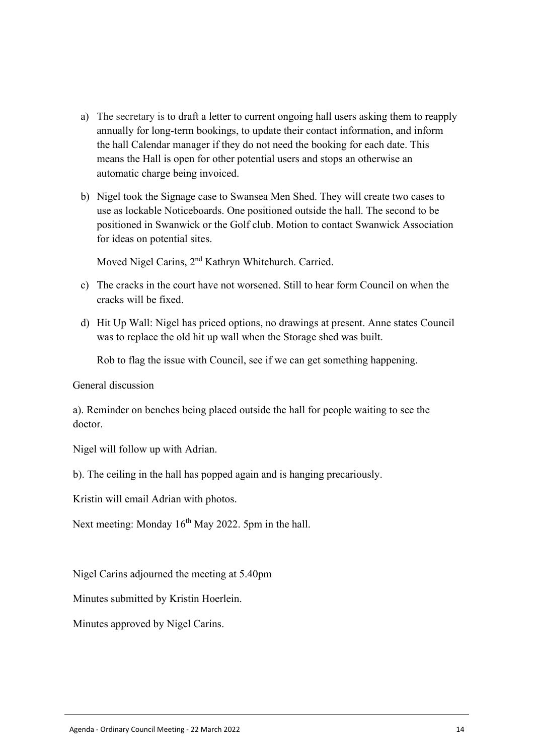a) The secretary is to draft a letter to current ongoing hall users asking them to reapply annually for long-term bookings, to update their contact information, and inform the hall Calendar manager if they do not need the booking for each date. This means the Hall is open for other potential users and stops an otherwise an automatic charge being invoiced.

b) Nigel took the Signage case to Swansea Men Shed. They will create two cases to use as lockable Noticeboards. One positioned outside the hall. The second to be positioned in Swanwick or the Golf club. Motion to contact Swanwick Association for ideas on potential sites.

   Moved Nigel Carins, 2nd Kathryn Whitchurch. Carried.

c) The cracks in the court have not worsened. Still to hear form Council on when the cracks will be fixed.

d) Hit Up Wall: Nigel has priced options, no drawings at present. Anne states Council was to replace the old hit up wall when the Storage shed was built.

   Rob to flag the issue with Council, see if we can get something happening.

General discussion

a). Reminder on benches being placed outside the hall for people waiting to see the doctor.

Nigel will follow up with Adrian.

b). The ceiling in the hall has popped again and is hanging precariously.

Kristin will email Adrian with photos.

Next meeting: Monday 16th May 2022. 5pm in the hall.

Nigel Carins adjourned the meeting at 5.40pm

Minutes submitted by Kristin Hoerlein.

Minutes approved by Nigel Carins.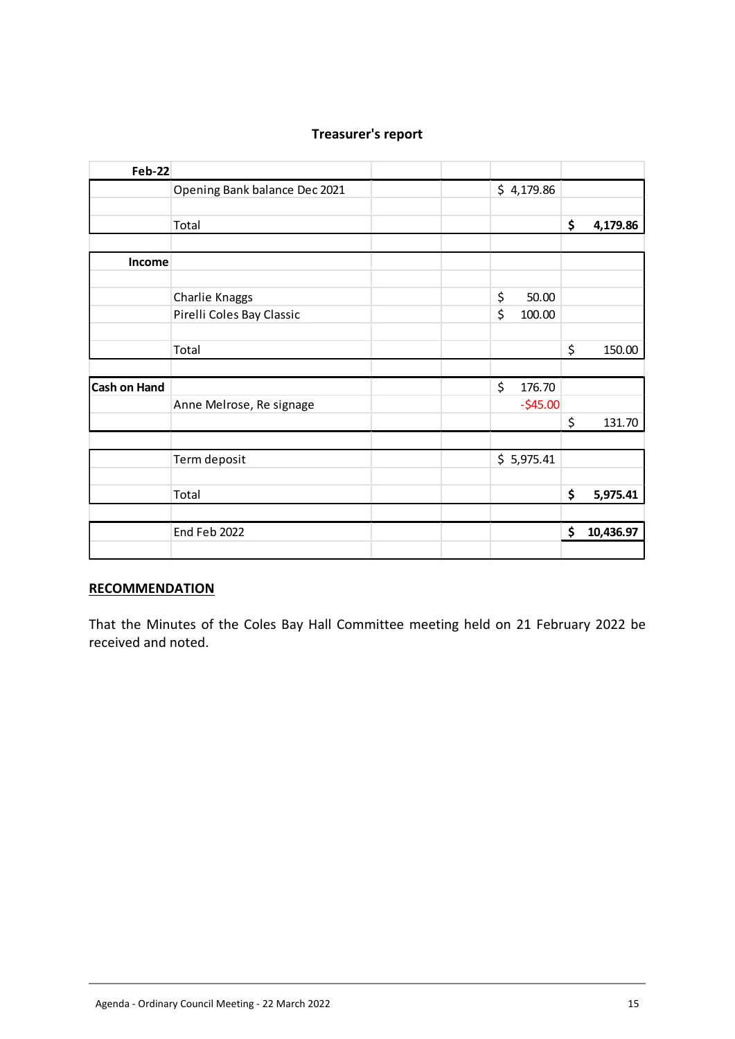**Treasurer's report**

| Feb-22 | | | | | |
|---|---|---|---|---|---|
| | Opening Bank balance Dec 2021 | | | $ 4,179.86 | |
| | | | | | |
| | Total | | | | **$ 4,179.86** |
| | | | | | |
| **Income** | | | | | |
| | | | | | |
| | Charlie Knaggs | | | $ 50.00 | |
| | Pirelli Coles Bay Classic | | | $ 100.00 | |
| | | | | | |
| | Total | | | | $ 150.00 |
| | | | | | |
| **Cash on Hand** | | | | $ 176.70 | |
| | Anne Melrose, Re signage | | | -$45.00 | |
| | | | | | $ 131.70 |
| | | | | | |
| | Term deposit | | | $ 5,975.41 | |
| | | | | | |
| | Total | | | | **$ 5,975.41** |
| | | | | | |
| | End Feb 2022 | | | | **$ 10,436.97** |
| | | | | | |

**RECOMMENDATION**

That the Minutes of the Coles Bay Hall Committee meeting held on 21 February 2022 be received and noted.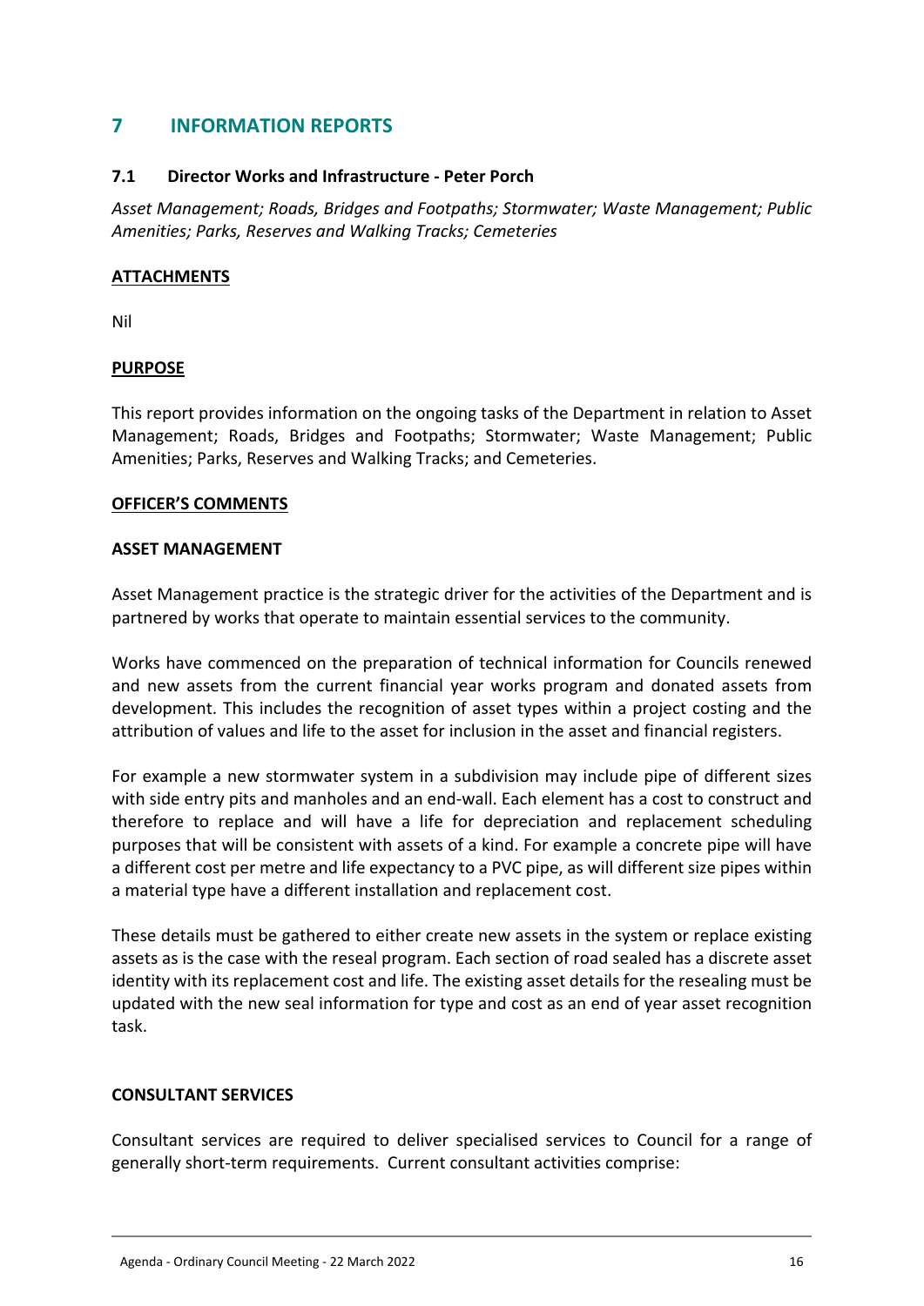## 7 INFORMATION REPORTS

### 7.1 Director Works and Infrastructure - Peter Porch

*Asset Management; Roads, Bridges and Footpaths; Stormwater; Waste Management; Public Amenities; Parks, Reserves and Walking Tracks; Cemeteries*

**ATTACHMENTS**

Nil

**PURPOSE**

This report provides information on the ongoing tasks of the Department in relation to Asset Management; Roads, Bridges and Footpaths; Stormwater; Waste Management; Public Amenities; Parks, Reserves and Walking Tracks; and Cemeteries.

**OFFICER'S COMMENTS**

**ASSET MANAGEMENT**

Asset Management practice is the strategic driver for the activities of the Department and is partnered by works that operate to maintain essential services to the community.

Works have commenced on the preparation of technical information for Councils renewed and new assets from the current financial year works program and donated assets from development. This includes the recognition of asset types within a project costing and the attribution of values and life to the asset for inclusion in the asset and financial registers.

For example a new stormwater system in a subdivision may include pipe of different sizes with side entry pits and manholes and an end-wall. Each element has a cost to construct and therefore to replace and will have a life for depreciation and replacement scheduling purposes that will be consistent with assets of a kind. For example a concrete pipe will have a different cost per metre and life expectancy to a PVC pipe, as will different size pipes within a material type have a different installation and replacement cost.

These details must be gathered to either create new assets in the system or replace existing assets as is the case with the reseal program. Each section of road sealed has a discrete asset identity with its replacement cost and life. The existing asset details for the resealing must be updated with the new seal information for type and cost as an end of year asset recognition task.

**CONSULTANT SERVICES**

Consultant services are required to deliver specialised services to Council for a range of generally short-term requirements. Current consultant activities comprise: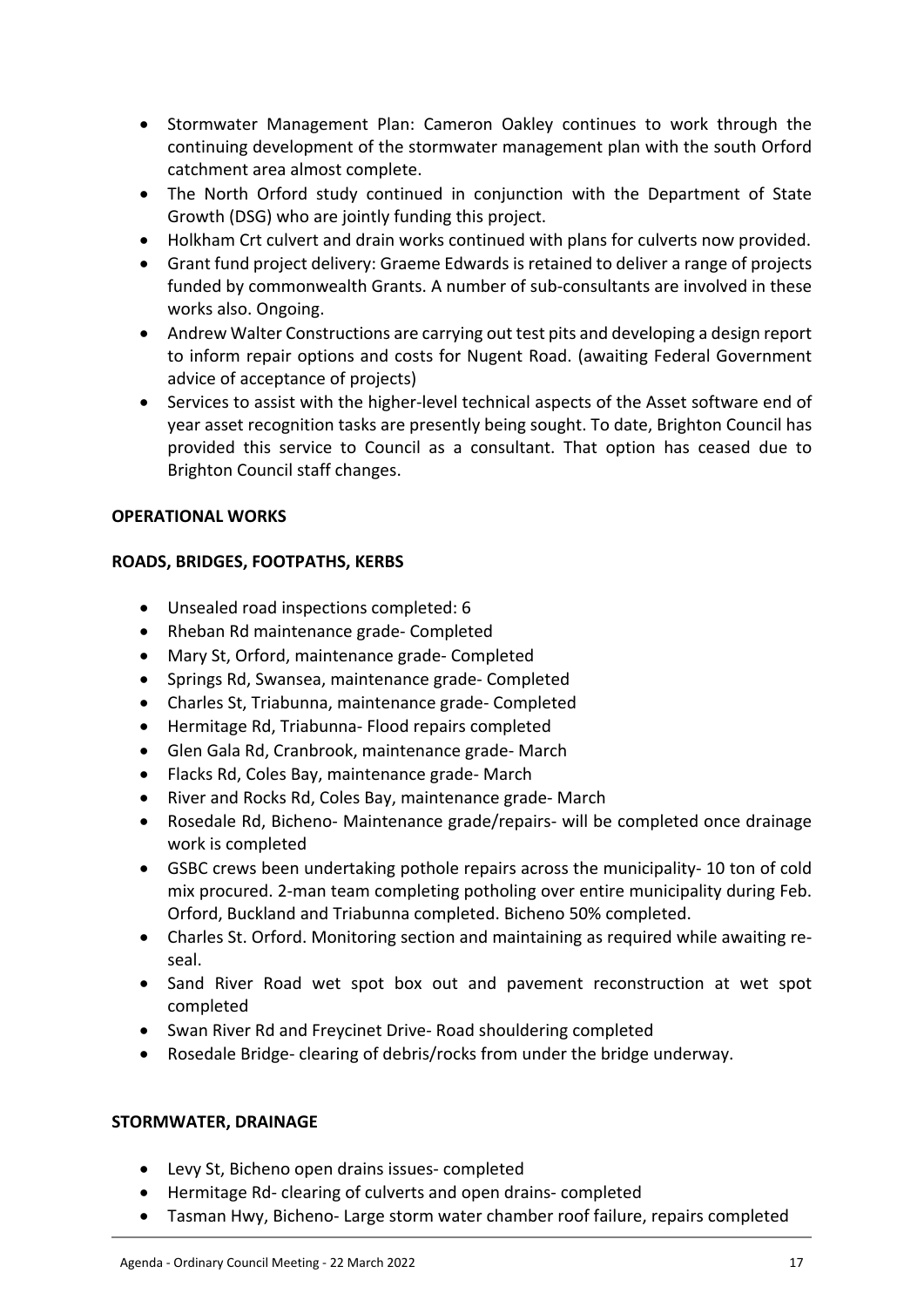- Stormwater Management Plan: Cameron Oakley continues to work through the continuing development of the stormwater management plan with the south Orford catchment area almost complete.
- The North Orford study continued in conjunction with the Department of State Growth (DSG) who are jointly funding this project.
- Holkham Crt culvert and drain works continued with plans for culverts now provided.
- Grant fund project delivery: Graeme Edwards is retained to deliver a range of projects funded by commonwealth Grants. A number of sub-consultants are involved in these works also. Ongoing.
- Andrew Walter Constructions are carrying out test pits and developing a design report to inform repair options and costs for Nugent Road. (awaiting Federal Government advice of acceptance of projects)
- Services to assist with the higher-level technical aspects of the Asset software end of year asset recognition tasks are presently being sought. To date, Brighton Council has provided this service to Council as a consultant. That option has ceased due to Brighton Council staff changes.

**OPERATIONAL WORKS**

**ROADS, BRIDGES, FOOTPATHS, KERBS**

- Unsealed road inspections completed: 6
- Rheban Rd maintenance grade- Completed
- Mary St, Orford, maintenance grade- Completed
- Springs Rd, Swansea, maintenance grade- Completed
- Charles St, Triabunna, maintenance grade- Completed
- Hermitage Rd, Triabunna- Flood repairs completed
- Glen Gala Rd, Cranbrook, maintenance grade- March
- Flacks Rd, Coles Bay, maintenance grade- March
- River and Rocks Rd, Coles Bay, maintenance grade- March
- Rosedale Rd, Bicheno- Maintenance grade/repairs- will be completed once drainage work is completed
- GSBC crews been undertaking pothole repairs across the municipality- 10 ton of cold mix procured. 2-man team completing potholing over entire municipality during Feb. Orford, Buckland and Triabunna completed. Bicheno 50% completed.
- Charles St. Orford. Monitoring section and maintaining as required while awaiting re-seal.
- Sand River Road wet spot box out and pavement reconstruction at wet spot completed
- Swan River Rd and Freycinet Drive- Road shouldering completed
- Rosedale Bridge- clearing of debris/rocks from under the bridge underway.

**STORMWATER, DRAINAGE**

- Levy St, Bicheno open drains issues- completed
- Hermitage Rd- clearing of culverts and open drains- completed
- Tasman Hwy, Bicheno- Large storm water chamber roof failure, repairs completed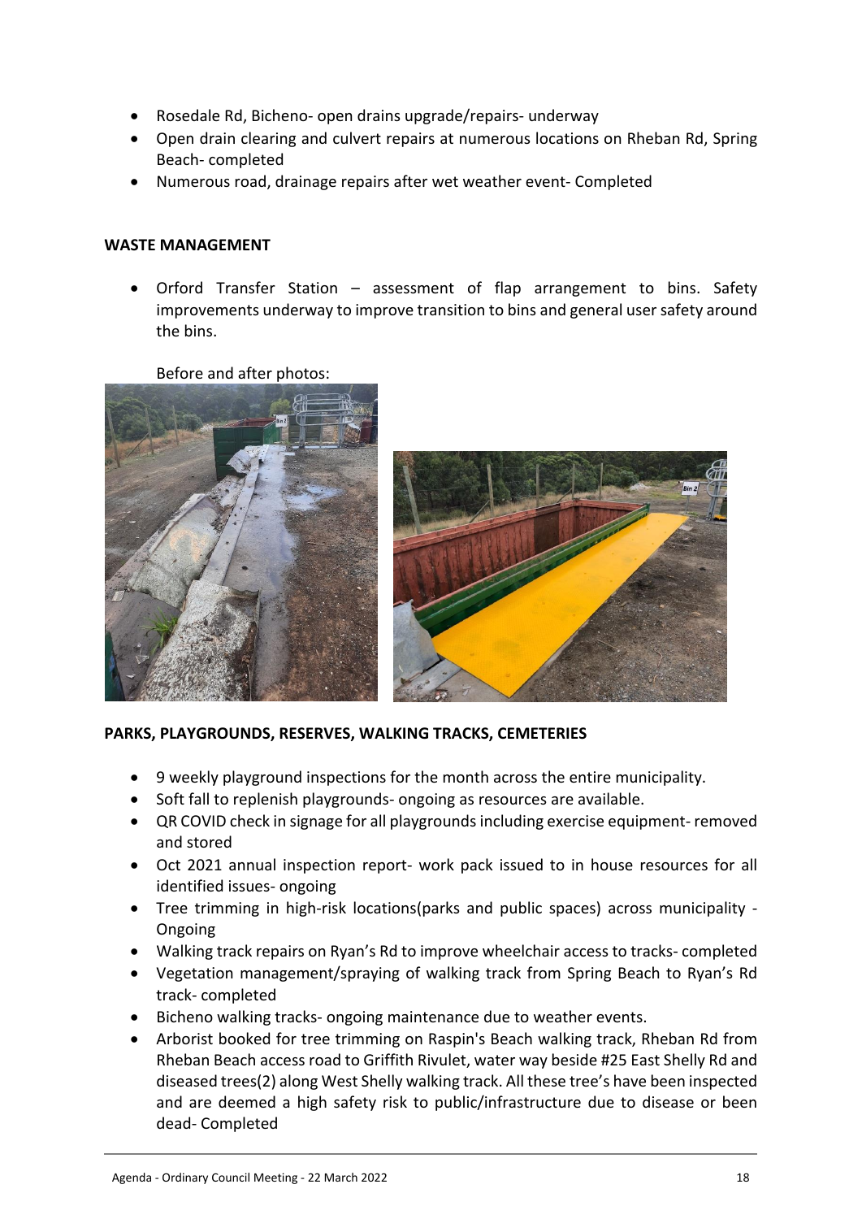- Rosedale Rd, Bicheno- open drains upgrade/repairs- underway
- Open drain clearing and culvert repairs at numerous locations on Rheban Rd, Spring Beach- completed
- Numerous road, drainage repairs after wet weather event- Completed

**WASTE MANAGEMENT**

- Orford Transfer Station – assessment of flap arrangement to bins. Safety improvements underway to improve transition to bins and general user safety around the bins.

  Before and after photos:

**PARKS, PLAYGROUNDS, RESERVES, WALKING TRACKS, CEMETERIES**

- 9 weekly playground inspections for the month across the entire municipality.
- Soft fall to replenish playgrounds- ongoing as resources are available.
- QR COVID check in signage for all playgrounds including exercise equipment- removed and stored
- Oct 2021 annual inspection report- work pack issued to in house resources for all identified issues- ongoing
- Tree trimming in high-risk locations(parks and public spaces) across municipality - Ongoing
- Walking track repairs on Ryan's Rd to improve wheelchair access to tracks- completed
- Vegetation management/spraying of walking track from Spring Beach to Ryan's Rd track- completed
- Bicheno walking tracks- ongoing maintenance due to weather events.
- Arborist booked for tree trimming on Raspin's Beach walking track, Rheban Rd from Rheban Beach access road to Griffith Rivulet, water way beside #25 East Shelly Rd and diseased trees(2) along West Shelly walking track. All these tree's have been inspected and are deemed a high safety risk to public/infrastructure due to disease or been dead- Completed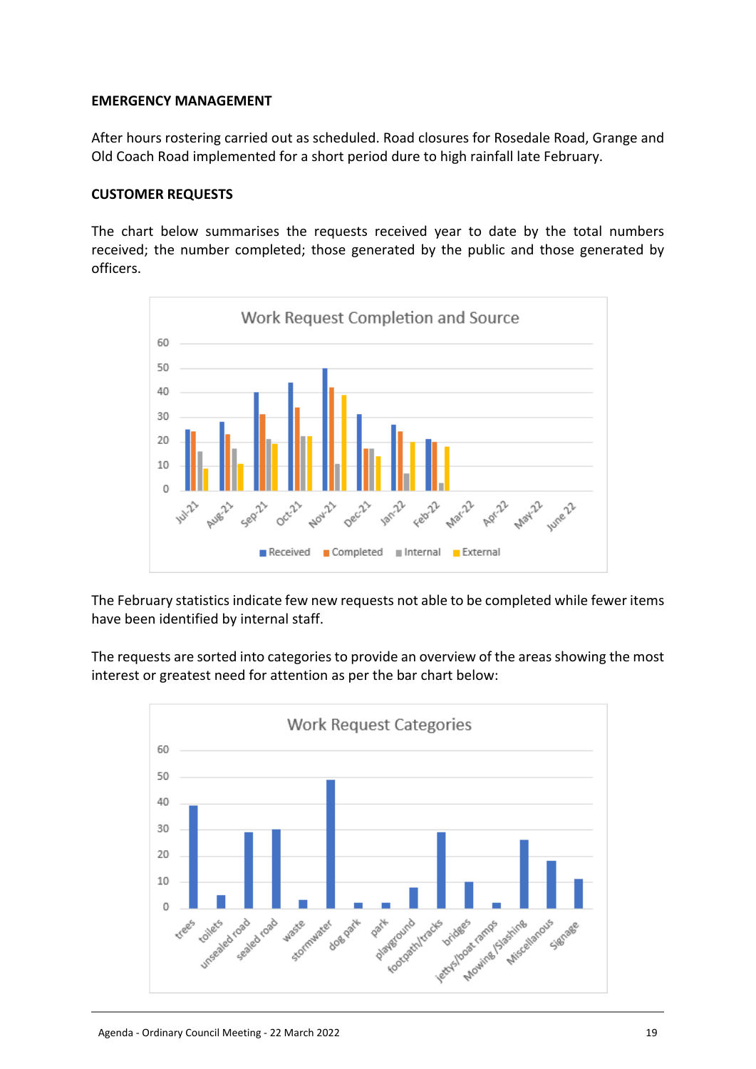**EMERGENCY MANAGEMENT**

After hours rostering carried out as scheduled. Road closures for Rosedale Road, Grange and Old Coach Road implemented for a short period dure to high rainfall late February.

**CUSTOMER REQUESTS**

The chart below summarises the requests received year to date by the total numbers received; the number completed; those generated by the public and those generated by officers.

The February statistics indicate few new requests not able to be completed while fewer items have been identified by internal staff.

The requests are sorted into categories to provide an overview of the areas showing the most interest or greatest need for attention as per the bar chart below: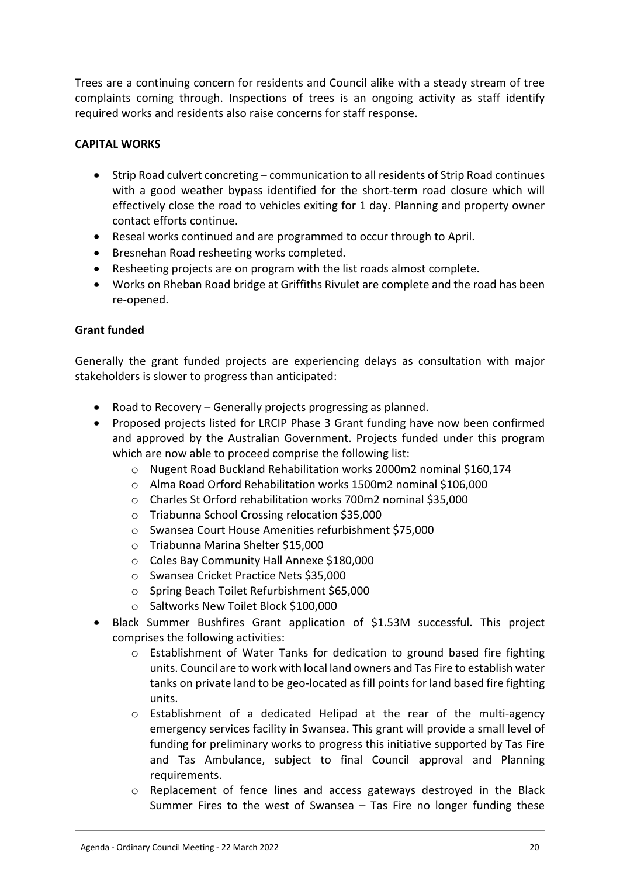Trees are a continuing concern for residents and Council alike with a steady stream of tree complaints coming through. Inspections of trees is an ongoing activity as staff identify required works and residents also raise concerns for staff response.

**CAPITAL WORKS**

- Strip Road culvert concreting – communication to all residents of Strip Road continues with a good weather bypass identified for the short-term road closure which will effectively close the road to vehicles exiting for 1 day. Planning and property owner contact efforts continue.
- Reseal works continued and are programmed to occur through to April.
- Bresnehan Road resheeting works completed.
- Resheeting projects are on program with the list roads almost complete.
- Works on Rheban Road bridge at Griffiths Rivulet are complete and the road has been re-opened.

**Grant funded**

Generally the grant funded projects are experiencing delays as consultation with major stakeholders is slower to progress than anticipated:

- Road to Recovery – Generally projects progressing as planned.
- Proposed projects listed for LRCIP Phase 3 Grant funding have now been confirmed and approved by the Australian Government. Projects funded under this program which are now able to proceed comprise the following list:
  - Nugent Road Buckland Rehabilitation works 2000m2 nominal $160,174
  - Alma Road Orford Rehabilitation works 1500m2 nominal $106,000
  - Charles St Orford rehabilitation works 700m2 nominal $35,000
  - Triabunna School Crossing relocation $35,000
  - Swansea Court House Amenities refurbishment $75,000
  - Triabunna Marina Shelter $15,000
  - Coles Bay Community Hall Annexe $180,000
  - Swansea Cricket Practice Nets $35,000
  - Spring Beach Toilet Refurbishment $65,000
  - Saltworks New Toilet Block $100,000
- Black Summer Bushfires Grant application of $1.53M successful. This project comprises the following activities:
  - Establishment of Water Tanks for dedication to ground based fire fighting units. Council are to work with local land owners and Tas Fire to establish water tanks on private land to be geo-located as fill points for land based fire fighting units.
  - Establishment of a dedicated Helipad at the rear of the multi-agency emergency services facility in Swansea. This grant will provide a small level of funding for preliminary works to progress this initiative supported by Tas Fire and Tas Ambulance, subject to final Council approval and Planning requirements.
  - Replacement of fence lines and access gateways destroyed in the Black Summer Fires to the west of Swansea – Tas Fire no longer funding these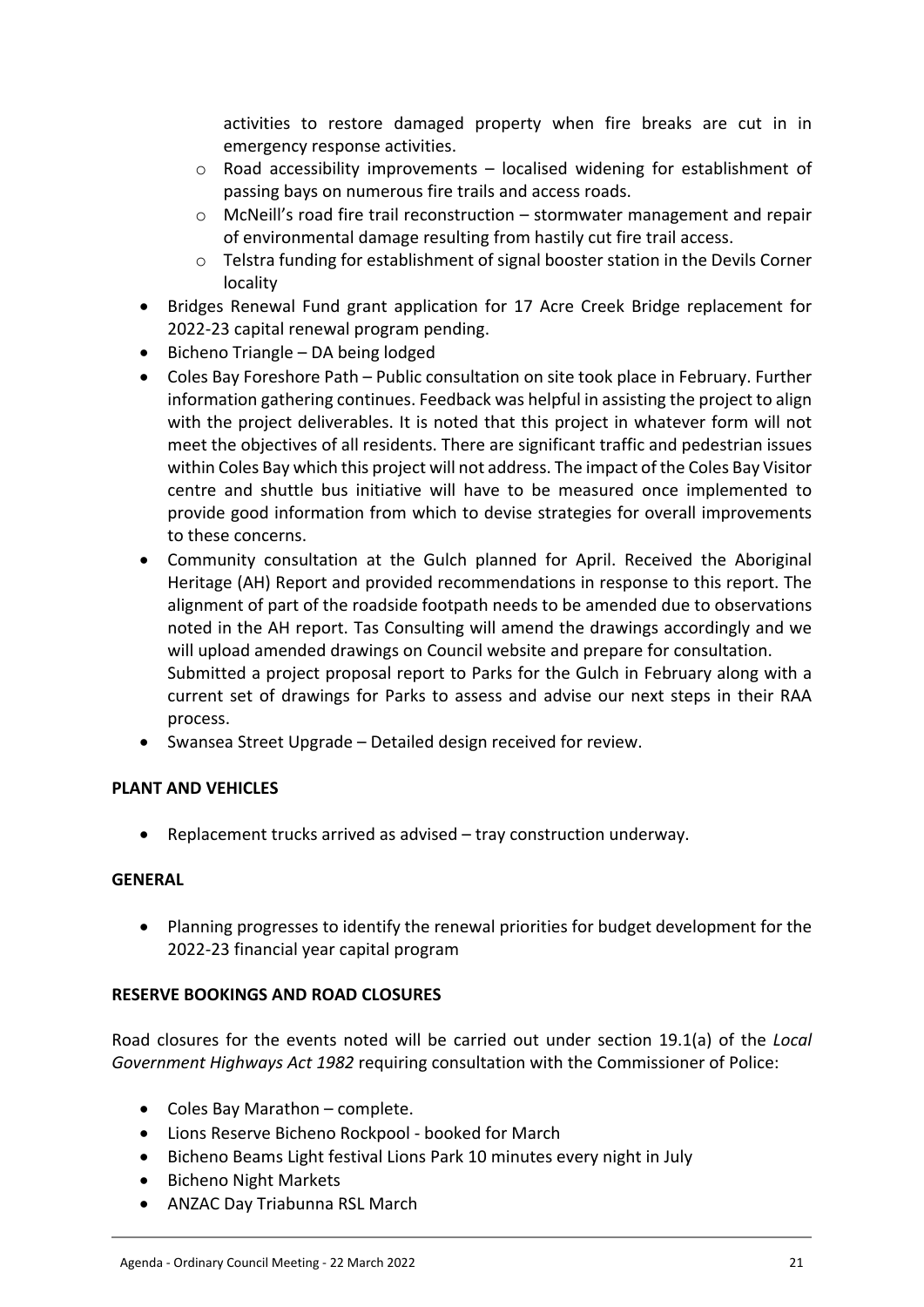activities to restore damaged property when fire breaks are cut in in emergency response activities.
    - Road accessibility improvements – localised widening for establishment of passing bays on numerous fire trails and access roads.
    - McNeill's road fire trail reconstruction – stormwater management and repair of environmental damage resulting from hastily cut fire trail access.
    - Telstra funding for establishment of signal booster station in the Devils Corner locality
- Bridges Renewal Fund grant application for 17 Acre Creek Bridge replacement for 2022-23 capital renewal program pending.
- Bicheno Triangle – DA being lodged
- Coles Bay Foreshore Path – Public consultation on site took place in February. Further information gathering continues. Feedback was helpful in assisting the project to align with the project deliverables. It is noted that this project in whatever form will not meet the objectives of all residents. There are significant traffic and pedestrian issues within Coles Bay which this project will not address. The impact of the Coles Bay Visitor centre and shuttle bus initiative will have to be measured once implemented to provide good information from which to devise strategies for overall improvements to these concerns.
- Community consultation at the Gulch planned for April. Received the Aboriginal Heritage (AH) Report and provided recommendations in response to this report. The alignment of part of the roadside footpath needs to be amended due to observations noted in the AH report. Tas Consulting will amend the drawings accordingly and we will upload amended drawings on Council website and prepare for consultation.
  Submitted a project proposal report to Parks for the Gulch in February along with a current set of drawings for Parks to assess and advise our next steps in their RAA process.
- Swansea Street Upgrade – Detailed design received for review.

**PLANT AND VEHICLES**

- Replacement trucks arrived as advised – tray construction underway.

**GENERAL**

- Planning progresses to identify the renewal priorities for budget development for the 2022-23 financial year capital program

**RESERVE BOOKINGS AND ROAD CLOSURES**

Road closures for the events noted will be carried out under section 19.1(a) of the *Local Government Highways Act 1982* requiring consultation with the Commissioner of Police:

- Coles Bay Marathon – complete.
- Lions Reserve Bicheno Rockpool - booked for March
- Bicheno Beams Light festival Lions Park 10 minutes every night in July
- Bicheno Night Markets
- ANZAC Day Triabunna RSL March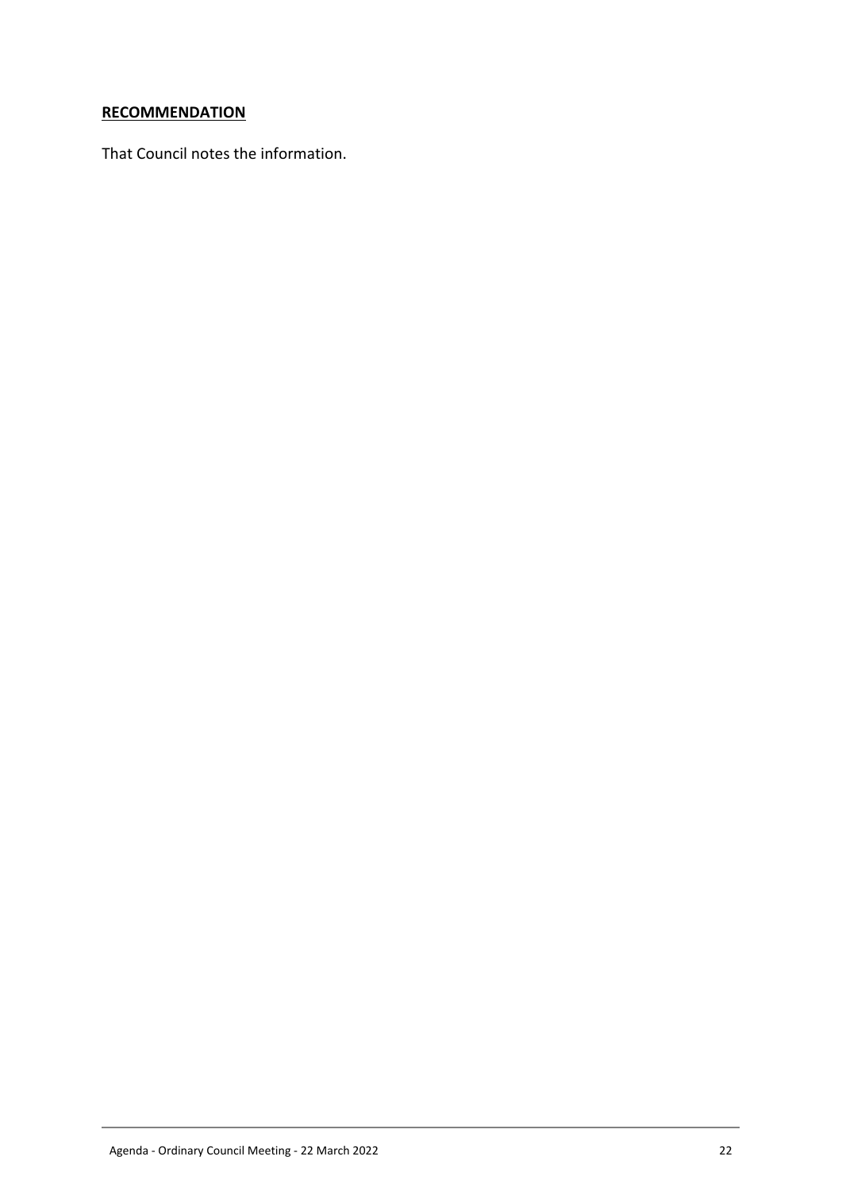**RECOMMENDATION**

That Council notes the information.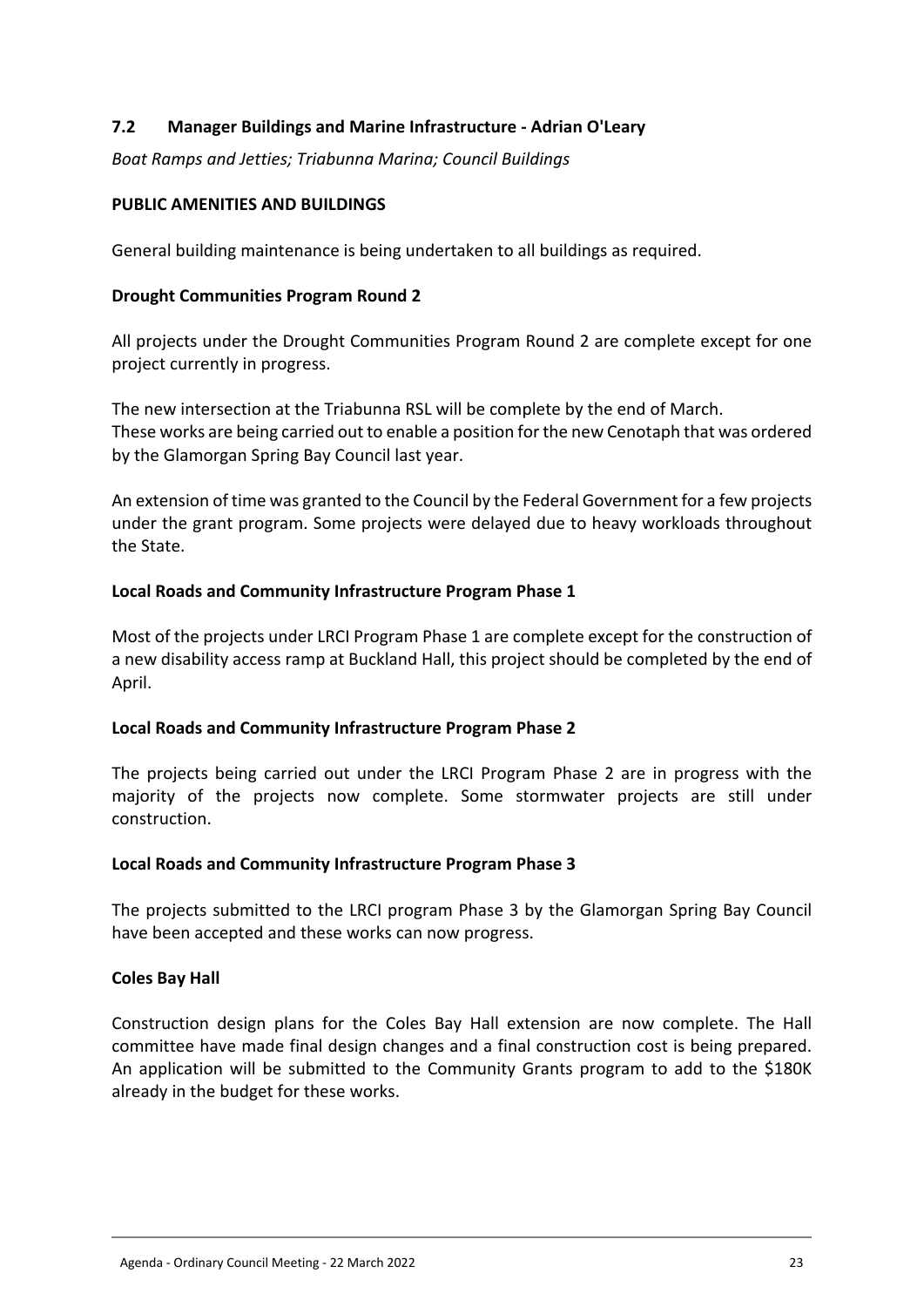## 7.2 Manager Buildings and Marine Infrastructure - Adrian O'Leary

*Boat Ramps and Jetties; Triabunna Marina; Council Buildings*

**PUBLIC AMENITIES AND BUILDINGS**

General building maintenance is being undertaken to all buildings as required.

**Drought Communities Program Round 2**

All projects under the Drought Communities Program Round 2 are complete except for one project currently in progress.

The new intersection at the Triabunna RSL will be complete by the end of March. These works are being carried out to enable a position for the new Cenotaph that was ordered by the Glamorgan Spring Bay Council last year.

An extension of time was granted to the Council by the Federal Government for a few projects under the grant program. Some projects were delayed due to heavy workloads throughout the State.

**Local Roads and Community Infrastructure Program Phase 1**

Most of the projects under LRCI Program Phase 1 are complete except for the construction of a new disability access ramp at Buckland Hall, this project should be completed by the end of April.

**Local Roads and Community Infrastructure Program Phase 2**

The projects being carried out under the LRCI Program Phase 2 are in progress with the majority of the projects now complete. Some stormwater projects are still under construction.

**Local Roads and Community Infrastructure Program Phase 3**

The projects submitted to the LRCI program Phase 3 by the Glamorgan Spring Bay Council have been accepted and these works can now progress.

**Coles Bay Hall**

Construction design plans for the Coles Bay Hall extension are now complete. The Hall committee have made final design changes and a final construction cost is being prepared. An application will be submitted to the Community Grants program to add to the $180K already in the budget for these works.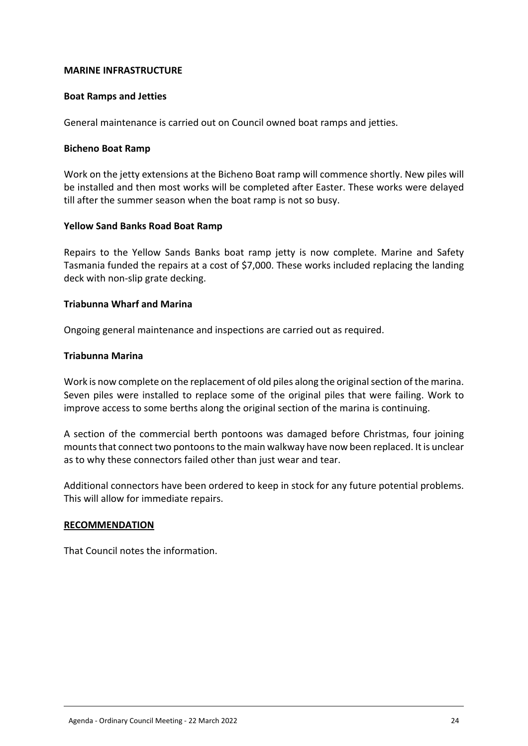**MARINE INFRASTRUCTURE**

**Boat Ramps and Jetties**

General maintenance is carried out on Council owned boat ramps and jetties.

**Bicheno Boat Ramp**

Work on the jetty extensions at the Bicheno Boat ramp will commence shortly. New piles will be installed and then most works will be completed after Easter. These works were delayed till after the summer season when the boat ramp is not so busy.

**Yellow Sand Banks Road Boat Ramp**

Repairs to the Yellow Sands Banks boat ramp jetty is now complete. Marine and Safety Tasmania funded the repairs at a cost of $7,000. These works included replacing the landing deck with non-slip grate decking.

**Triabunna Wharf and Marina**

Ongoing general maintenance and inspections are carried out as required.

**Triabunna Marina**

Work is now complete on the replacement of old piles along the original section of the marina. Seven piles were installed to replace some of the original piles that were failing. Work to improve access to some berths along the original section of the marina is continuing.

A section of the commercial berth pontoons was damaged before Christmas, four joining mounts that connect two pontoons to the main walkway have now been replaced. It is unclear as to why these connectors failed other than just wear and tear.

Additional connectors have been ordered to keep in stock for any future potential problems. This will allow for immediate repairs.

**RECOMMENDATION**

That Council notes the information.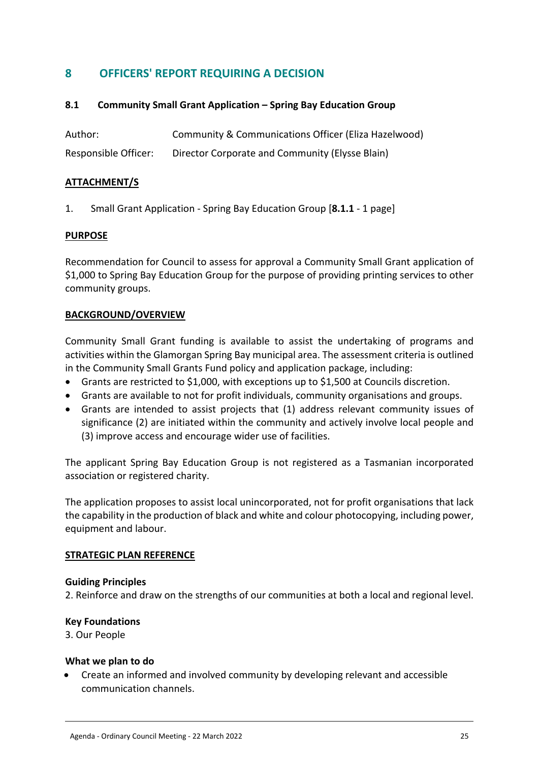# 8 OFFICERS' REPORT REQUIRING A DECISION

## 8.1 Community Small Grant Application – Spring Bay Education Group

Author: Community & Communications Officer (Eliza Hazelwood)

Responsible Officer: Director Corporate and Community (Elysse Blain)

**ATTACHMENT/S**

1. Small Grant Application - Spring Bay Education Group [**8.1.1** - 1 page]

**PURPOSE**

Recommendation for Council to assess for approval a Community Small Grant application of $1,000 to Spring Bay Education Group for the purpose of providing printing services to other community groups.

**BACKGROUND/OVERVIEW**

Community Small Grant funding is available to assist the undertaking of programs and activities within the Glamorgan Spring Bay municipal area. The assessment criteria is outlined in the Community Small Grants Fund policy and application package, including:

- Grants are restricted to $1,000, with exceptions up to $1,500 at Councils discretion.
- Grants are available to not for profit individuals, community organisations and groups.
- Grants are intended to assist projects that (1) address relevant community issues of significance (2) are initiated within the community and actively involve local people and (3) improve access and encourage wider use of facilities.

The applicant Spring Bay Education Group is not registered as a Tasmanian incorporated association or registered charity.

The application proposes to assist local unincorporated, not for profit organisations that lack the capability in the production of black and white and colour photocopying, including power, equipment and labour.

**STRATEGIC PLAN REFERENCE**

**Guiding Principles**

2. Reinforce and draw on the strengths of our communities at both a local and regional level.

**Key Foundations**

3. Our People

**What we plan to do**

- Create an informed and involved community by developing relevant and accessible communication channels.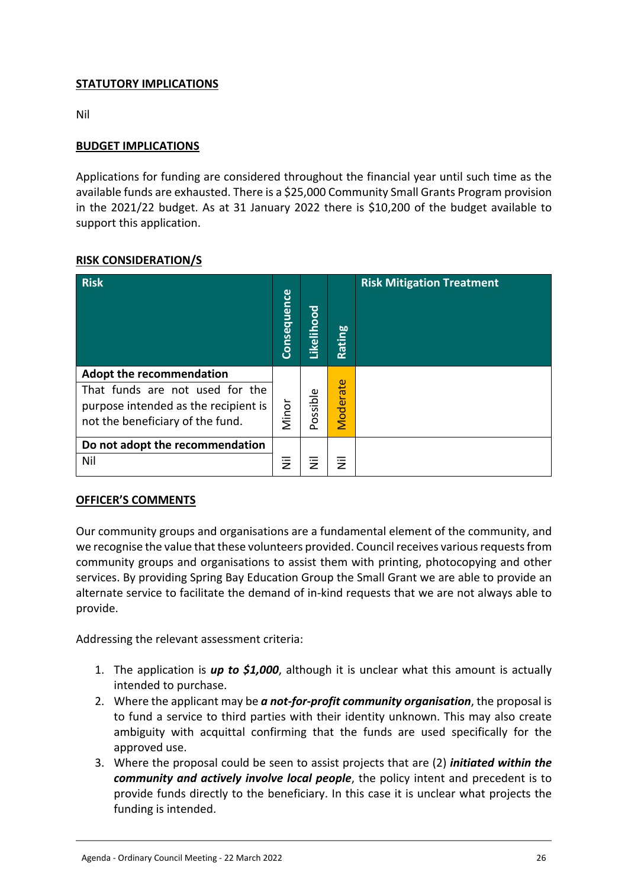**STATUTORY IMPLICATIONS**

Nil

**BUDGET IMPLICATIONS**

Applications for funding are considered throughout the financial year until such time as the available funds are exhausted. There is a $25,000 Community Small Grants Program provision in the 2021/22 budget. As at 31 January 2022 there is $10,200 of the budget available to support this application.

**RISK CONSIDERATION/S**

| Risk | Consequence | Likelihood | Rating | Risk Mitigation Treatment |
|---|---|---|---|---|
| **Adopt the recommendation**<br>That funds are not used for the purpose intended as the recipient is not the beneficiary of the fund. | Minor | Possible | Moderate | |
| **Do not adopt the recommendation**<br>Nil | Nil | Nil | Nil | |

**OFFICER'S COMMENTS**

Our community groups and organisations are a fundamental element of the community, and we recognise the value that these volunteers provided. Council receives various requests from community groups and organisations to assist them with printing, photocopying and other services. By providing Spring Bay Education Group the Small Grant we are able to provide an alternate service to facilitate the demand of in-kind requests that we are not always able to provide.

Addressing the relevant assessment criteria:

1. The application is ***up to $1,000***, although it is unclear what this amount is actually intended to purchase.
2. Where the applicant may be ***a not-for-profit community organisation***, the proposal is to fund a service to third parties with their identity unknown. This may also create ambiguity with acquittal confirming that the funds are used specifically for the approved use.
3. Where the proposal could be seen to assist projects that are (2) ***initiated within the community and actively involve local people***, the policy intent and precedent is to provide funds directly to the beneficiary. In this case it is unclear what projects the funding is intended.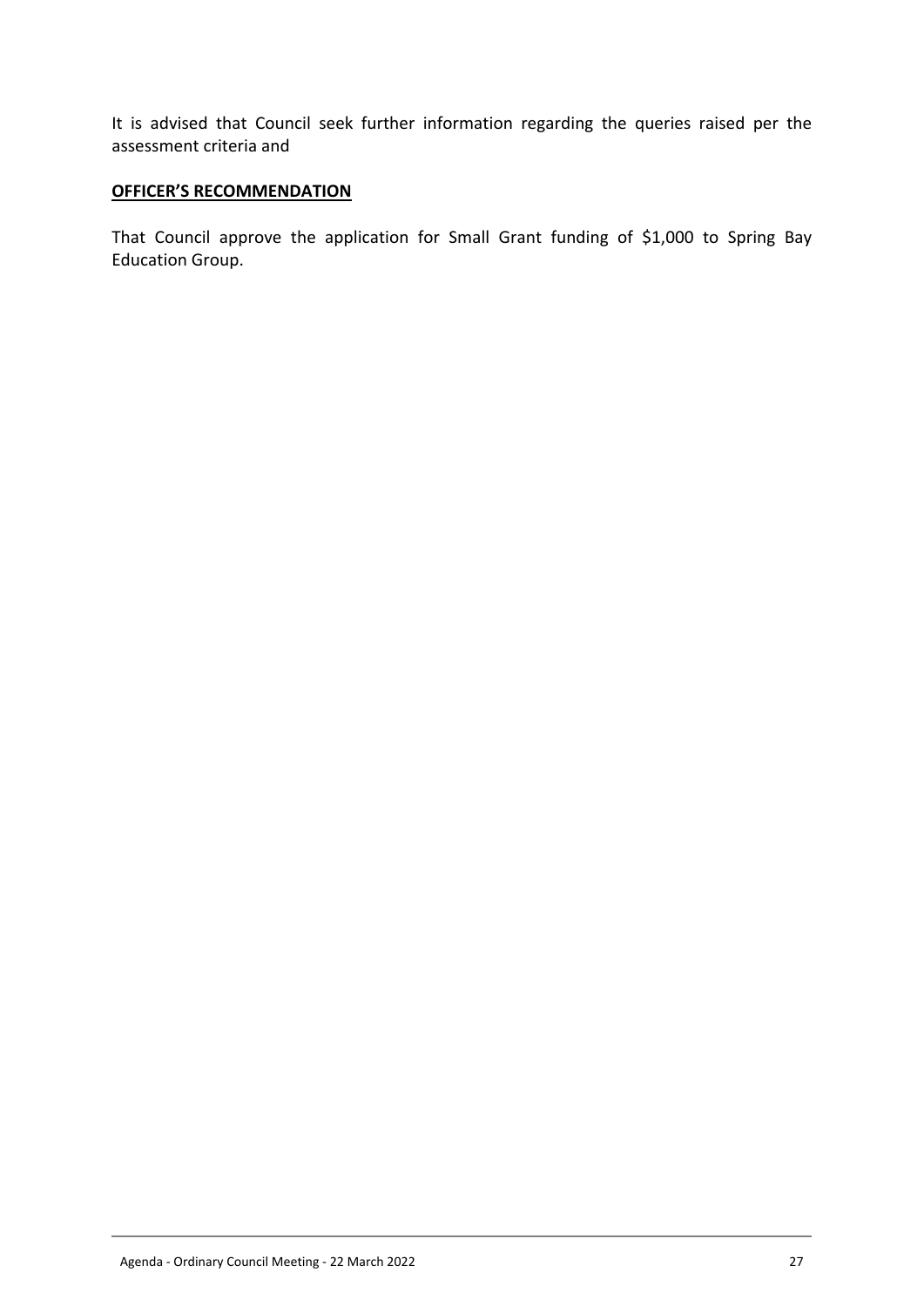It is advised that Council seek further information regarding the queries raised per the assessment criteria and

**OFFICER'S RECOMMENDATION**

That Council approve the application for Small Grant funding of $1,000 to Spring Bay Education Group.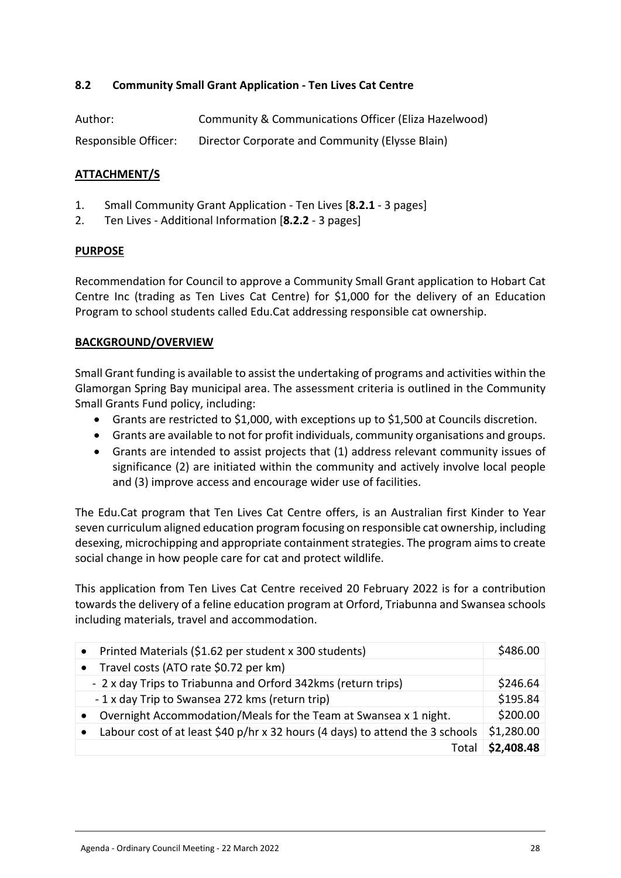### 8.2 Community Small Grant Application - Ten Lives Cat Centre

Author: Community & Communications Officer (Eliza Hazelwood)

Responsible Officer: Director Corporate and Community (Elysse Blain)

**ATTACHMENT/S**

1. Small Community Grant Application - Ten Lives [**8.2.1** - 3 pages]
2. Ten Lives - Additional Information [**8.2.2** - 3 pages]

**PURPOSE**

Recommendation for Council to approve a Community Small Grant application to Hobart Cat Centre Inc (trading as Ten Lives Cat Centre) for $1,000 for the delivery of an Education Program to school students called Edu.Cat addressing responsible cat ownership.

**BACKGROUND/OVERVIEW**

Small Grant funding is available to assist the undertaking of programs and activities within the Glamorgan Spring Bay municipal area. The assessment criteria is outlined in the Community Small Grants Fund policy, including:

- Grants are restricted to $1,000, with exceptions up to $1,500 at Councils discretion.
- Grants are available to not for profit individuals, community organisations and groups.
- Grants are intended to assist projects that (1) address relevant community issues of significance (2) are initiated within the community and actively involve local people and (3) improve access and encourage wider use of facilities.

The Edu.Cat program that Ten Lives Cat Centre offers, is an Australian first Kinder to Year seven curriculum aligned education program focusing on responsible cat ownership, including desexing, microchipping and appropriate containment strategies. The program aims to create social change in how people care for cat and protect wildlife.

This application from Ten Lives Cat Centre received 20 February 2022 is for a contribution towards the delivery of a feline education program at Orford, Triabunna and Swansea schools including materials, travel and accommodation.

| Item | Cost |
|---|---|
| • Printed Materials ($1.62 per student x 300 students) | $486.00 |
| • Travel costs (ATO rate $0.72 per km) | |
| - 2 x day Trips to Triabunna and Orford 342kms (return trips) | $246.64 |
| - 1 x day Trip to Swansea 272 kms (return trip) | $195.84 |
| • Overnight Accommodation/Meals for the Team at Swansea x 1 night. | $200.00 |
| • Labour cost of at least $40 p/hr x 32 hours (4 days) to attend the 3 schools | $1,280.00 |
| Total | **$2,408.48** |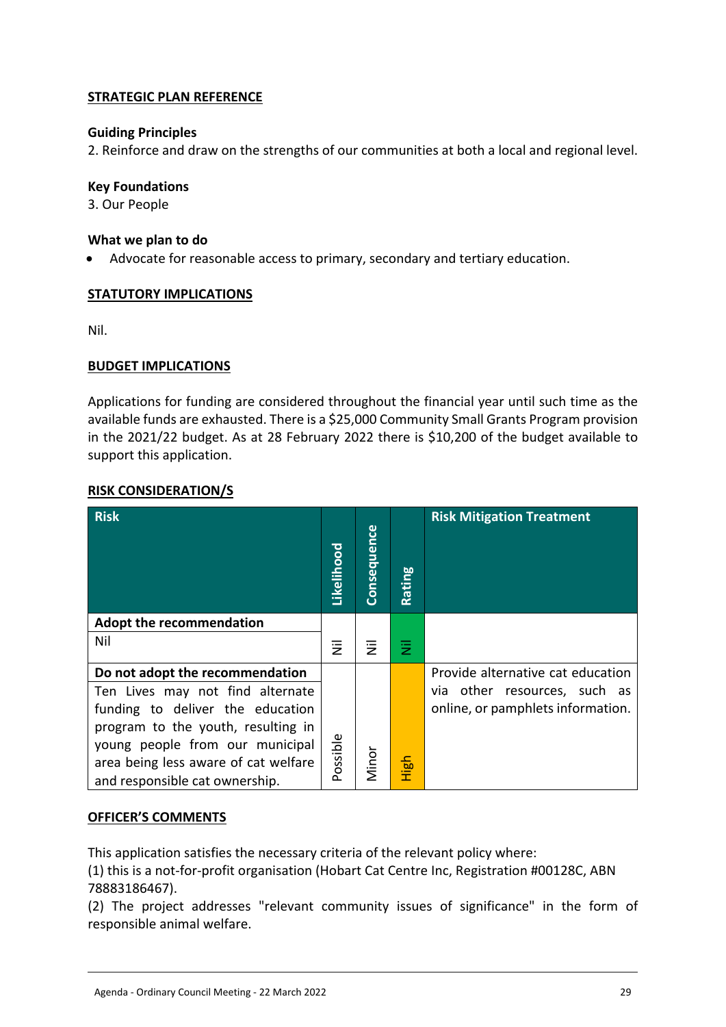**STRATEGIC PLAN REFERENCE**

**Guiding Principles**
2. Reinforce and draw on the strengths of our communities at both a local and regional level.

**Key Foundations**
3. Our People

**What we plan to do**

- Advocate for reasonable access to primary, secondary and tertiary education.

**STATUTORY IMPLICATIONS**

Nil.

**BUDGET IMPLICATIONS**

Applications for funding are considered throughout the financial year until such time as the available funds are exhausted. There is a $25,000 Community Small Grants Program provision in the 2021/22 budget. As at 28 February 2022 there is $10,200 of the budget available to support this application.

**RISK CONSIDERATION/S**

| Risk | Likelihood | Consequence | Rating | Risk Mitigation Treatment |
|---|---|---|---|---|
| **Adopt the recommendation**<br>Nil | Nil | Nil | Nil | |
| **Do not adopt the recommendation**<br>Ten Lives may not find alternate funding to deliver the education program to the youth, resulting in young people from our municipal area being less aware of cat welfare and responsible cat ownership. | Possible | Minor | High | Provide alternative cat education via other resources, such as online, or pamphlets information. |

**OFFICER'S COMMENTS**

This application satisfies the necessary criteria of the relevant policy where:
(1) this is a not-for-profit organisation (Hobart Cat Centre Inc, Registration #00128C, ABN 78883186467).
(2) The project addresses "relevant community issues of significance" in the form of responsible animal welfare.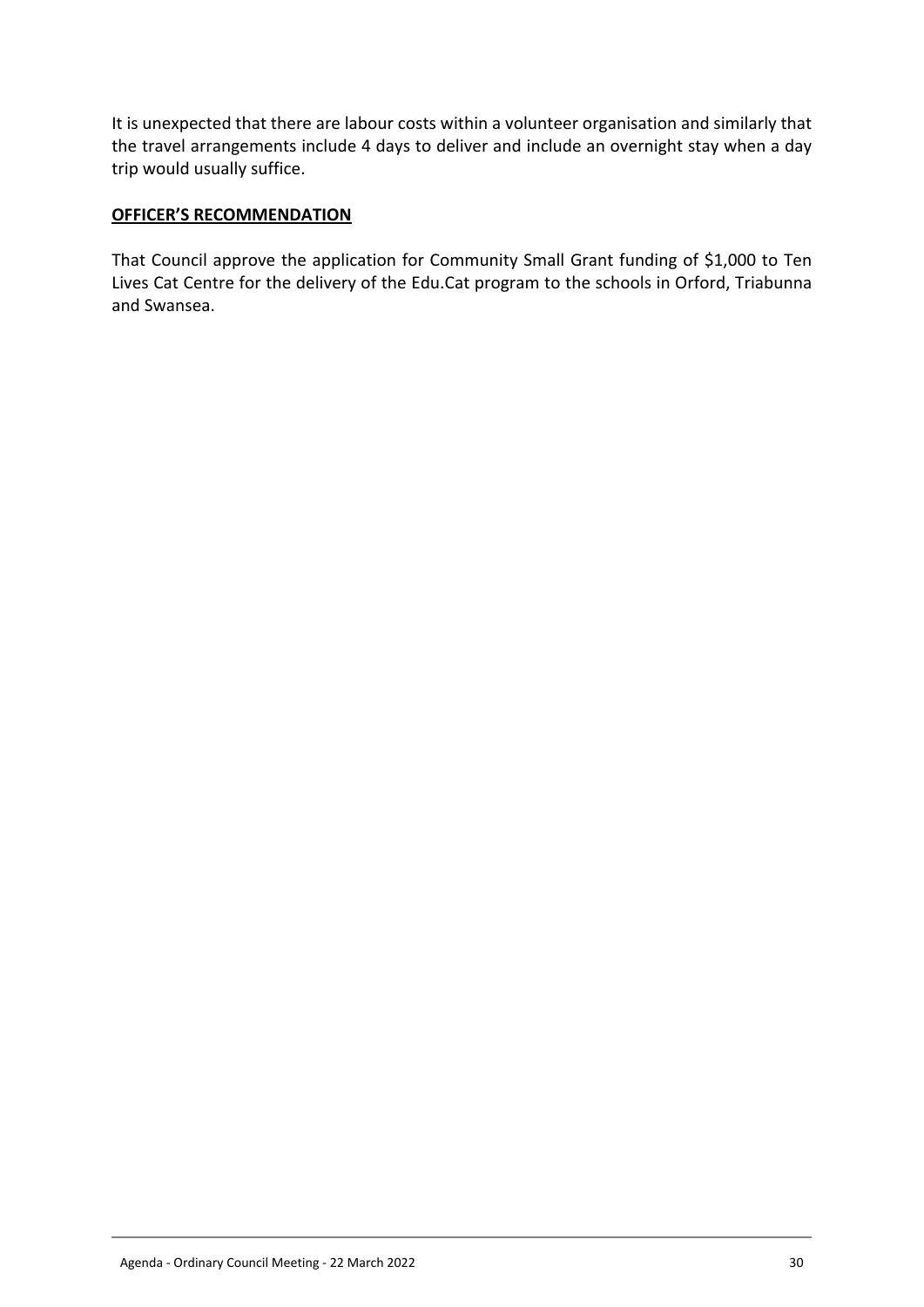It is unexpected that there are labour costs within a volunteer organisation and similarly that the travel arrangements include 4 days to deliver and include an overnight stay when a day trip would usually suffice.

**OFFICER'S RECOMMENDATION**

That Council approve the application for Community Small Grant funding of $1,000 to Ten Lives Cat Centre for the delivery of the Edu.Cat program to the schools in Orford, Triabunna and Swansea.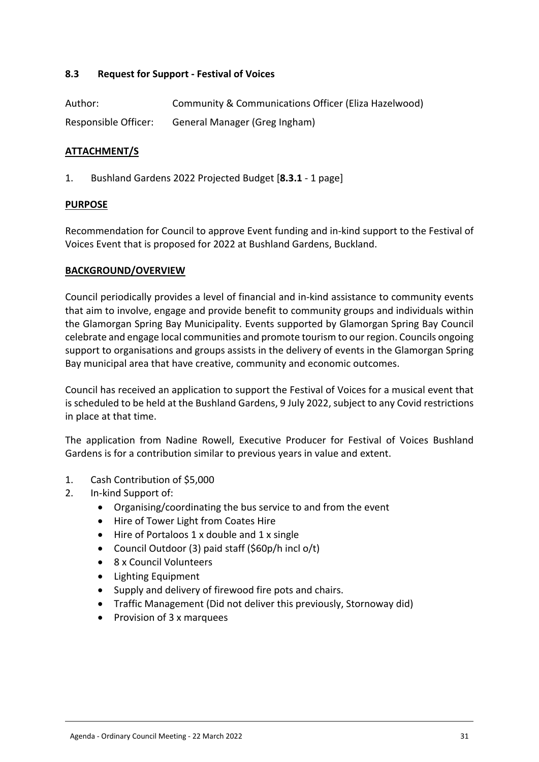### 8.3 Request for Support - Festival of Voices

Author: Community & Communications Officer (Eliza Hazelwood)

Responsible Officer: General Manager (Greg Ingham)

**ATTACHMENT/S**

1. Bushland Gardens 2022 Projected Budget [**8.3.1** - 1 page]

**PURPOSE**

Recommendation for Council to approve Event funding and in-kind support to the Festival of Voices Event that is proposed for 2022 at Bushland Gardens, Buckland.

**BACKGROUND/OVERVIEW**

Council periodically provides a level of financial and in-kind assistance to community events that aim to involve, engage and provide benefit to community groups and individuals within the Glamorgan Spring Bay Municipality. Events supported by Glamorgan Spring Bay Council celebrate and engage local communities and promote tourism to our region. Councils ongoing support to organisations and groups assists in the delivery of events in the Glamorgan Spring Bay municipal area that have creative, community and economic outcomes.

Council has received an application to support the Festival of Voices for a musical event that is scheduled to be held at the Bushland Gardens, 9 July 2022, subject to any Covid restrictions in place at that time.

The application from Nadine Rowell, Executive Producer for Festival of Voices Bushland Gardens is for a contribution similar to previous years in value and extent.

1. Cash Contribution of $5,000
2. In-kind Support of:
   - Organising/coordinating the bus service to and from the event
   - Hire of Tower Light from Coates Hire
   - Hire of Portaloos 1 x double and 1 x single
   - Council Outdoor (3) paid staff ($60p/h incl o/t)
   - 8 x Council Volunteers
   - Lighting Equipment
   - Supply and delivery of firewood fire pots and chairs.
   - Traffic Management (Did not deliver this previously, Stornoway did)
   - Provision of 3 x marquees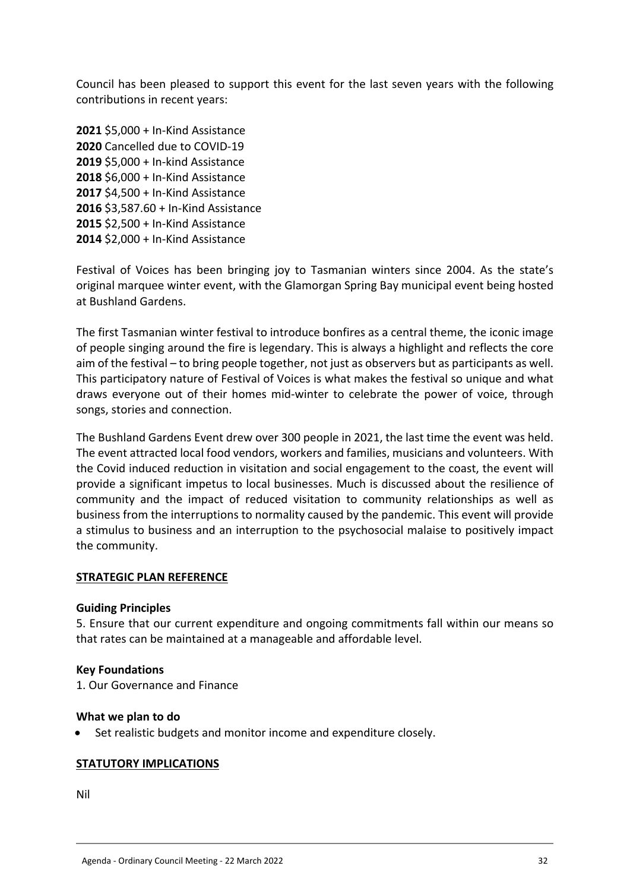Council has been pleased to support this event for the last seven years with the following contributions in recent years:

**2021** $5,000 + In-Kind Assistance
**2020** Cancelled due to COVID-19
**2019** $5,000 + In-kind Assistance
**2018** $6,000 + In-Kind Assistance
**2017** $4,500 + In-Kind Assistance
**2016** $3,587.60 + In-Kind Assistance
**2015** $2,500 + In-Kind Assistance
**2014** $2,000 + In-Kind Assistance

Festival of Voices has been bringing joy to Tasmanian winters since 2004. As the state's original marquee winter event, with the Glamorgan Spring Bay municipal event being hosted at Bushland Gardens.

The first Tasmanian winter festival to introduce bonfires as a central theme, the iconic image of people singing around the fire is legendary. This is always a highlight and reflects the core aim of the festival – to bring people together, not just as observers but as participants as well. This participatory nature of Festival of Voices is what makes the festival so unique and what draws everyone out of their homes mid-winter to celebrate the power of voice, through songs, stories and connection.

The Bushland Gardens Event drew over 300 people in 2021, the last time the event was held. The event attracted local food vendors, workers and families, musicians and volunteers. With the Covid induced reduction in visitation and social engagement to the coast, the event will provide a significant impetus to local businesses. Much is discussed about the resilience of community and the impact of reduced visitation to community relationships as well as business from the interruptions to normality caused by the pandemic. This event will provide a stimulus to business and an interruption to the psychosocial malaise to positively impact the community.

## STRATEGIC PLAN REFERENCE

**Guiding Principles**
5. Ensure that our current expenditure and ongoing commitments fall within our means so that rates can be maintained at a manageable and affordable level.

**Key Foundations**
1. Our Governance and Finance

**What we plan to do**

- Set realistic budgets and monitor income and expenditure closely.

## STATUTORY IMPLICATIONS

Nil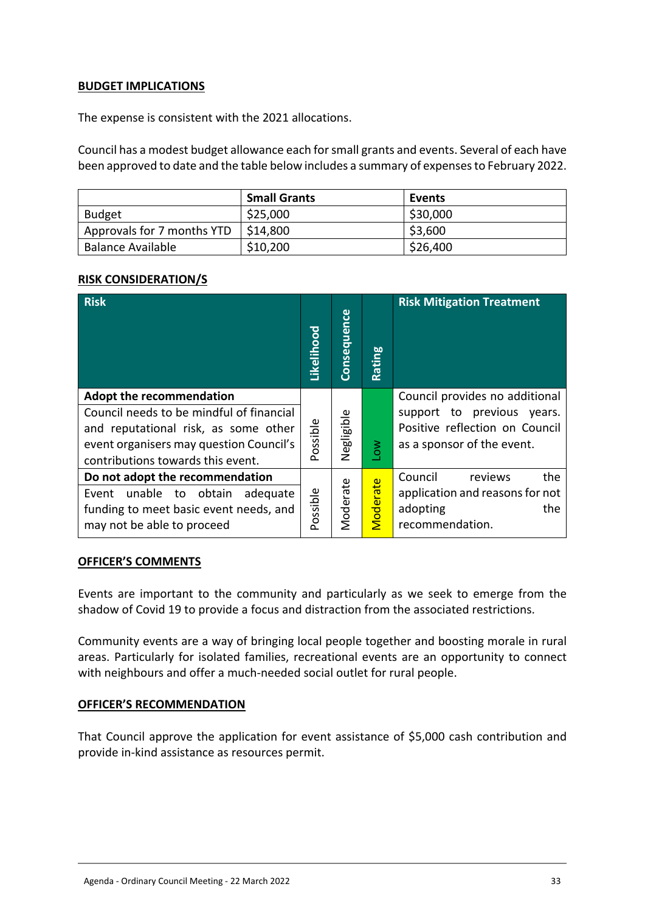**BUDGET IMPLICATIONS**

The expense is consistent with the 2021 allocations.

Council has a modest budget allowance each for small grants and events. Several of each have been approved to date and the table below includes a summary of expenses to February 2022.

| | Small Grants | Events |
|---|---|---|
| Budget | $25,000 | $30,000 |
| Approvals for 7 months YTD | $14,800 | $3,600 |
| Balance Available | $10,200 | $26,400 |

**RISK CONSIDERATION/S**

| Risk | Likelihood | Consequence | Rating | Risk Mitigation Treatment |
|---|---|---|---|---|
| **Adopt the recommendation**<br>Council needs to be mindful of financial and reputational risk, as some other event organisers may question Council's contributions towards this event. | Possible | Negligible | Low | Council provides no additional support to previous years. Positive reflection on Council as a sponsor of the event. |
| **Do not adopt the recommendation**<br>Event unable to obtain adequate funding to meet basic event needs, and may not be able to proceed | Possible | Moderate | Moderate | Council reviews the application and reasons for not adopting the recommendation. |

**OFFICER'S COMMENTS**

Events are important to the community and particularly as we seek to emerge from the shadow of Covid 19 to provide a focus and distraction from the associated restrictions.

Community events are a way of bringing local people together and boosting morale in rural areas. Particularly for isolated families, recreational events are an opportunity to connect with neighbours and offer a much-needed social outlet for rural people.

**OFFICER'S RECOMMENDATION**

That Council approve the application for event assistance of $5,000 cash contribution and provide in-kind assistance as resources permit.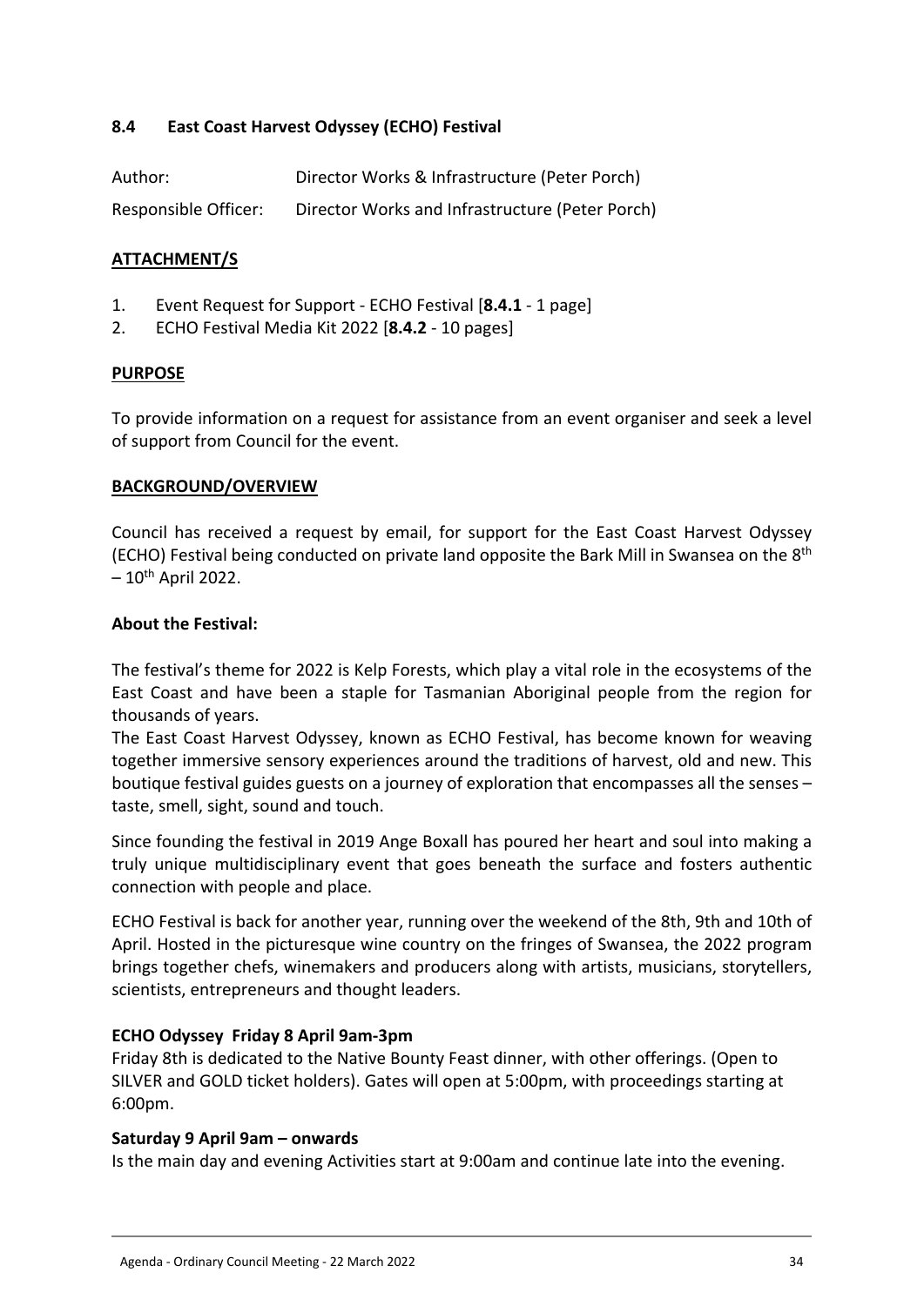## 8.4 East Coast Harvest Odyssey (ECHO) Festival

Author: Director Works & Infrastructure (Peter Porch)

Responsible Officer: Director Works and Infrastructure (Peter Porch)

### ATTACHMENT/S

1. Event Request for Support - ECHO Festival [**8.4.1** - 1 page]
2. ECHO Festival Media Kit 2022 [**8.4.2** - 10 pages]

### PURPOSE

To provide information on a request for assistance from an event organiser and seek a level of support from Council for the event.

### BACKGROUND/OVERVIEW

Council has received a request by email, for support for the East Coast Harvest Odyssey (ECHO) Festival being conducted on private land opposite the Bark Mill in Swansea on the 8th – 10th April 2022.

**About the Festival:**

The festival's theme for 2022 is Kelp Forests, which play a vital role in the ecosystems of the East Coast and have been a staple for Tasmanian Aboriginal people from the region for thousands of years.

The East Coast Harvest Odyssey, known as ECHO Festival, has become known for weaving together immersive sensory experiences around the traditions of harvest, old and new. This boutique festival guides guests on a journey of exploration that encompasses all the senses – taste, smell, sight, sound and touch.

Since founding the festival in 2019 Ange Boxall has poured her heart and soul into making a truly unique multidisciplinary event that goes beneath the surface and fosters authentic connection with people and place.

ECHO Festival is back for another year, running over the weekend of the 8th, 9th and 10th of April. Hosted in the picturesque wine country on the fringes of Swansea, the 2022 program brings together chefs, winemakers and producers along with artists, musicians, storytellers, scientists, entrepreneurs and thought leaders.

**ECHO Odyssey Friday 8 April 9am-3pm**

Friday 8th is dedicated to the Native Bounty Feast dinner, with other offerings. (Open to SILVER and GOLD ticket holders). Gates will open at 5:00pm, with proceedings starting at 6:00pm.

**Saturday 9 April 9am – onwards**

Is the main day and evening Activities start at 9:00am and continue late into the evening.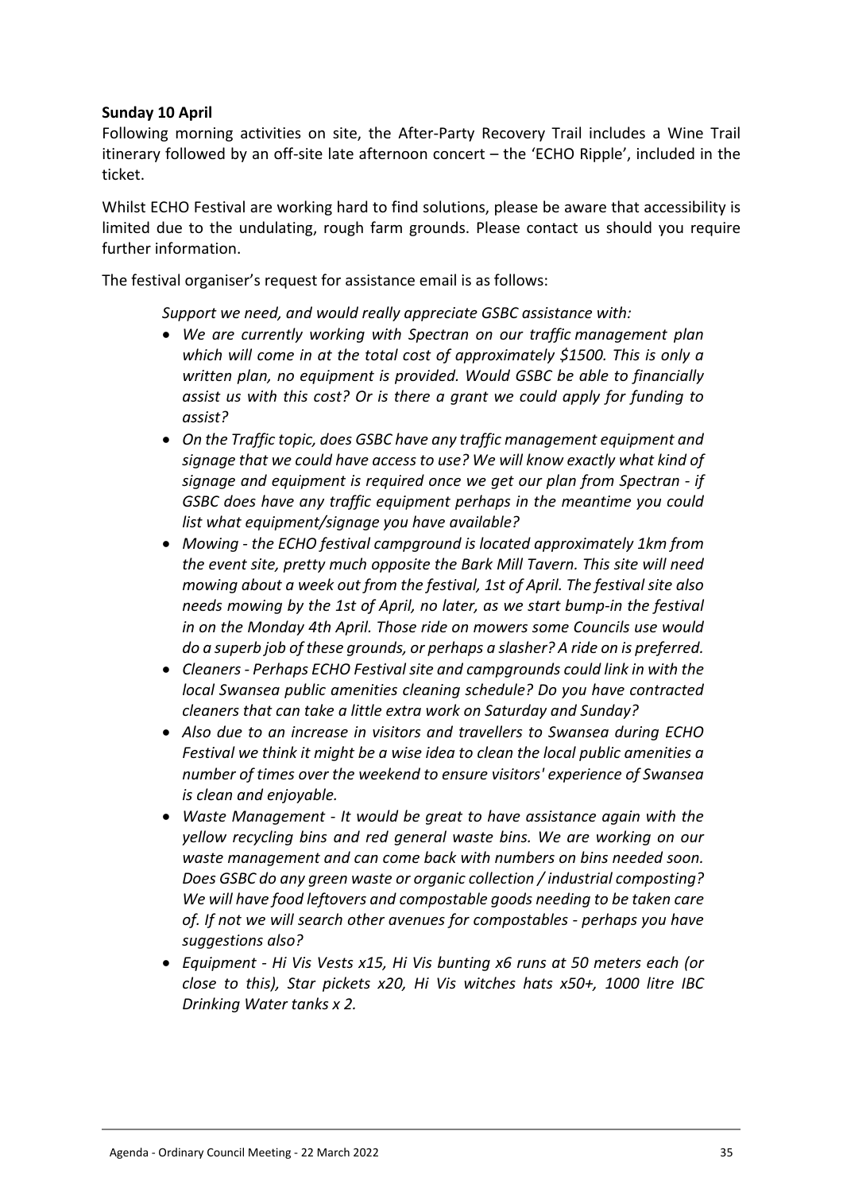**Sunday 10 April**

Following morning activities on site, the After-Party Recovery Trail includes a Wine Trail itinerary followed by an off-site late afternoon concert – the 'ECHO Ripple', included in the ticket.

Whilst ECHO Festival are working hard to find solutions, please be aware that accessibility is limited due to the undulating, rough farm grounds. Please contact us should you require further information.

The festival organiser's request for assistance email is as follows:

> *Support we need, and would really appreciate GSBC assistance with:*
>
> - *We are currently working with Spectran on our traffic management plan which will come in at the total cost of approximately $1500. This is only a written plan, no equipment is provided. Would GSBC be able to financially assist us with this cost? Or is there a grant we could apply for funding to assist?*
> - *On the Traffic topic, does GSBC have any traffic management equipment and signage that we could have access to use? We will know exactly what kind of signage and equipment is required once we get our plan from Spectran - if GSBC does have any traffic equipment perhaps in the meantime you could list what equipment/signage you have available?*
> - *Mowing - the ECHO festival campground is located approximately 1km from the event site, pretty much opposite the Bark Mill Tavern. This site will need mowing about a week out from the festival, 1st of April. The festival site also needs mowing by the 1st of April, no later, as we start bump-in the festival in on the Monday 4th April. Those ride on mowers some Councils use would do a superb job of these grounds, or perhaps a slasher? A ride on is preferred.*
> - *Cleaners - Perhaps ECHO Festival site and campgrounds could link in with the local Swansea public amenities cleaning schedule? Do you have contracted cleaners that can take a little extra work on Saturday and Sunday?*
> - *Also due to an increase in visitors and travellers to Swansea during ECHO Festival we think it might be a wise idea to clean the local public amenities a number of times over the weekend to ensure visitors' experience of Swansea is clean and enjoyable.*
> - *Waste Management - It would be great to have assistance again with the yellow recycling bins and red general waste bins. We are working on our waste management and can come back with numbers on bins needed soon. Does GSBC do any green waste or organic collection / industrial composting? We will have food leftovers and compostable goods needing to be taken care of. If not we will search other avenues for compostables - perhaps you have suggestions also?*
> - *Equipment - Hi Vis Vests x15, Hi Vis bunting x6 runs at 50 meters each (or close to this), Star pickets x20, Hi Vis witches hats x50+, 1000 litre IBC Drinking Water tanks x 2.*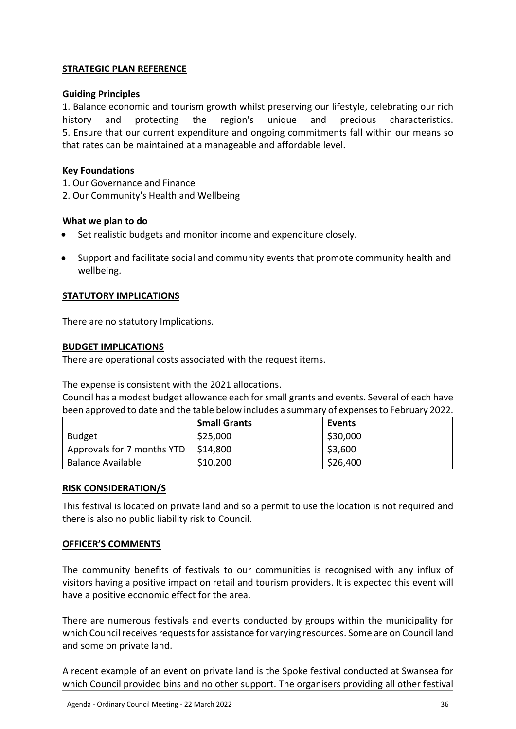## STRATEGIC PLAN REFERENCE

### Guiding Principles

1. Balance economic and tourism growth whilst preserving our lifestyle, celebrating our rich history and protecting the region's unique and precious characteristics.
5. Ensure that our current expenditure and ongoing commitments fall within our means so that rates can be maintained at a manageable and affordable level.

### Key Foundations

1. Our Governance and Finance
2. Our Community's Health and Wellbeing

### What we plan to do

- Set realistic budgets and monitor income and expenditure closely.
- Support and facilitate social and community events that promote community health and wellbeing.

## STATUTORY IMPLICATIONS

There are no statutory Implications.

## BUDGET IMPLICATIONS

There are operational costs associated with the request items.

The expense is consistent with the 2021 allocations.
Council has a modest budget allowance each for small grants and events. Several of each have been approved to date and the table below includes a summary of expenses to February 2022.

| | Small Grants | Events |
|---|---|---|
| Budget | $25,000 | $30,000 |
| Approvals for 7 months YTD | $14,800 | $3,600 |
| Balance Available | $10,200 | $26,400 |

## RISK CONSIDERATION/S

This festival is located on private land and so a permit to use the location is not required and there is also no public liability risk to Council.

## OFFICER'S COMMENTS

The community benefits of festivals to our communities is recognised with any influx of visitors having a positive impact on retail and tourism providers. It is expected this event will have a positive economic effect for the area.

There are numerous festivals and events conducted by groups within the municipality for which Council receives requests for assistance for varying resources. Some are on Council land and some on private land.

A recent example of an event on private land is the Spoke festival conducted at Swansea for which Council provided bins and no other support. The organisers providing all other festival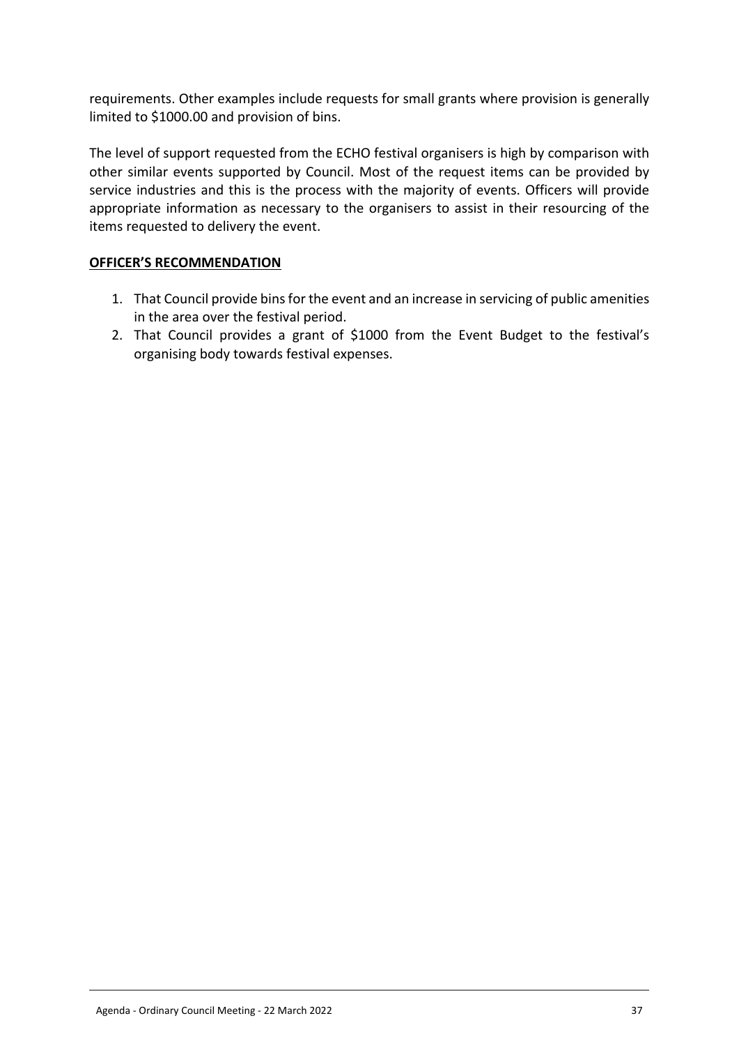requirements. Other examples include requests for small grants where provision is generally limited to $1000.00 and provision of bins.

The level of support requested from the ECHO festival organisers is high by comparison with other similar events supported by Council. Most of the request items can be provided by service industries and this is the process with the majority of events. Officers will provide appropriate information as necessary to the organisers to assist in their resourcing of the items requested to delivery the event.

**OFFICER'S RECOMMENDATION**

1. That Council provide bins for the event and an increase in servicing of public amenities in the area over the festival period.
2. That Council provides a grant of $1000 from the Event Budget to the festival's organising body towards festival expenses.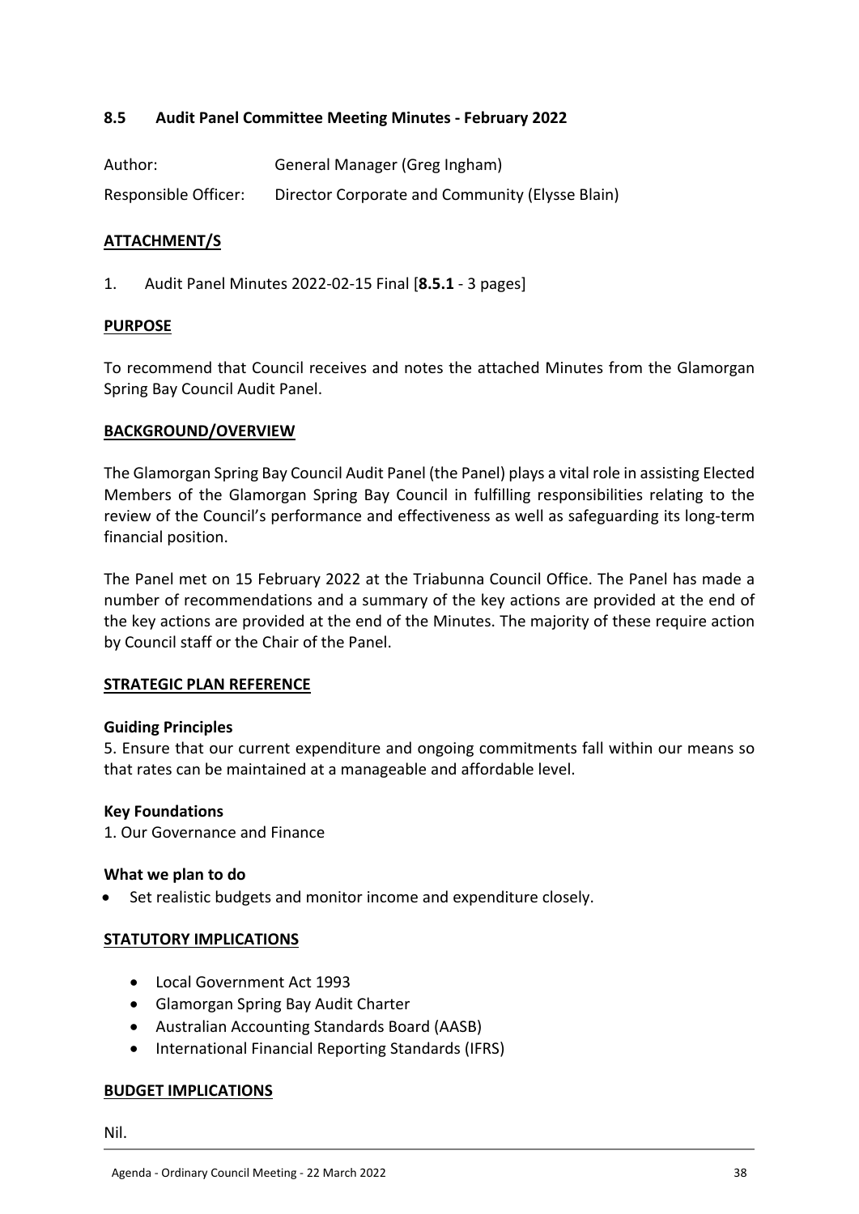## 8.5 Audit Panel Committee Meeting Minutes - February 2022

Author: General Manager (Greg Ingham)

Responsible Officer: Director Corporate and Community (Elysse Blain)

### ATTACHMENT/S

1. Audit Panel Minutes 2022-02-15 Final [**8.5.1** - 3 pages]

### PURPOSE

To recommend that Council receives and notes the attached Minutes from the Glamorgan Spring Bay Council Audit Panel.

### BACKGROUND/OVERVIEW

The Glamorgan Spring Bay Council Audit Panel (the Panel) plays a vital role in assisting Elected Members of the Glamorgan Spring Bay Council in fulfilling responsibilities relating to the review of the Council's performance and effectiveness as well as safeguarding its long-term financial position.

The Panel met on 15 February 2022 at the Triabunna Council Office. The Panel has made a number of recommendations and a summary of the key actions are provided at the end of the key actions are provided at the end of the Minutes. The majority of these require action by Council staff or the Chair of the Panel.

### STRATEGIC PLAN REFERENCE

**Guiding Principles**

5. Ensure that our current expenditure and ongoing commitments fall within our means so that rates can be maintained at a manageable and affordable level.

**Key Foundations**

1. Our Governance and Finance

**What we plan to do**

- Set realistic budgets and monitor income and expenditure closely.

### STATUTORY IMPLICATIONS

- Local Government Act 1993
- Glamorgan Spring Bay Audit Charter
- Australian Accounting Standards Board (AASB)
- International Financial Reporting Standards (IFRS)

### BUDGET IMPLICATIONS

Nil.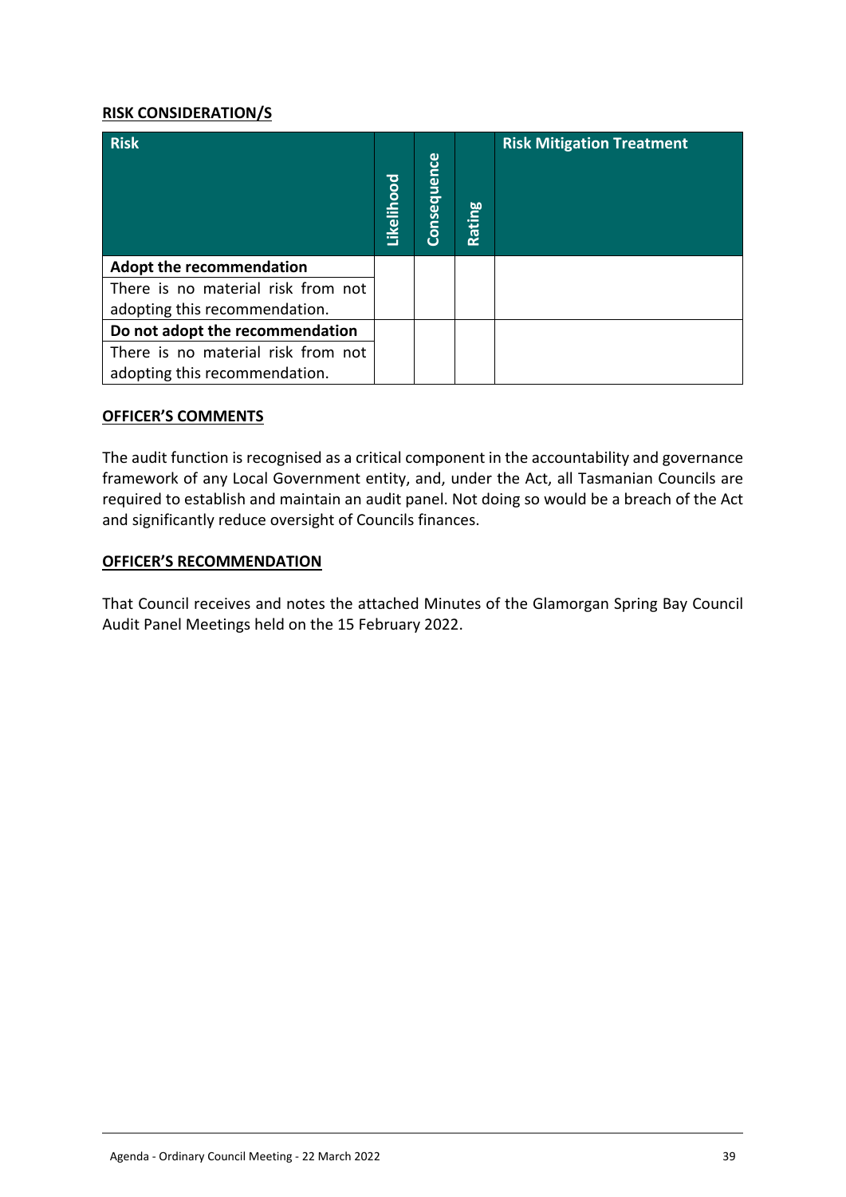**RISK CONSIDERATION/S**

| Risk | Likelihood | Consequence | Rating | Risk Mitigation Treatment |
|---|---|---|---|---|
| **Adopt the recommendation** | | | | |
| There is no material risk from not adopting this recommendation. | | | | |
| **Do not adopt the recommendation** | | | | |
| There is no material risk from not adopting this recommendation. | | | | |

**OFFICER'S COMMENTS**

The audit function is recognised as a critical component in the accountability and governance framework of any Local Government entity, and, under the Act, all Tasmanian Councils are required to establish and maintain an audit panel. Not doing so would be a breach of the Act and significantly reduce oversight of Councils finances.

**OFFICER'S RECOMMENDATION**

That Council receives and notes the attached Minutes of the Glamorgan Spring Bay Council Audit Panel Meetings held on the 15 February 2022.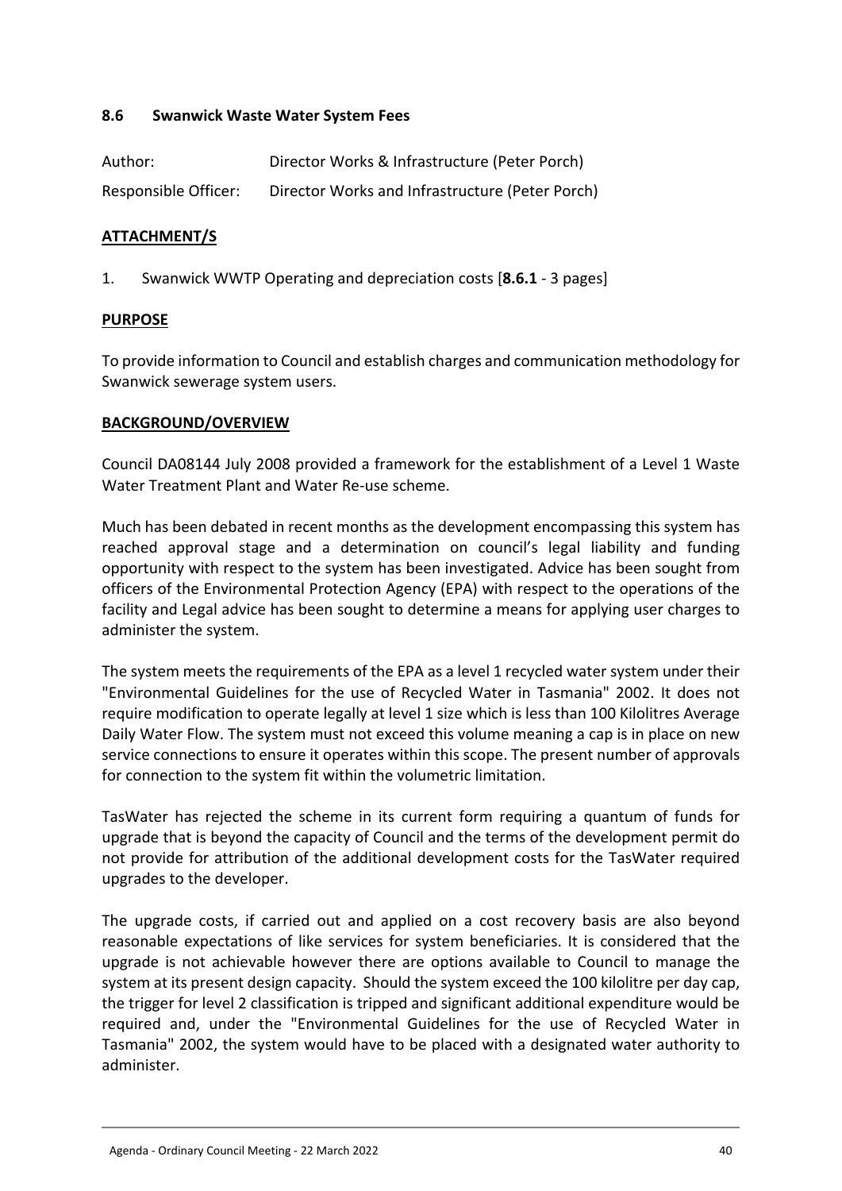### 8.6 Swanwick Waste Water System Fees

Author: Director Works & Infrastructure (Peter Porch)

Responsible Officer: Director Works and Infrastructure (Peter Porch)

**ATTACHMENT/S**

1. Swanwick WWTP Operating and depreciation costs [**8.6.1** - 3 pages]

**PURPOSE**

To provide information to Council and establish charges and communication methodology for Swanwick sewerage system users.

**BACKGROUND/OVERVIEW**

Council DA08144 July 2008 provided a framework for the establishment of a Level 1 Waste Water Treatment Plant and Water Re-use scheme.

Much has been debated in recent months as the development encompassing this system has reached approval stage and a determination on council's legal liability and funding opportunity with respect to the system has been investigated. Advice has been sought from officers of the Environmental Protection Agency (EPA) with respect to the operations of the facility and Legal advice has been sought to determine a means for applying user charges to administer the system.

The system meets the requirements of the EPA as a level 1 recycled water system under their "Environmental Guidelines for the use of Recycled Water in Tasmania" 2002. It does not require modification to operate legally at level 1 size which is less than 100 Kilolitres Average Daily Water Flow. The system must not exceed this volume meaning a cap is in place on new service connections to ensure it operates within this scope. The present number of approvals for connection to the system fit within the volumetric limitation.

TasWater has rejected the scheme in its current form requiring a quantum of funds for upgrade that is beyond the capacity of Council and the terms of the development permit do not provide for attribution of the additional development costs for the TasWater required upgrades to the developer.

The upgrade costs, if carried out and applied on a cost recovery basis are also beyond reasonable expectations of like services for system beneficiaries. It is considered that the upgrade is not achievable however there are options available to Council to manage the system at its present design capacity. Should the system exceed the 100 kilolitre per day cap, the trigger for level 2 classification is tripped and significant additional expenditure would be required and, under the "Environmental Guidelines for the use of Recycled Water in Tasmania" 2002, the system would have to be placed with a designated water authority to administer.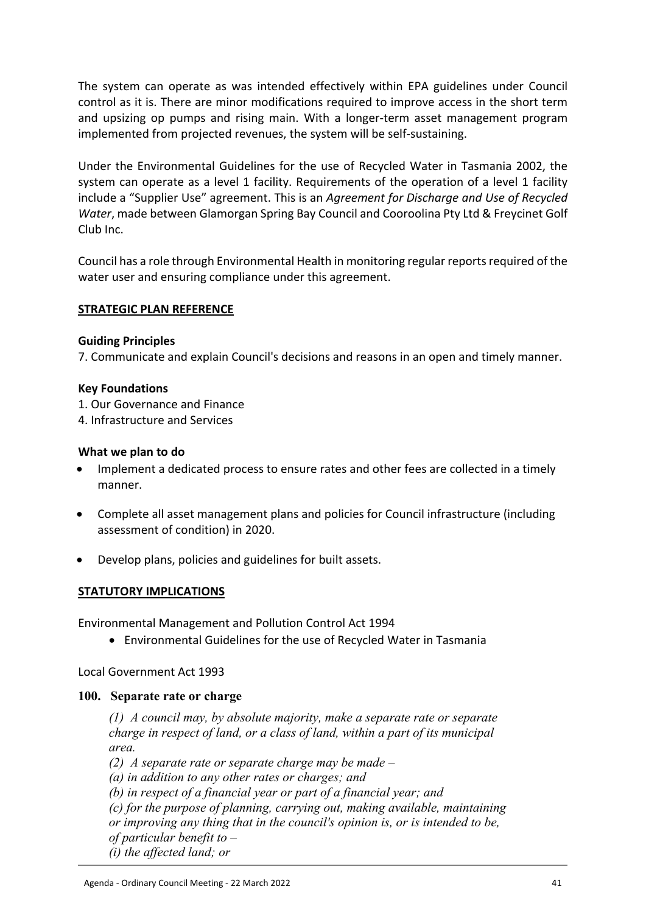The system can operate as was intended effectively within EPA guidelines under Council control as it is. There are minor modifications required to improve access in the short term and upsizing op pumps and rising main. With a longer-term asset management program implemented from projected revenues, the system will be self-sustaining.

Under the Environmental Guidelines for the use of Recycled Water in Tasmania 2002, the system can operate as a level 1 facility. Requirements of the operation of a level 1 facility include a "Supplier Use" agreement. This is an *Agreement for Discharge and Use of Recycled Water*, made between Glamorgan Spring Bay Council and Cooroolina Pty Ltd & Freycinet Golf Club Inc.

Council has a role through Environmental Health in monitoring regular reports required of the water user and ensuring compliance under this agreement.

## STRATEGIC PLAN REFERENCE

**Guiding Principles**

7. Communicate and explain Council's decisions and reasons in an open and timely manner.

**Key Foundations**

1. Our Governance and Finance
4. Infrastructure and Services

**What we plan to do**

- Implement a dedicated process to ensure rates and other fees are collected in a timely manner.
- Complete all asset management plans and policies for Council infrastructure (including assessment of condition) in 2020.
- Develop plans, policies and guidelines for built assets.

## STATUTORY IMPLICATIONS

Environmental Management and Pollution Control Act 1994

- Environmental Guidelines for the use of Recycled Water in Tasmania

Local Government Act 1993

**100. Separate rate or charge**

*(1) A council may, by absolute majority, make a separate rate or separate charge in respect of land, or a class of land, within a part of its municipal area.*

*(2) A separate rate or separate charge may be made –*

*(a) in addition to any other rates or charges; and*

*(b) in respect of a financial year or part of a financial year; and*

*(c) for the purpose of planning, carrying out, making available, maintaining or improving any thing that in the council's opinion is, or is intended to be, of particular benefit to –*

*(i) the affected land; or*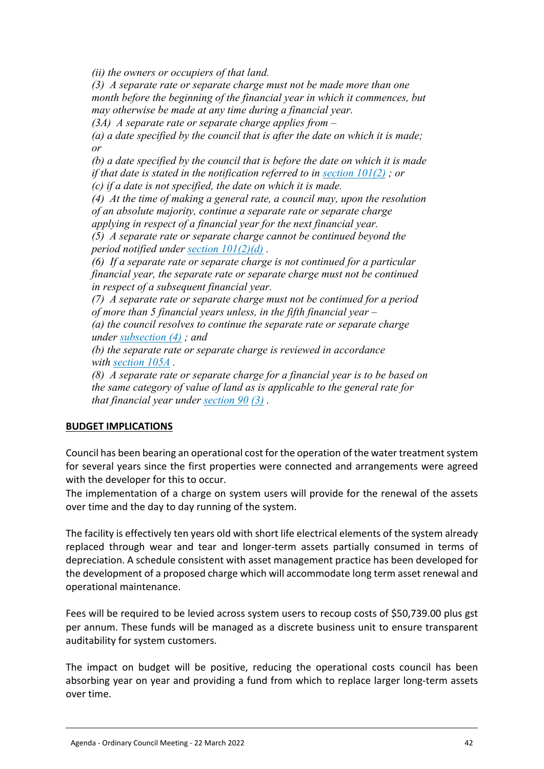*(ii) the owners or occupiers of that land.*

*(3) A separate rate or separate charge must not be made more than one month before the beginning of the financial year in which it commences, but may otherwise be made at any time during a financial year.*

*(3A) A separate rate or separate charge applies from –*

*(a) a date specified by the council that is after the date on which it is made; or*

*(b) a date specified by the council that is before the date on which it is made if that date is stated in the notification referred to in section 101(2) ; or*

*(c) if a date is not specified, the date on which it is made.*

*(4) At the time of making a general rate, a council may, upon the resolution of an absolute majority, continue a separate rate or separate charge applying in respect of a financial year for the next financial year.*

*(5) A separate rate or separate charge cannot be continued beyond the period notified under section 101(2)(d) .*

*(6) If a separate rate or separate charge is not continued for a particular financial year, the separate rate or separate charge must not be continued in respect of a subsequent financial year.*

*(7) A separate rate or separate charge must not be continued for a period of more than 5 financial years unless, in the fifth financial year –*

*(a) the council resolves to continue the separate rate or separate charge under subsection (4) ; and*

*(b) the separate rate or separate charge is reviewed in accordance with section 105A .*

*(8) A separate rate or separate charge for a financial year is to be based on the same category of value of land as is applicable to the general rate for that financial year under section 90 (3) .*

**BUDGET IMPLICATIONS**

Council has been bearing an operational cost for the operation of the water treatment system for several years since the first properties were connected and arrangements were agreed with the developer for this to occur.

The implementation of a charge on system users will provide for the renewal of the assets over time and the day to day running of the system.

The facility is effectively ten years old with short life electrical elements of the system already replaced through wear and tear and longer-term assets partially consumed in terms of depreciation. A schedule consistent with asset management practice has been developed for the development of a proposed charge which will accommodate long term asset renewal and operational maintenance.

Fees will be required to be levied across system users to recoup costs of $50,739.00 plus gst per annum. These funds will be managed as a discrete business unit to ensure transparent auditability for system customers.

The impact on budget will be positive, reducing the operational costs council has been absorbing year on year and providing a fund from which to replace larger long-term assets over time.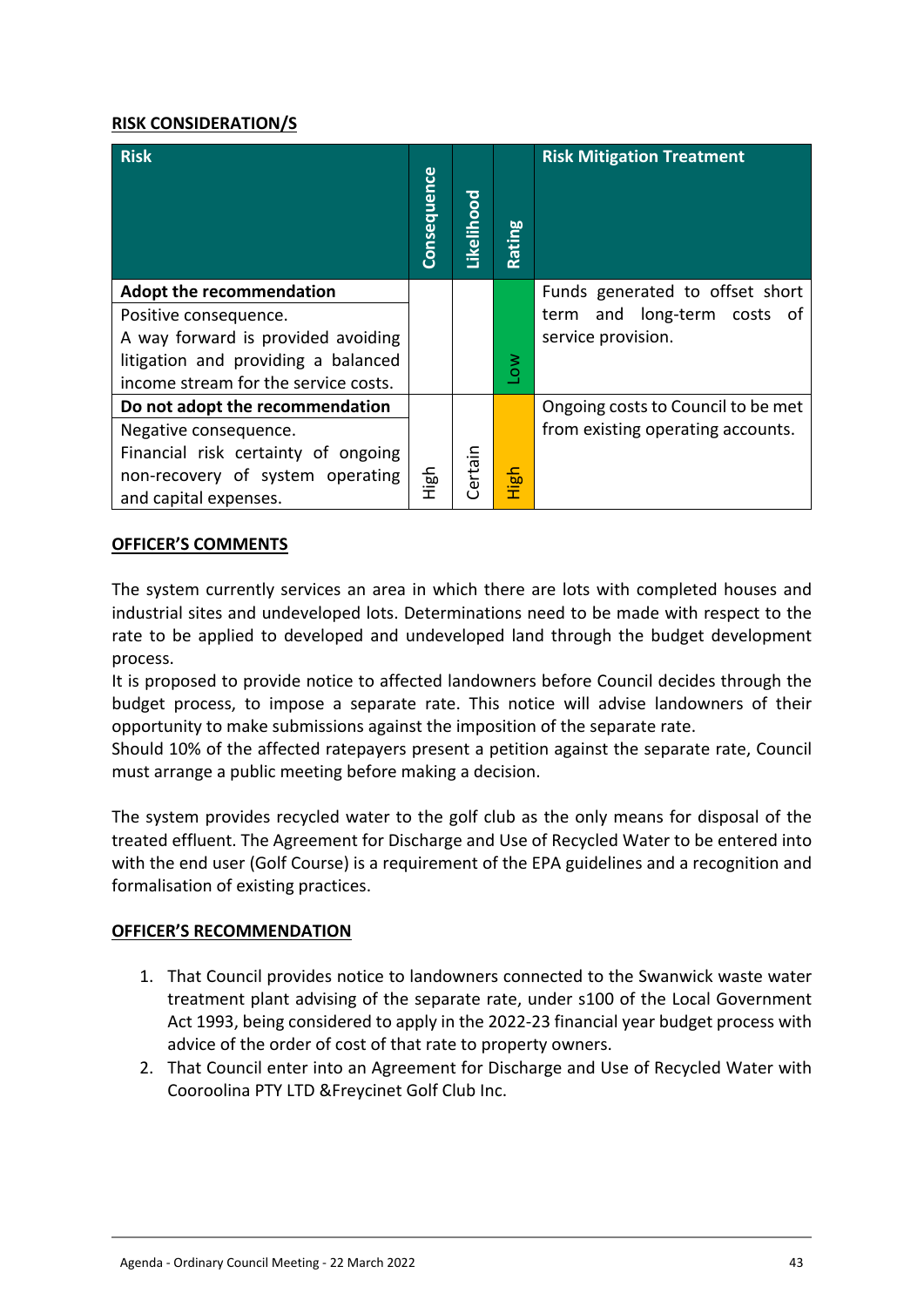**RISK CONSIDERATION/S**

| Risk | Consequence | Likelihood | Rating | Risk Mitigation Treatment |
|---|---|---|---|---|
| **Adopt the recommendation**<br>Positive consequence.<br>A way forward is provided avoiding litigation and providing a balanced income stream for the service costs. | | | Low | Funds generated to offset short term and long-term costs of service provision. |
| **Do not adopt the recommendation**<br>Negative consequence.<br>Financial risk certainty of ongoing non-recovery of system operating and capital expenses. | High | Certain | High | Ongoing costs to Council to be met from existing operating accounts. |

**OFFICER'S COMMENTS**

The system currently services an area in which there are lots with completed houses and industrial sites and undeveloped lots. Determinations need to be made with respect to the rate to be applied to developed and undeveloped land through the budget development process.

It is proposed to provide notice to affected landowners before Council decides through the budget process, to impose a separate rate. This notice will advise landowners of their opportunity to make submissions against the imposition of the separate rate.

Should 10% of the affected ratepayers present a petition against the separate rate, Council must arrange a public meeting before making a decision.

The system provides recycled water to the golf club as the only means for disposal of the treated effluent. The Agreement for Discharge and Use of Recycled Water to be entered into with the end user (Golf Course) is a requirement of the EPA guidelines and a recognition and formalisation of existing practices.

**OFFICER'S RECOMMENDATION**

1. That Council provides notice to landowners connected to the Swanwick waste water treatment plant advising of the separate rate, under s100 of the Local Government Act 1993, being considered to apply in the 2022-23 financial year budget process with advice of the order of cost of that rate to property owners.
2. That Council enter into an Agreement for Discharge and Use of Recycled Water with Cooroolina PTY LTD &Freycinet Golf Club Inc.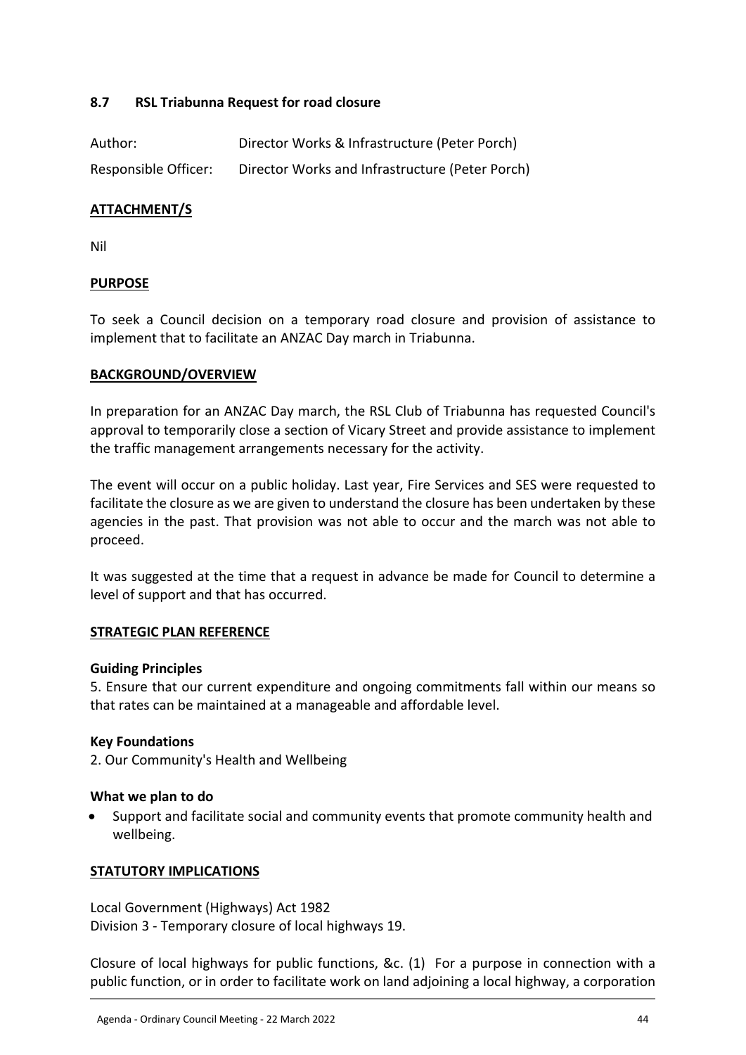## 8.7 RSL Triabunna Request for road closure

| | |
|---|---|
| Author: | Director Works & Infrastructure (Peter Porch) |
| Responsible Officer: | Director Works and Infrastructure (Peter Porch) |

**ATTACHMENT/S**

Nil

**PURPOSE**

To seek a Council decision on a temporary road closure and provision of assistance to implement that to facilitate an ANZAC Day march in Triabunna.

**BACKGROUND/OVERVIEW**

In preparation for an ANZAC Day march, the RSL Club of Triabunna has requested Council's approval to temporarily close a section of Vicary Street and provide assistance to implement the traffic management arrangements necessary for the activity.

The event will occur on a public holiday. Last year, Fire Services and SES were requested to facilitate the closure as we are given to understand the closure has been undertaken by these agencies in the past. That provision was not able to occur and the march was not able to proceed.

It was suggested at the time that a request in advance be made for Council to determine a level of support and that has occurred.

**STRATEGIC PLAN REFERENCE**

**Guiding Principles**
5. Ensure that our current expenditure and ongoing commitments fall within our means so that rates can be maintained at a manageable and affordable level.

**Key Foundations**
2. Our Community's Health and Wellbeing

**What we plan to do**

- Support and facilitate social and community events that promote community health and wellbeing.

**STATUTORY IMPLICATIONS**

Local Government (Highways) Act 1982
Division 3 - Temporary closure of local highways 19.

Closure of local highways for public functions, &c. (1) For a purpose in connection with a public function, or in order to facilitate work on land adjoining a local highway, a corporation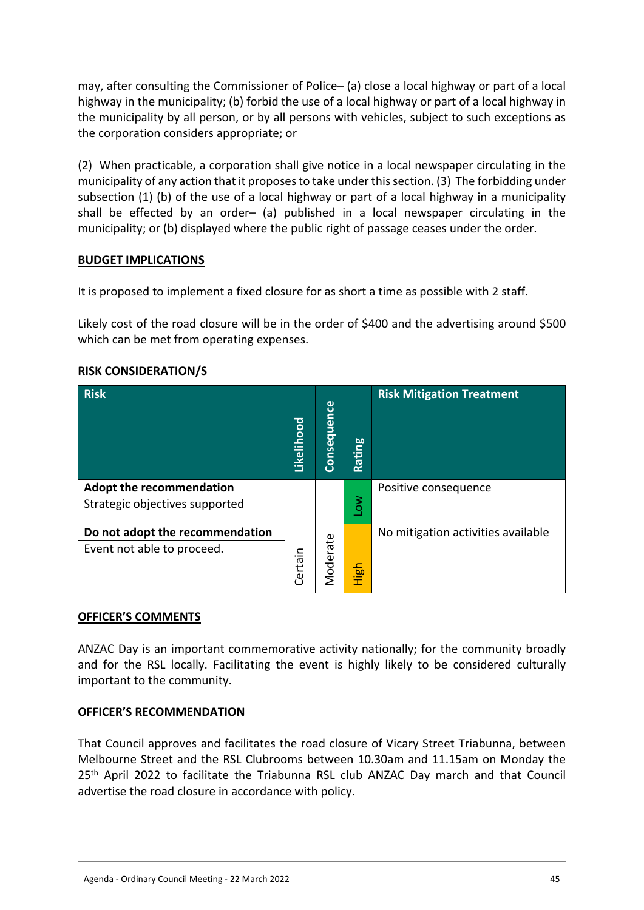may, after consulting the Commissioner of Police– (a) close a local highway or part of a local highway in the municipality; (b) forbid the use of a local highway or part of a local highway in the municipality by all person, or by all persons with vehicles, subject to such exceptions as the corporation considers appropriate; or

(2) When practicable, a corporation shall give notice in a local newspaper circulating in the municipality of any action that it proposes to take under this section. (3) The forbidding under subsection (1) (b) of the use of a local highway or part of a local highway in a municipality shall be effected by an order– (a) published in a local newspaper circulating in the municipality; or (b) displayed where the public right of passage ceases under the order.

**BUDGET IMPLICATIONS**

It is proposed to implement a fixed closure for as short a time as possible with 2 staff.

Likely cost of the road closure will be in the order of $400 and the advertising around $500 which can be met from operating expenses.

**RISK CONSIDERATION/S**

| Risk | Likelihood | Consequence | Rating | Risk Mitigation Treatment |
|---|---|---|---|---|
| **Adopt the recommendation**<br>Strategic objectives supported | | | Low | Positive consequence |
| **Do not adopt the recommendation**<br>Event not able to proceed. | Certain | Moderate | High | No mitigation activities available |

**OFFICER'S COMMENTS**

ANZAC Day is an important commemorative activity nationally; for the community broadly and for the RSL locally. Facilitating the event is highly likely to be considered culturally important to the community.

**OFFICER'S RECOMMENDATION**

That Council approves and facilitates the road closure of Vicary Street Triabunna, between Melbourne Street and the RSL Clubrooms between 10.30am and 11.15am on Monday the 25th April 2022 to facilitate the Triabunna RSL club ANZAC Day march and that Council advertise the road closure in accordance with policy.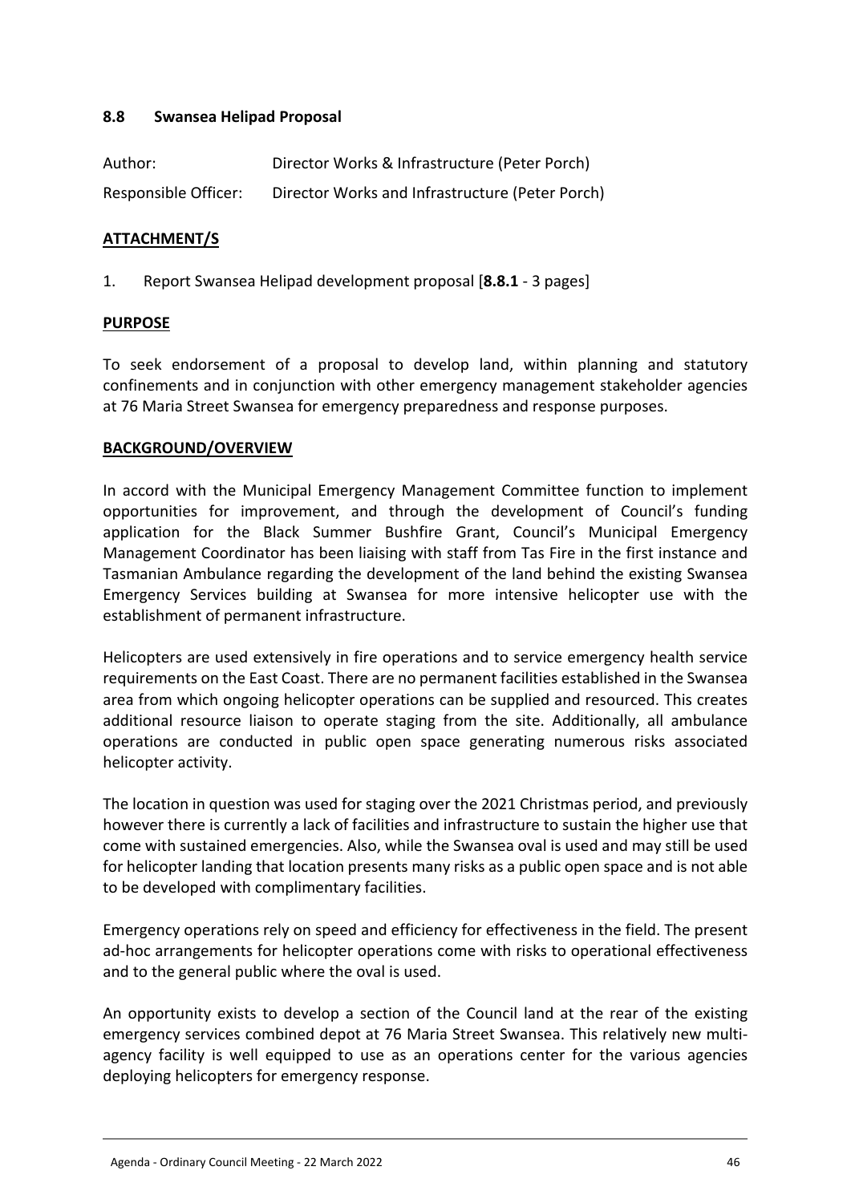### 8.8 Swansea Helipad Proposal

| | |
|---|---|
| Author: | Director Works & Infrastructure (Peter Porch) |
| Responsible Officer: | Director Works and Infrastructure (Peter Porch) |

**ATTACHMENT/S**

1. Report Swansea Helipad development proposal [**8.8.1** - 3 pages]

**PURPOSE**

To seek endorsement of a proposal to develop land, within planning and statutory confinements and in conjunction with other emergency management stakeholder agencies at 76 Maria Street Swansea for emergency preparedness and response purposes.

**BACKGROUND/OVERVIEW**

In accord with the Municipal Emergency Management Committee function to implement opportunities for improvement, and through the development of Council's funding application for the Black Summer Bushfire Grant, Council's Municipal Emergency Management Coordinator has been liaising with staff from Tas Fire in the first instance and Tasmanian Ambulance regarding the development of the land behind the existing Swansea Emergency Services building at Swansea for more intensive helicopter use with the establishment of permanent infrastructure.

Helicopters are used extensively in fire operations and to service emergency health service requirements on the East Coast. There are no permanent facilities established in the Swansea area from which ongoing helicopter operations can be supplied and resourced. This creates additional resource liaison to operate staging from the site. Additionally, all ambulance operations are conducted in public open space generating numerous risks associated helicopter activity.

The location in question was used for staging over the 2021 Christmas period, and previously however there is currently a lack of facilities and infrastructure to sustain the higher use that come with sustained emergencies. Also, while the Swansea oval is used and may still be used for helicopter landing that location presents many risks as a public open space and is not able to be developed with complimentary facilities.

Emergency operations rely on speed and efficiency for effectiveness in the field. The present ad-hoc arrangements for helicopter operations come with risks to operational effectiveness and to the general public where the oval is used.

An opportunity exists to develop a section of the Council land at the rear of the existing emergency services combined depot at 76 Maria Street Swansea. This relatively new multi-agency facility is well equipped to use as an operations center for the various agencies deploying helicopters for emergency response.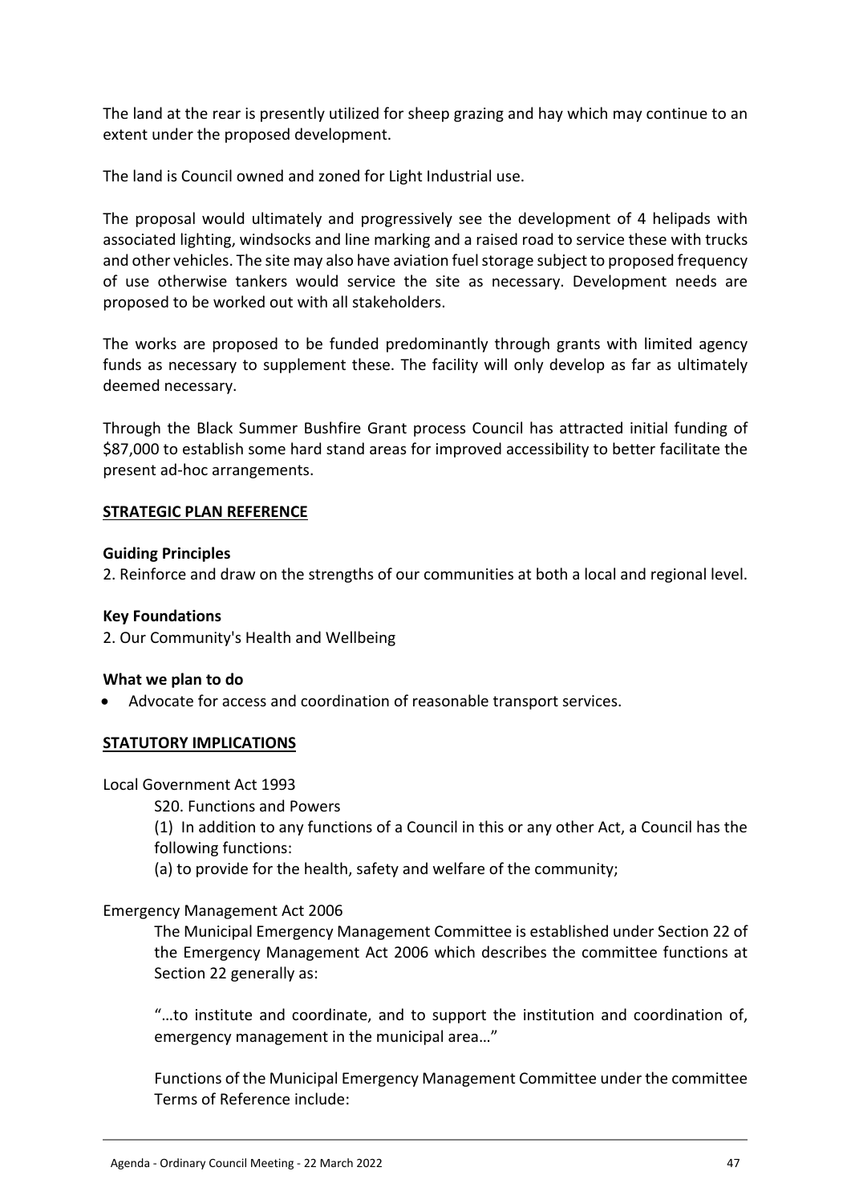The land at the rear is presently utilized for sheep grazing and hay which may continue to an extent under the proposed development.

The land is Council owned and zoned for Light Industrial use.

The proposal would ultimately and progressively see the development of 4 helipads with associated lighting, windsocks and line marking and a raised road to service these with trucks and other vehicles. The site may also have aviation fuel storage subject to proposed frequency of use otherwise tankers would service the site as necessary. Development needs are proposed to be worked out with all stakeholders.

The works are proposed to be funded predominantly through grants with limited agency funds as necessary to supplement these. The facility will only develop as far as ultimately deemed necessary.

Through the Black Summer Bushfire Grant process Council has attracted initial funding of $87,000 to establish some hard stand areas for improved accessibility to better facilitate the present ad-hoc arrangements.

## STRATEGIC PLAN REFERENCE

**Guiding Principles**

2. Reinforce and draw on the strengths of our communities at both a local and regional level.

**Key Foundations**

2. Our Community's Health and Wellbeing

**What we plan to do**

- Advocate for access and coordination of reasonable transport services.

## STATUTORY IMPLICATIONS

Local Government Act 1993

S20. Functions and Powers

(1) In addition to any functions of a Council in this or any other Act, a Council has the following functions:

(a) to provide for the health, safety and welfare of the community;

Emergency Management Act 2006

The Municipal Emergency Management Committee is established under Section 22 of the Emergency Management Act 2006 which describes the committee functions at Section 22 generally as:

"…to institute and coordinate, and to support the institution and coordination of, emergency management in the municipal area…"

Functions of the Municipal Emergency Management Committee under the committee Terms of Reference include: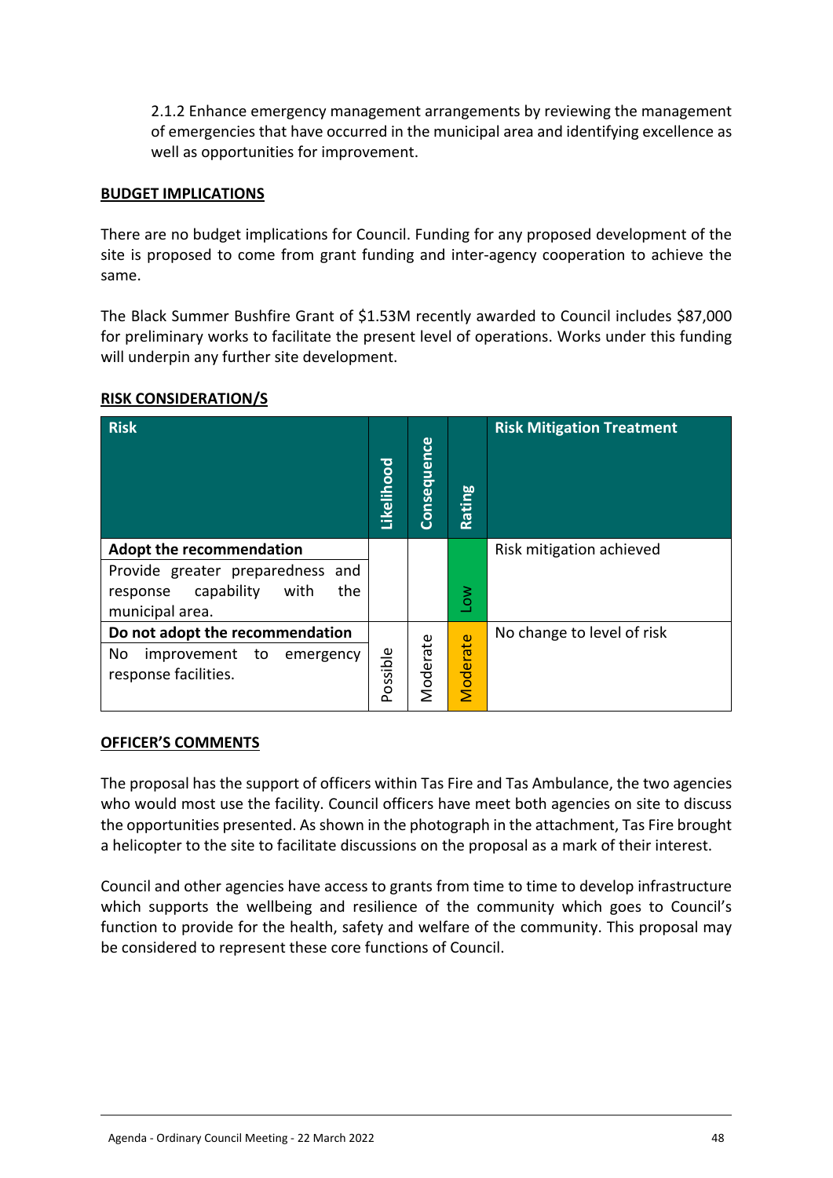2.1.2 Enhance emergency management arrangements by reviewing the management of emergencies that have occurred in the municipal area and identifying excellence as well as opportunities for improvement.

**BUDGET IMPLICATIONS**

There are no budget implications for Council. Funding for any proposed development of the site is proposed to come from grant funding and inter-agency cooperation to achieve the same.

The Black Summer Bushfire Grant of $1.53M recently awarded to Council includes $87,000 for preliminary works to facilitate the present level of operations. Works under this funding will underpin any further site development.

**RISK CONSIDERATION/S**

| Risk | Likelihood | Consequence | Rating | Risk Mitigation Treatment |
|---|---|---|---|---|
| **Adopt the recommendation**<br>Provide greater preparedness and response capability with the municipal area. | | | Low | Risk mitigation achieved |
| **Do not adopt the recommendation**<br>No improvement to emergency response facilities. | Possible | Moderate | Moderate | No change to level of risk |

**OFFICER'S COMMENTS**

The proposal has the support of officers within Tas Fire and Tas Ambulance, the two agencies who would most use the facility. Council officers have meet both agencies on site to discuss the opportunities presented. As shown in the photograph in the attachment, Tas Fire brought a helicopter to the site to facilitate discussions on the proposal as a mark of their interest.

Council and other agencies have access to grants from time to time to develop infrastructure which supports the wellbeing and resilience of the community which goes to Council's function to provide for the health, safety and welfare of the community. This proposal may be considered to represent these core functions of Council.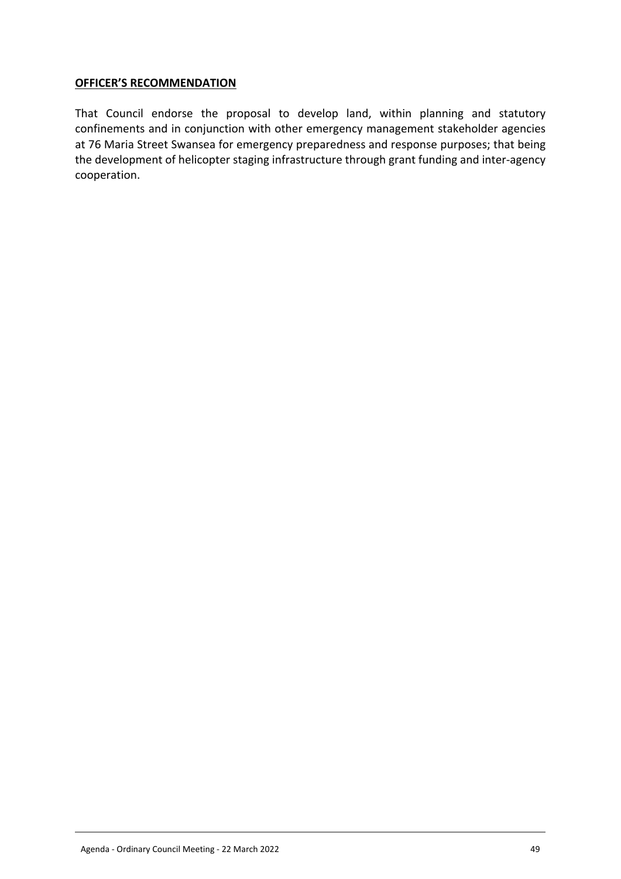**OFFICER'S RECOMMENDATION**

That Council endorse the proposal to develop land, within planning and statutory confinements and in conjunction with other emergency management stakeholder agencies at 76 Maria Street Swansea for emergency preparedness and response purposes; that being the development of helicopter staging infrastructure through grant funding and inter-agency cooperation.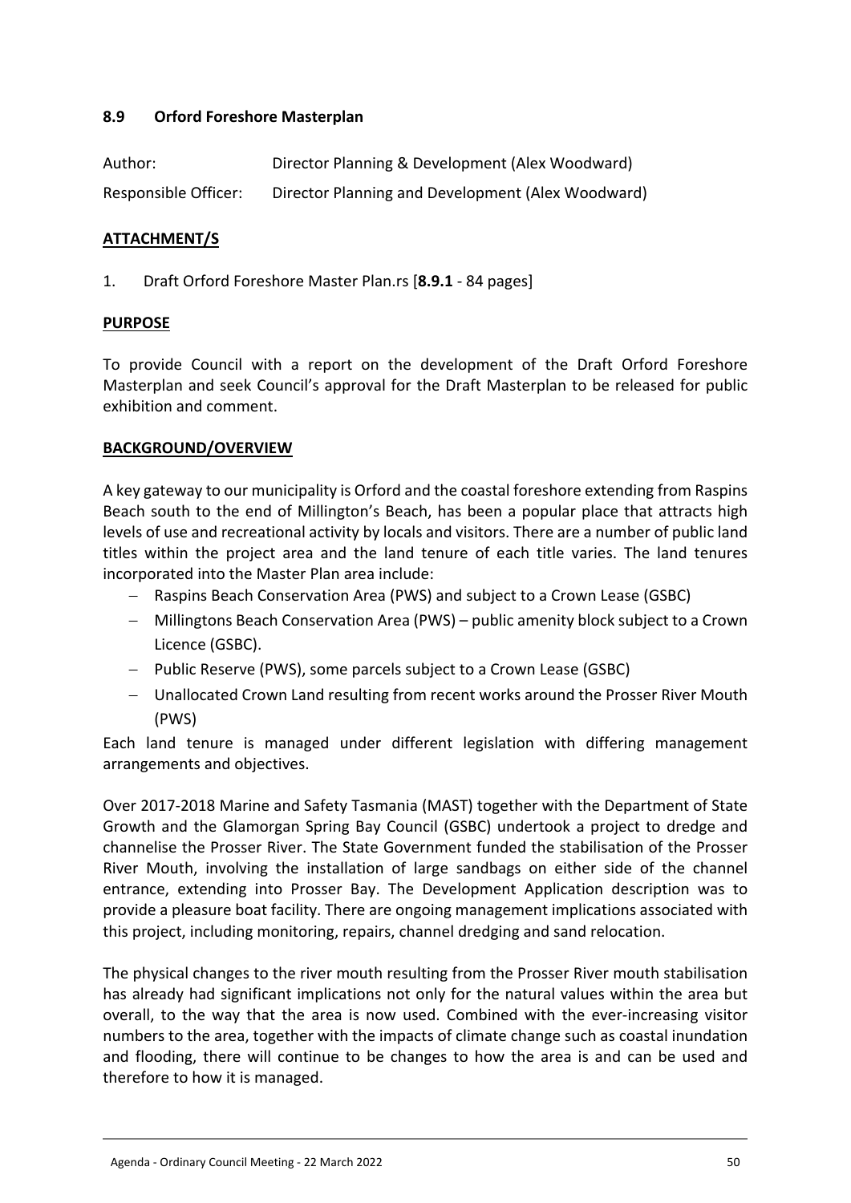## 8.9 Orford Foreshore Masterplan

Author: Director Planning & Development (Alex Woodward)

Responsible Officer: Director Planning and Development (Alex Woodward)

**ATTACHMENT/S**

1. Draft Orford Foreshore Master Plan.rs [**8.9.1** - 84 pages]

**PURPOSE**

To provide Council with a report on the development of the Draft Orford Foreshore Masterplan and seek Council's approval for the Draft Masterplan to be released for public exhibition and comment.

**BACKGROUND/OVERVIEW**

A key gateway to our municipality is Orford and the coastal foreshore extending from Raspins Beach south to the end of Millington's Beach, has been a popular place that attracts high levels of use and recreational activity by locals and visitors. There are a number of public land titles within the project area and the land tenure of each title varies. The land tenures incorporated into the Master Plan area include:

- Raspins Beach Conservation Area (PWS) and subject to a Crown Lease (GSBC)
- Millingtons Beach Conservation Area (PWS) – public amenity block subject to a Crown Licence (GSBC).
- Public Reserve (PWS), some parcels subject to a Crown Lease (GSBC)
- Unallocated Crown Land resulting from recent works around the Prosser River Mouth (PWS)

Each land tenure is managed under different legislation with differing management arrangements and objectives.

Over 2017-2018 Marine and Safety Tasmania (MAST) together with the Department of State Growth and the Glamorgan Spring Bay Council (GSBC) undertook a project to dredge and channelise the Prosser River. The State Government funded the stabilisation of the Prosser River Mouth, involving the installation of large sandbags on either side of the channel entrance, extending into Prosser Bay. The Development Application description was to provide a pleasure boat facility. There are ongoing management implications associated with this project, including monitoring, repairs, channel dredging and sand relocation.

The physical changes to the river mouth resulting from the Prosser River mouth stabilisation has already had significant implications not only for the natural values within the area but overall, to the way that the area is now used. Combined with the ever-increasing visitor numbers to the area, together with the impacts of climate change such as coastal inundation and flooding, there will continue to be changes to how the area is and can be used and therefore to how it is managed.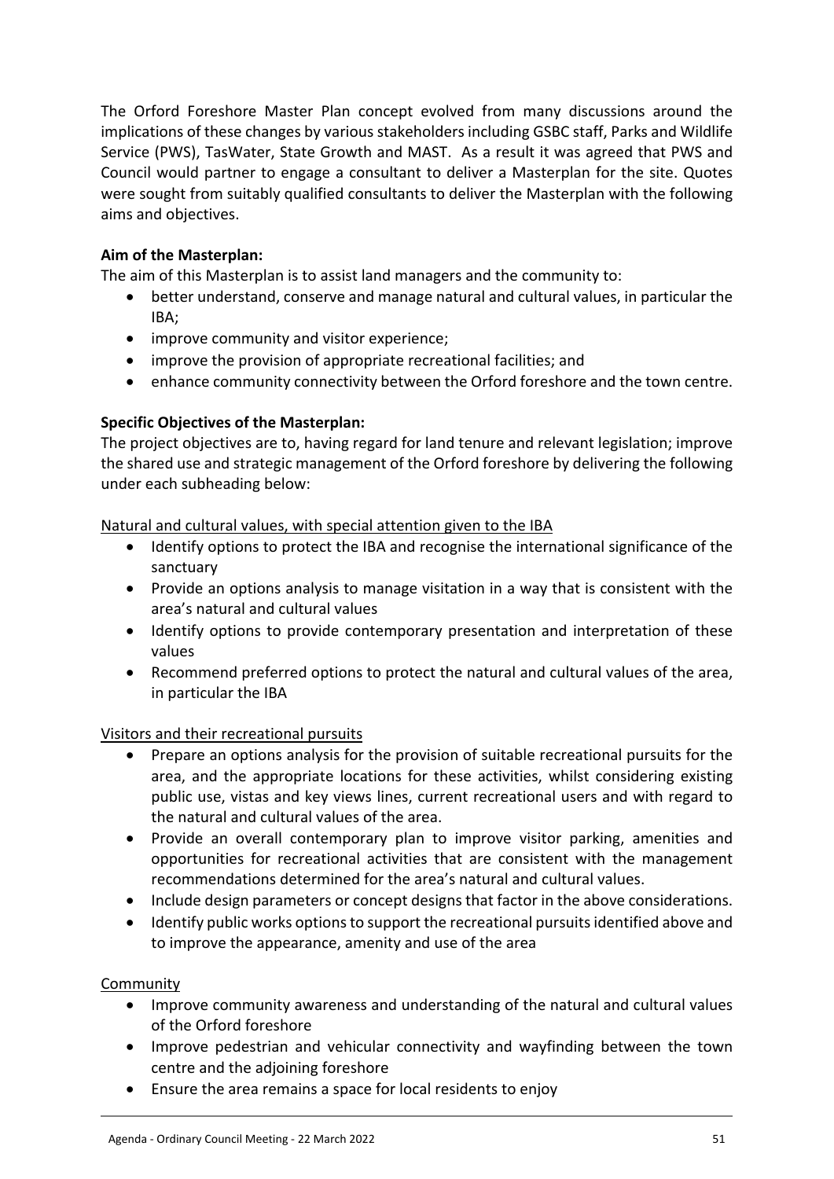The Orford Foreshore Master Plan concept evolved from many discussions around the implications of these changes by various stakeholders including GSBC staff, Parks and Wildlife Service (PWS), TasWater, State Growth and MAST. As a result it was agreed that PWS and Council would partner to engage a consultant to deliver a Masterplan for the site. Quotes were sought from suitably qualified consultants to deliver the Masterplan with the following aims and objectives.

**Aim of the Masterplan:**

The aim of this Masterplan is to assist land managers and the community to:

- better understand, conserve and manage natural and cultural values, in particular the IBA;
- improve community and visitor experience;
- improve the provision of appropriate recreational facilities; and
- enhance community connectivity between the Orford foreshore and the town centre.

**Specific Objectives of the Masterplan:**

The project objectives are to, having regard for land tenure and relevant legislation; improve the shared use and strategic management of the Orford foreshore by delivering the following under each subheading below:

Natural and cultural values, with special attention given to the IBA

- Identify options to protect the IBA and recognise the international significance of the sanctuary
- Provide an options analysis to manage visitation in a way that is consistent with the area's natural and cultural values
- Identify options to provide contemporary presentation and interpretation of these values
- Recommend preferred options to protect the natural and cultural values of the area, in particular the IBA

Visitors and their recreational pursuits

- Prepare an options analysis for the provision of suitable recreational pursuits for the area, and the appropriate locations for these activities, whilst considering existing public use, vistas and key views lines, current recreational users and with regard to the natural and cultural values of the area.
- Provide an overall contemporary plan to improve visitor parking, amenities and opportunities for recreational activities that are consistent with the management recommendations determined for the area's natural and cultural values.
- Include design parameters or concept designs that factor in the above considerations.
- Identify public works options to support the recreational pursuits identified above and to improve the appearance, amenity and use of the area

Community

- Improve community awareness and understanding of the natural and cultural values of the Orford foreshore
- Improve pedestrian and vehicular connectivity and wayfinding between the town centre and the adjoining foreshore
- Ensure the area remains a space for local residents to enjoy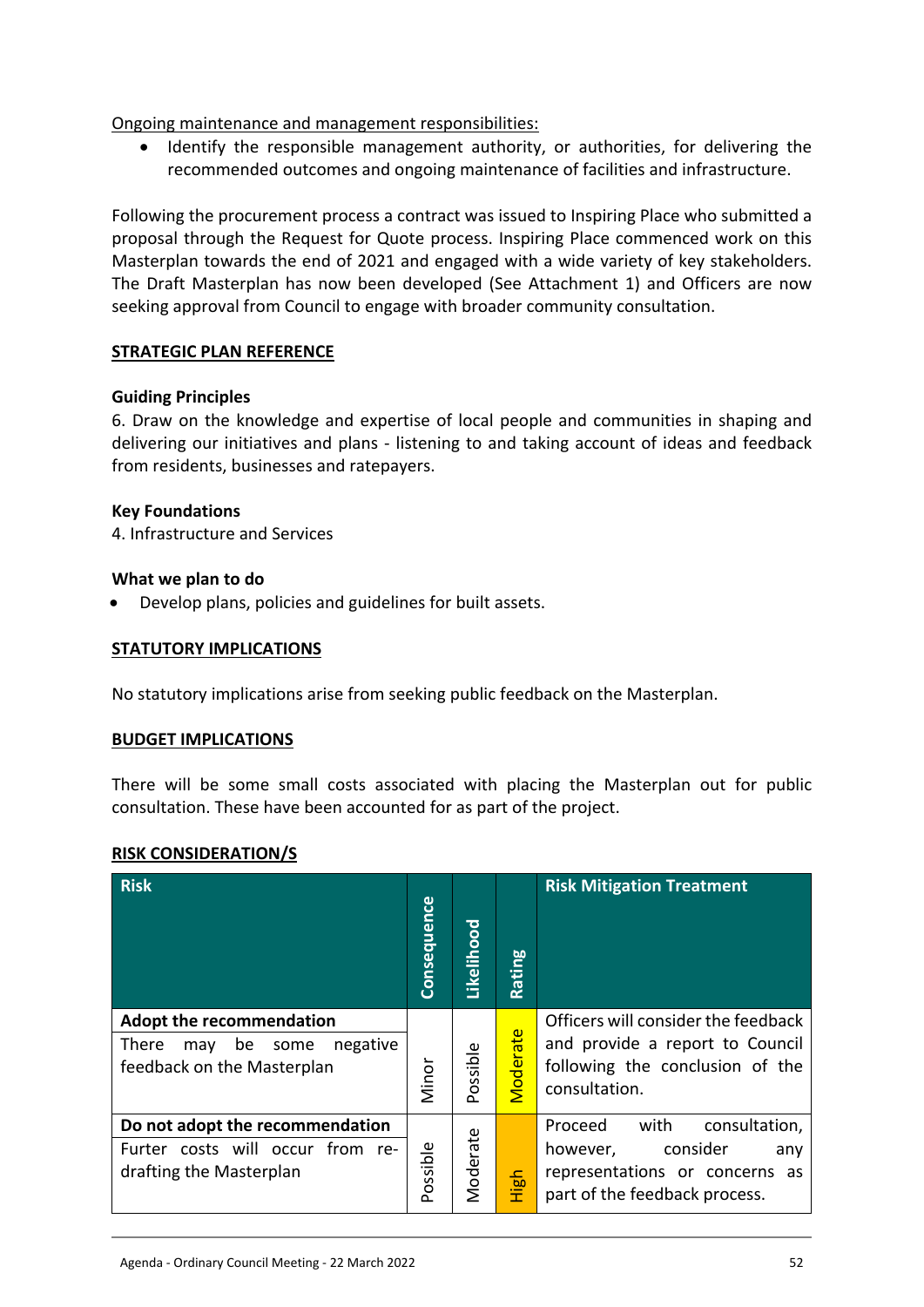Ongoing maintenance and management responsibilities:

- Identify the responsible management authority, or authorities, for delivering the recommended outcomes and ongoing maintenance of facilities and infrastructure.

Following the procurement process a contract was issued to Inspiring Place who submitted a proposal through the Request for Quote process. Inspiring Place commenced work on this Masterplan towards the end of 2021 and engaged with a wide variety of key stakeholders. The Draft Masterplan has now been developed (See Attachment 1) and Officers are now seeking approval from Council to engage with broader community consultation.

## STRATEGIC PLAN REFERENCE

**Guiding Principles**

6. Draw on the knowledge and expertise of local people and communities in shaping and delivering our initiatives and plans - listening to and taking account of ideas and feedback from residents, businesses and ratepayers.

**Key Foundations**

4. Infrastructure and Services

**What we plan to do**

- Develop plans, policies and guidelines for built assets.

## STATUTORY IMPLICATIONS

No statutory implications arise from seeking public feedback on the Masterplan.

## BUDGET IMPLICATIONS

There will be some small costs associated with placing the Masterplan out for public consultation. These have been accounted for as part of the project.

## RISK CONSIDERATION/S

| Risk | Consequence | Likelihood | Rating | Risk Mitigation Treatment |
|---|---|---|---|---|
| **Adopt the recommendation**<br>There may be some negative feedback on the Masterplan | Minor | Possible | Moderate | Officers will consider the feedback and provide a report to Council following the conclusion of the consultation. |
| **Do not adopt the recommendation**<br>Furter costs will occur from re-drafting the Masterplan | Possible | Moderate | High | Proceed with consultation, however, consider any representations or concerns as part of the feedback process. |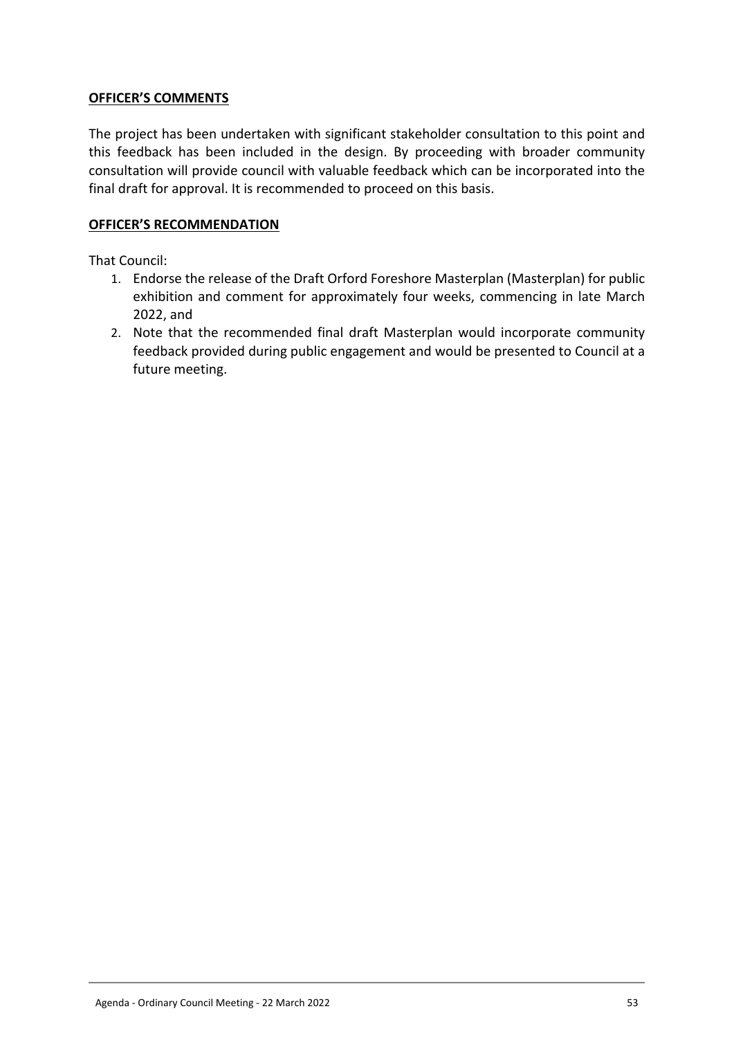**OFFICER'S COMMENTS**

The project has been undertaken with significant stakeholder consultation to this point and this feedback has been included in the design. By proceeding with broader community consultation will provide council with valuable feedback which can be incorporated into the final draft for approval. It is recommended to proceed on this basis.

**OFFICER'S RECOMMENDATION**

That Council:

1. Endorse the release of the Draft Orford Foreshore Masterplan (Masterplan) for public exhibition and comment for approximately four weeks, commencing in late March 2022, and
2. Note that the recommended final draft Masterplan would incorporate community feedback provided during public engagement and would be presented to Council at a future meeting.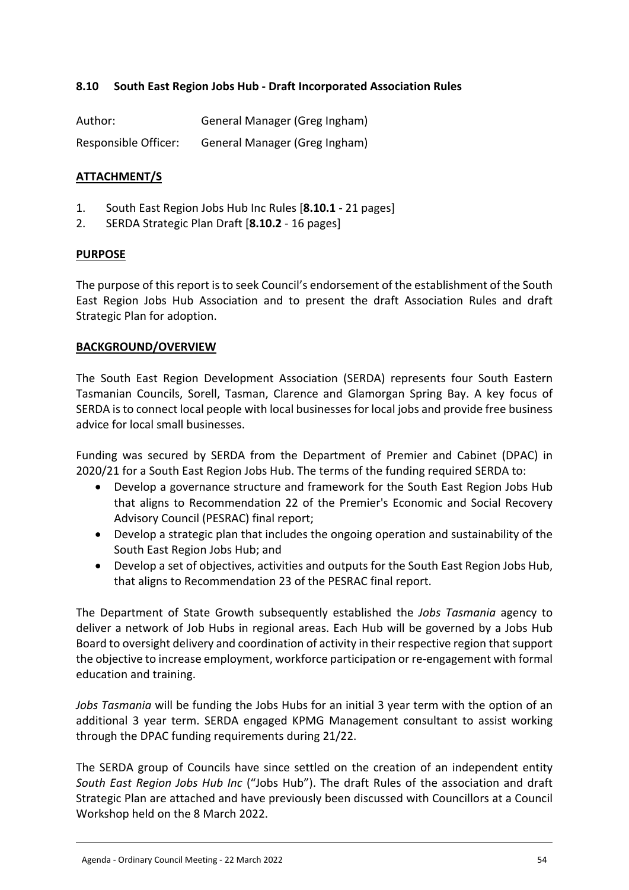### 8.10 South East Region Jobs Hub - Draft Incorporated Association Rules

Author: General Manager (Greg Ingham)

Responsible Officer: General Manager (Greg Ingham)

**ATTACHMENT/S**

1. South East Region Jobs Hub Inc Rules [**8.10.1** - 21 pages]
2. SERDA Strategic Plan Draft [**8.10.2** - 16 pages]

**PURPOSE**

The purpose of this report is to seek Council's endorsement of the establishment of the South East Region Jobs Hub Association and to present the draft Association Rules and draft Strategic Plan for adoption.

**BACKGROUND/OVERVIEW**

The South East Region Development Association (SERDA) represents four South Eastern Tasmanian Councils, Sorell, Tasman, Clarence and Glamorgan Spring Bay. A key focus of SERDA is to connect local people with local businesses for local jobs and provide free business advice for local small businesses.

Funding was secured by SERDA from the Department of Premier and Cabinet (DPAC) in 2020/21 for a South East Region Jobs Hub. The terms of the funding required SERDA to:

- Develop a governance structure and framework for the South East Region Jobs Hub that aligns to Recommendation 22 of the Premier's Economic and Social Recovery Advisory Council (PESRAC) final report;
- Develop a strategic plan that includes the ongoing operation and sustainability of the South East Region Jobs Hub; and
- Develop a set of objectives, activities and outputs for the South East Region Jobs Hub, that aligns to Recommendation 23 of the PESRAC final report.

The Department of State Growth subsequently established the *Jobs Tasmania* agency to deliver a network of Job Hubs in regional areas. Each Hub will be governed by a Jobs Hub Board to oversight delivery and coordination of activity in their respective region that support the objective to increase employment, workforce participation or re-engagement with formal education and training.

*Jobs Tasmania* will be funding the Jobs Hubs for an initial 3 year term with the option of an additional 3 year term. SERDA engaged KPMG Management consultant to assist working through the DPAC funding requirements during 21/22.

The SERDA group of Councils have since settled on the creation of an independent entity *South East Region Jobs Hub Inc* ("Jobs Hub"). The draft Rules of the association and draft Strategic Plan are attached and have previously been discussed with Councillors at a Council Workshop held on the 8 March 2022.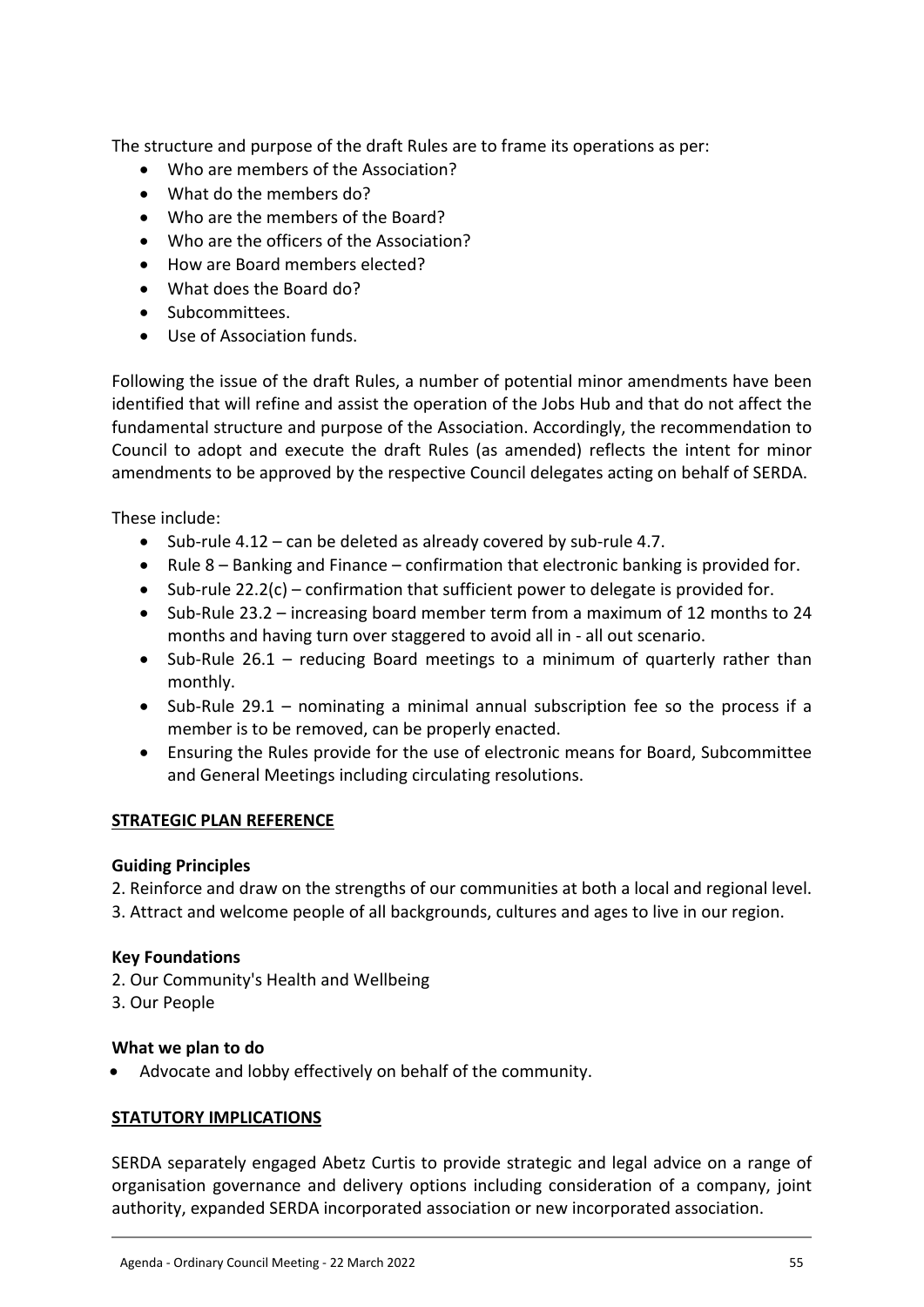The structure and purpose of the draft Rules are to frame its operations as per:

- Who are members of the Association?
- What do the members do?
- Who are the members of the Board?
- Who are the officers of the Association?
- How are Board members elected?
- What does the Board do?
- Subcommittees.
- Use of Association funds.

Following the issue of the draft Rules, a number of potential minor amendments have been identified that will refine and assist the operation of the Jobs Hub and that do not affect the fundamental structure and purpose of the Association. Accordingly, the recommendation to Council to adopt and execute the draft Rules (as amended) reflects the intent for minor amendments to be approved by the respective Council delegates acting on behalf of SERDA.

These include:

- Sub-rule 4.12 – can be deleted as already covered by sub-rule 4.7.
- Rule 8 – Banking and Finance – confirmation that electronic banking is provided for.
- Sub-rule 22.2(c) – confirmation that sufficient power to delegate is provided for.
- Sub-Rule 23.2 – increasing board member term from a maximum of 12 months to 24 months and having turn over staggered to avoid all in - all out scenario.
- Sub-Rule 26.1 – reducing Board meetings to a minimum of quarterly rather than monthly.
- Sub-Rule 29.1 – nominating a minimal annual subscription fee so the process if a member is to be removed, can be properly enacted.
- Ensuring the Rules provide for the use of electronic means for Board, Subcommittee and General Meetings including circulating resolutions.

## STRATEGIC PLAN REFERENCE

**Guiding Principles**

2. Reinforce and draw on the strengths of our communities at both a local and regional level.
3. Attract and welcome people of all backgrounds, cultures and ages to live in our region.

**Key Foundations**

2. Our Community's Health and Wellbeing
3. Our People

**What we plan to do**

- Advocate and lobby effectively on behalf of the community.

## STATUTORY IMPLICATIONS

SERDA separately engaged Abetz Curtis to provide strategic and legal advice on a range of organisation governance and delivery options including consideration of a company, joint authority, expanded SERDA incorporated association or new incorporated association.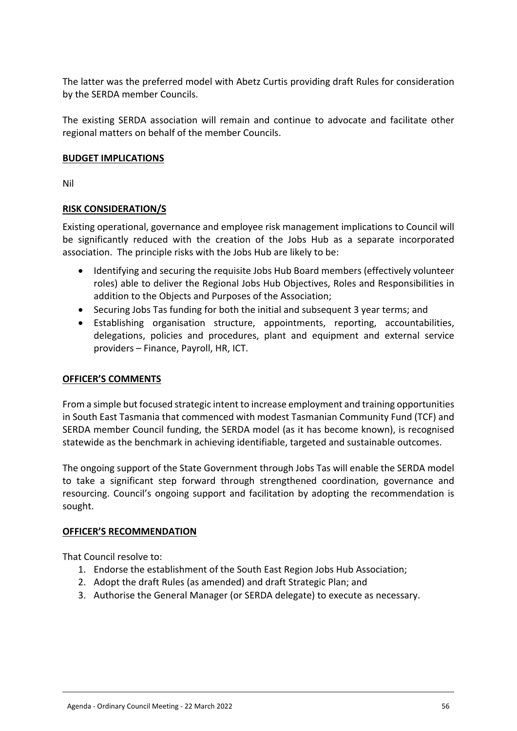The latter was the preferred model with Abetz Curtis providing draft Rules for consideration by the SERDA member Councils.

The existing SERDA association will remain and continue to advocate and facilitate other regional matters on behalf of the member Councils.

**BUDGET IMPLICATIONS**

Nil

**RISK CONSIDERATION/S**

Existing operational, governance and employee risk management implications to Council will be significantly reduced with the creation of the Jobs Hub as a separate incorporated association. The principle risks with the Jobs Hub are likely to be:

- Identifying and securing the requisite Jobs Hub Board members (effectively volunteer roles) able to deliver the Regional Jobs Hub Objectives, Roles and Responsibilities in addition to the Objects and Purposes of the Association;
- Securing Jobs Tas funding for both the initial and subsequent 3 year terms; and
- Establishing organisation structure, appointments, reporting, accountabilities, delegations, policies and procedures, plant and equipment and external service providers – Finance, Payroll, HR, ICT.

**OFFICER'S COMMENTS**

From a simple but focused strategic intent to increase employment and training opportunities in South East Tasmania that commenced with modest Tasmanian Community Fund (TCF) and SERDA member Council funding, the SERDA model (as it has become known), is recognised statewide as the benchmark in achieving identifiable, targeted and sustainable outcomes.

The ongoing support of the State Government through Jobs Tas will enable the SERDA model to take a significant step forward through strengthened coordination, governance and resourcing. Council's ongoing support and facilitation by adopting the recommendation is sought.

**OFFICER'S RECOMMENDATION**

That Council resolve to:

1. Endorse the establishment of the South East Region Jobs Hub Association;
2. Adopt the draft Rules (as amended) and draft Strategic Plan; and
3. Authorise the General Manager (or SERDA delegate) to execute as necessary.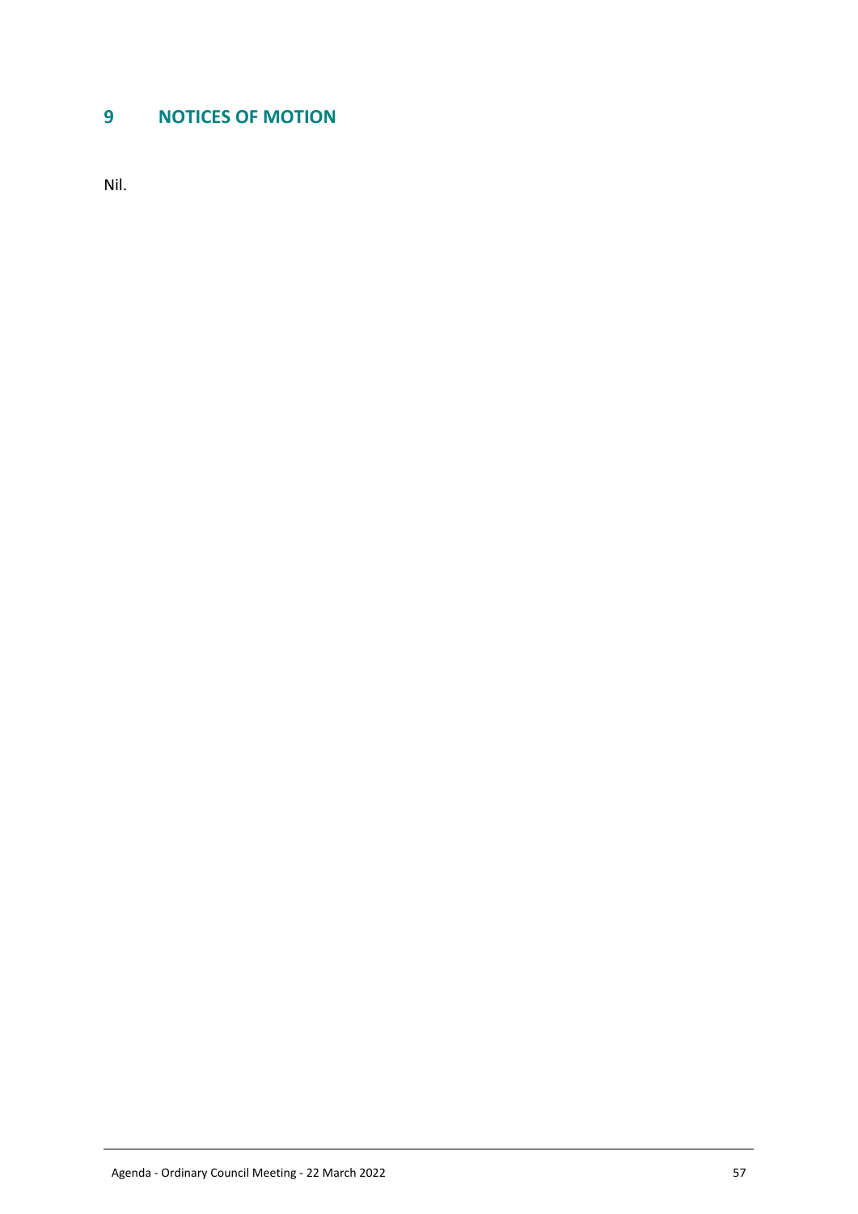# 9 NOTICES OF MOTION

Nil.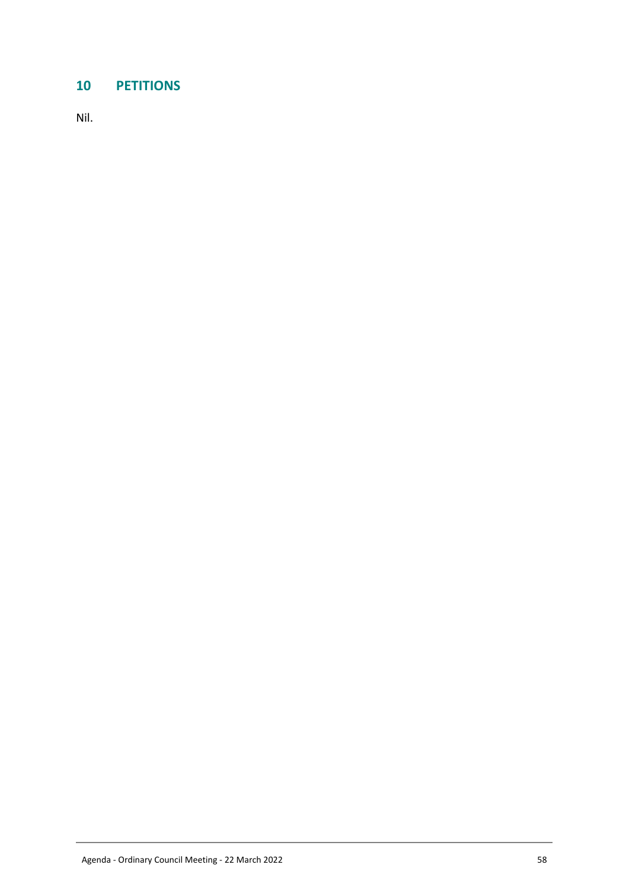## 10 PETITIONS

Nil.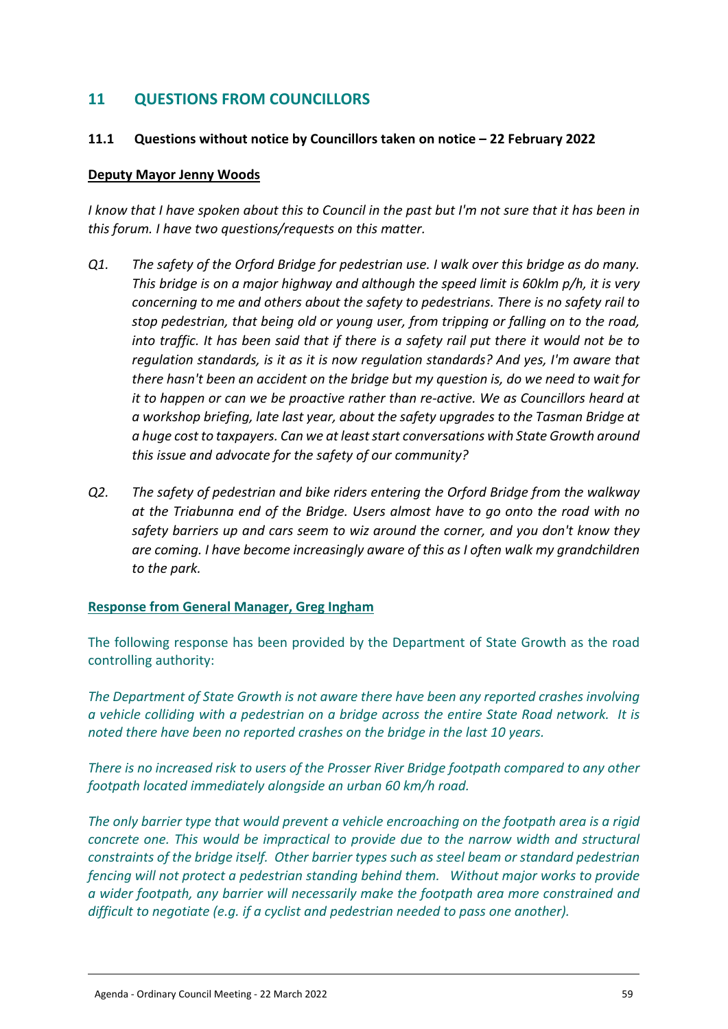## 11 QUESTIONS FROM COUNCILLORS

### 11.1 Questions without notice by Councillors taken on notice – 22 February 2022

**Deputy Mayor Jenny Woods**

*I know that I have spoken about this to Council in the past but I'm not sure that it has been in this forum. I have two questions/requests on this matter.*

*Q1. The safety of the Orford Bridge for pedestrian use. I walk over this bridge as do many. This bridge is on a major highway and although the speed limit is 60klm p/h, it is very concerning to me and others about the safety to pedestrians. There is no safety rail to stop pedestrian, that being old or young user, from tripping or falling on to the road, into traffic. It has been said that if there is a safety rail put there it would not be to regulation standards, is it as it is now regulation standards? And yes, I'm aware that there hasn't been an accident on the bridge but my question is, do we need to wait for it to happen or can we be proactive rather than re-active. We as Councillors heard at a workshop briefing, late last year, about the safety upgrades to the Tasman Bridge at a huge cost to taxpayers. Can we at least start conversations with State Growth around this issue and advocate for the safety of our community?*

*Q2. The safety of pedestrian and bike riders entering the Orford Bridge from the walkway at the Triabunna end of the Bridge. Users almost have to go onto the road with no safety barriers up and cars seem to wiz around the corner, and you don't know they are coming. I have become increasingly aware of this as I often walk my grandchildren to the park.*

**Response from General Manager, Greg Ingham**

The following response has been provided by the Department of State Growth as the road controlling authority:

*The Department of State Growth is not aware there have been any reported crashes involving a vehicle colliding with a pedestrian on a bridge across the entire State Road network. It is noted there have been no reported crashes on the bridge in the last 10 years.*

*There is no increased risk to users of the Prosser River Bridge footpath compared to any other footpath located immediately alongside an urban 60 km/h road.*

*The only barrier type that would prevent a vehicle encroaching on the footpath area is a rigid concrete one. This would be impractical to provide due to the narrow width and structural constraints of the bridge itself. Other barrier types such as steel beam or standard pedestrian fencing will not protect a pedestrian standing behind them. Without major works to provide a wider footpath, any barrier will necessarily make the footpath area more constrained and difficult to negotiate (e.g. if a cyclist and pedestrian needed to pass one another).*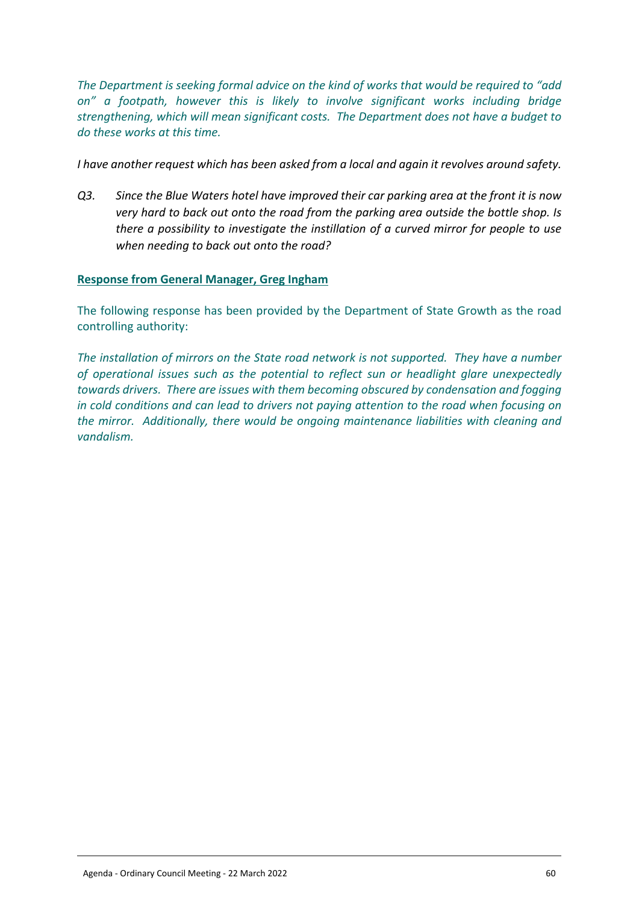*The Department is seeking formal advice on the kind of works that would be required to "add on" a footpath, however this is likely to involve significant works including bridge strengthening, which will mean significant costs. The Department does not have a budget to do these works at this time.*

*I have another request which has been asked from a local and again it revolves around safety.*

*Q3. Since the Blue Waters hotel have improved their car parking area at the front it is now very hard to back out onto the road from the parking area outside the bottle shop. Is there a possibility to investigate the instillation of a curved mirror for people to use when needing to back out onto the road?*

**Response from General Manager, Greg Ingham**

The following response has been provided by the Department of State Growth as the road controlling authority:

*The installation of mirrors on the State road network is not supported. They have a number of operational issues such as the potential to reflect sun or headlight glare unexpectedly towards drivers. There are issues with them becoming obscured by condensation and fogging in cold conditions and can lead to drivers not paying attention to the road when focusing on the mirror. Additionally, there would be ongoing maintenance liabilities with cleaning and vandalism.*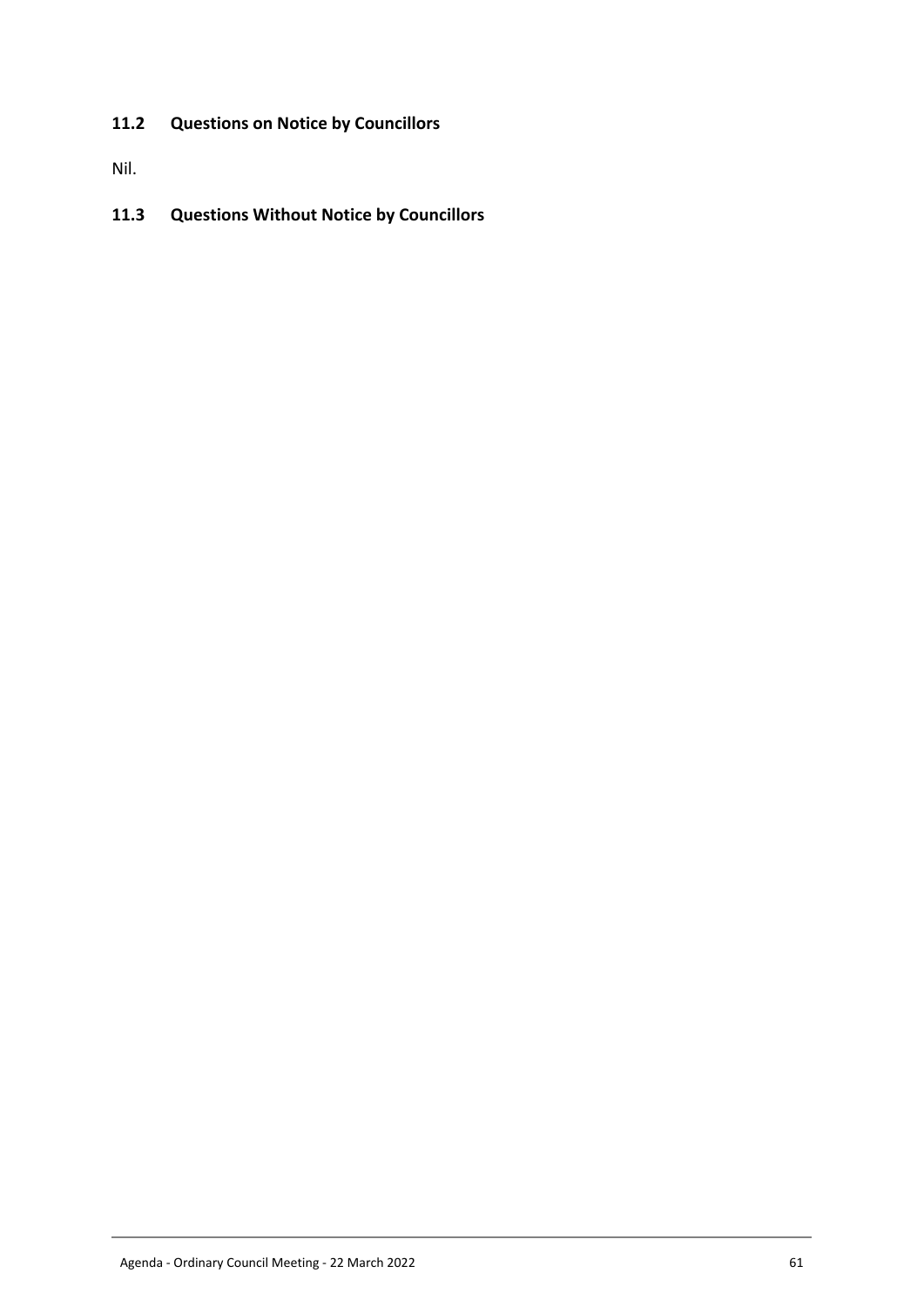## 11.2 Questions on Notice by Councillors

Nil.

## 11.3 Questions Without Notice by Councillors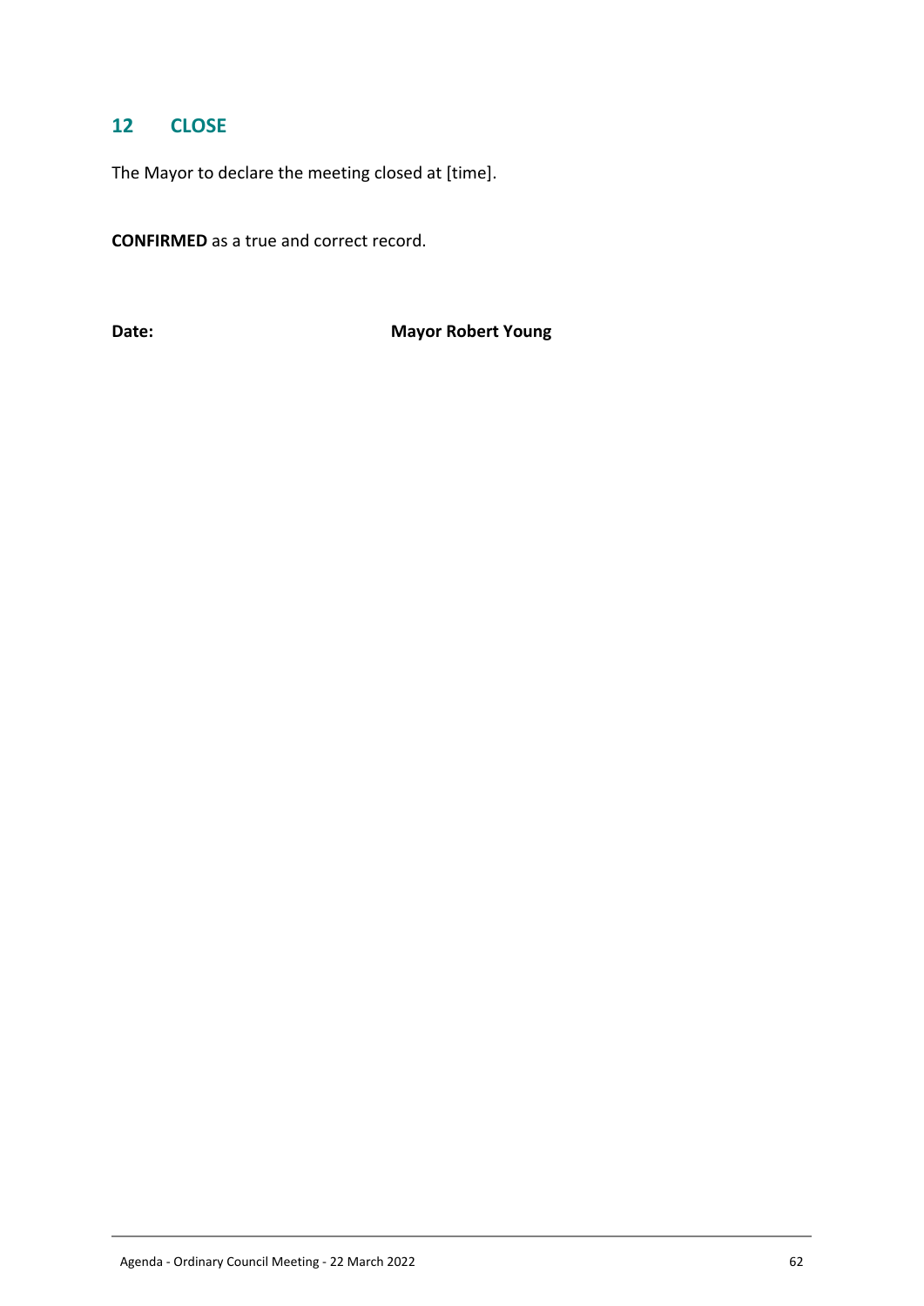## 12 CLOSE

The Mayor to declare the meeting closed at [time].

**CONFIRMED** as a true and correct record.

**Date:** **Mayor Robert Young**